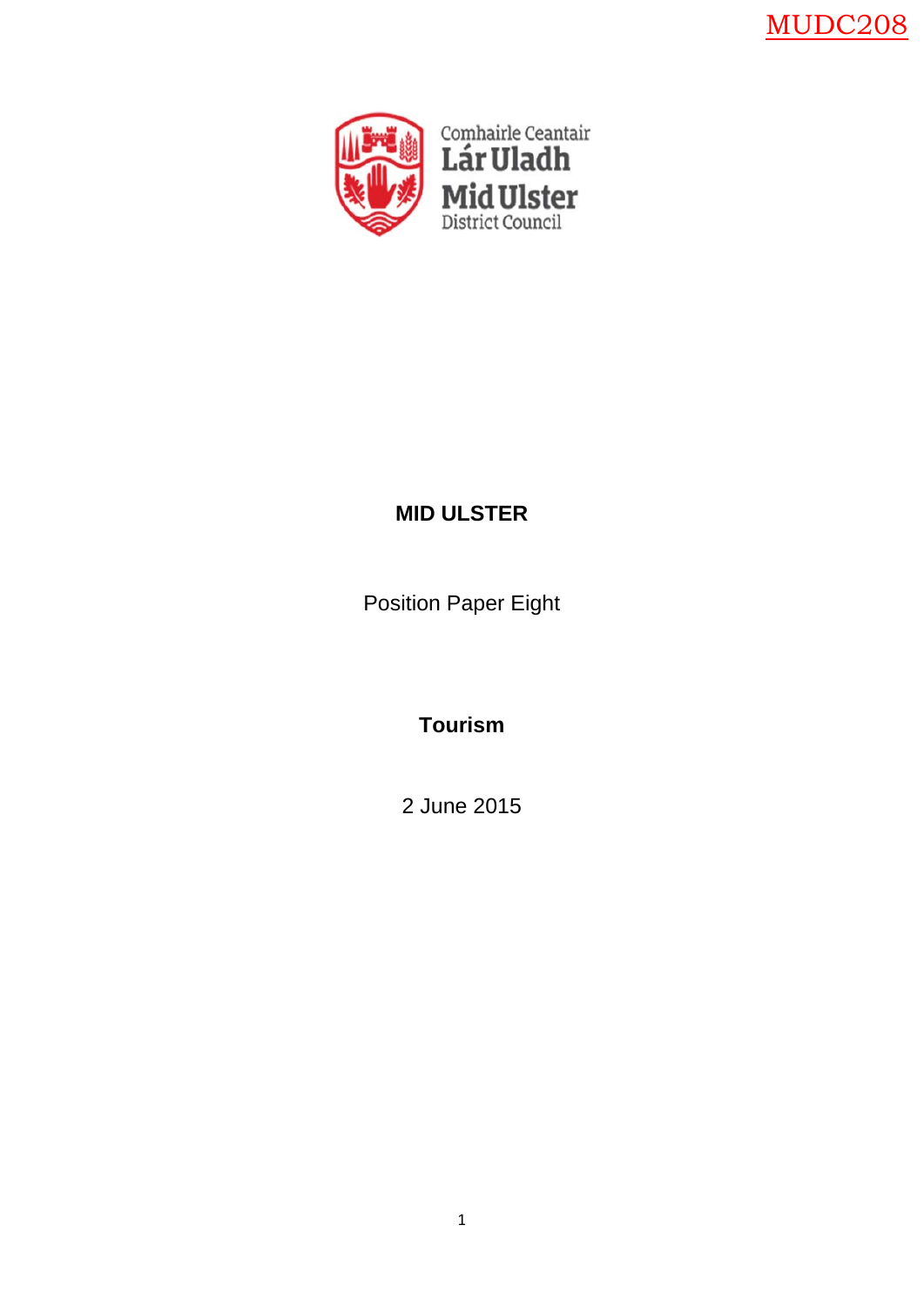MUDC208

Comhairle Ceantair Lár Uladh Mid Ulster District Council

**MID ULSTER**

Position Paper Eight

**Tourism**

2 June 2015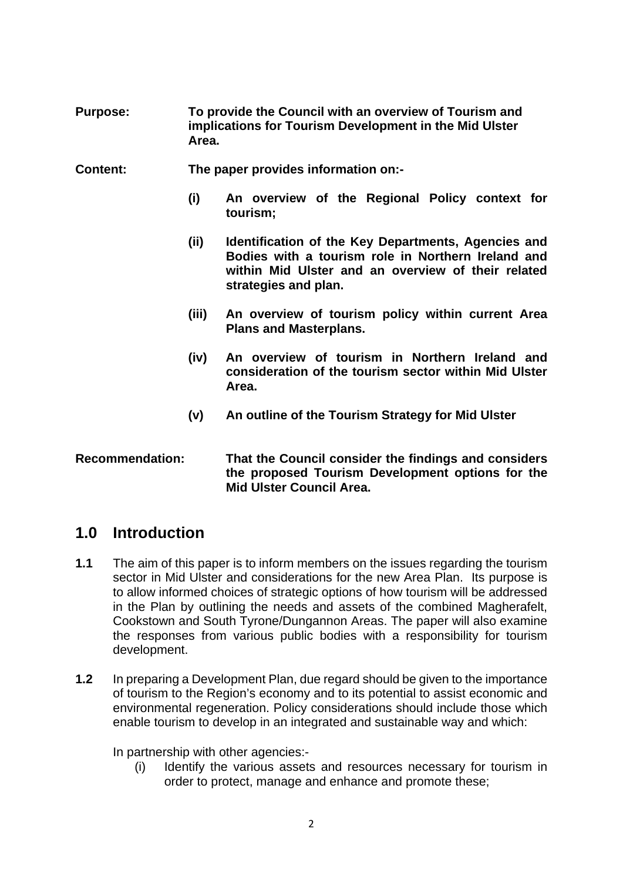**Purpose:** **To provide the Council with an overview of Tourism and implications for Tourism Development in the Mid Ulster Area.**

**Content:** **The paper provides information on:-**

- **(i) An overview of the Regional Policy context for tourism;**
- **(ii) Identification of the Key Departments, Agencies and Bodies with a tourism role in Northern Ireland and within Mid Ulster and an overview of their related strategies and plan.**
- **(iii) An overview of tourism policy within current Area Plans and Masterplans.**
- **(iv) An overview of tourism in Northern Ireland and consideration of the tourism sector within Mid Ulster Area.**
- **(v) An outline of the Tourism Strategy for Mid Ulster**

**Recommendation:** **That the Council consider the findings and considers the proposed Tourism Development options for the Mid Ulster Council Area.**

## 1.0 Introduction

**1.1** The aim of this paper is to inform members on the issues regarding the tourism sector in Mid Ulster and considerations for the new Area Plan. Its purpose is to allow informed choices of strategic options of how tourism will be addressed in the Plan by outlining the needs and assets of the combined Magherafelt, Cookstown and South Tyrone/Dungannon Areas. The paper will also examine the responses from various public bodies with a responsibility for tourism development.

**1.2** In preparing a Development Plan, due regard should be given to the importance of tourism to the Region's economy and to its potential to assist economic and environmental regeneration. Policy considerations should include those which enable tourism to develop in an integrated and sustainable way and which:

In partnership with other agencies:-

(i) Identify the various assets and resources necessary for tourism in order to protect, manage and enhance and promote these;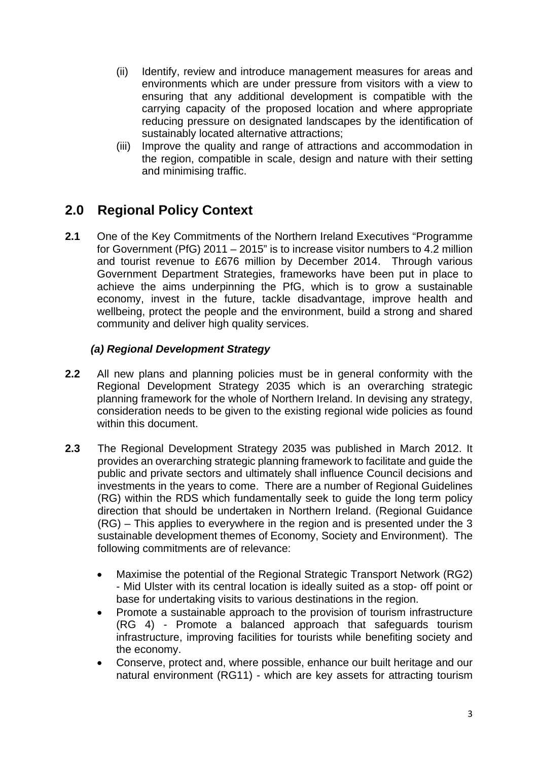(ii) Identify, review and introduce management measures for areas and environments which are under pressure from visitors with a view to ensuring that any additional development is compatible with the carrying capacity of the proposed location and where appropriate reducing pressure on designated landscapes by the identification of sustainably located alternative attractions;

(iii) Improve the quality and range of attractions and accommodation in the region, compatible in scale, design and nature with their setting and minimising traffic.

## 2.0 Regional Policy Context

**2.1** One of the Key Commitments of the Northern Ireland Executives "Programme for Government (PfG) 2011 – 2015" is to increase visitor numbers to 4.2 million and tourist revenue to £676 million by December 2014. Through various Government Department Strategies, frameworks have been put in place to achieve the aims underpinning the PfG, which is to grow a sustainable economy, invest in the future, tackle disadvantage, improve health and wellbeing, protect the people and the environment, build a strong and shared community and deliver high quality services.

### *(a) Regional Development Strategy*

**2.2** All new plans and planning policies must be in general conformity with the Regional Development Strategy 2035 which is an overarching strategic planning framework for the whole of Northern Ireland. In devising any strategy, consideration needs to be given to the existing regional wide policies as found within this document.

**2.3** The Regional Development Strategy 2035 was published in March 2012. It provides an overarching strategic planning framework to facilitate and guide the public and private sectors and ultimately shall influence Council decisions and investments in the years to come. There are a number of Regional Guidelines (RG) within the RDS which fundamentally seek to guide the long term policy direction that should be undertaken in Northern Ireland. (Regional Guidance (RG) – This applies to everywhere in the region and is presented under the 3 sustainable development themes of Economy, Society and Environment). The following commitments are of relevance:

- Maximise the potential of the Regional Strategic Transport Network (RG2) - Mid Ulster with its central location is ideally suited as a stop- off point or base for undertaking visits to various destinations in the region.
- Promote a sustainable approach to the provision of tourism infrastructure (RG 4) - Promote a balanced approach that safeguards tourism infrastructure, improving facilities for tourists while benefiting society and the economy.
- Conserve, protect and, where possible, enhance our built heritage and our natural environment (RG11) - which are key assets for attracting tourism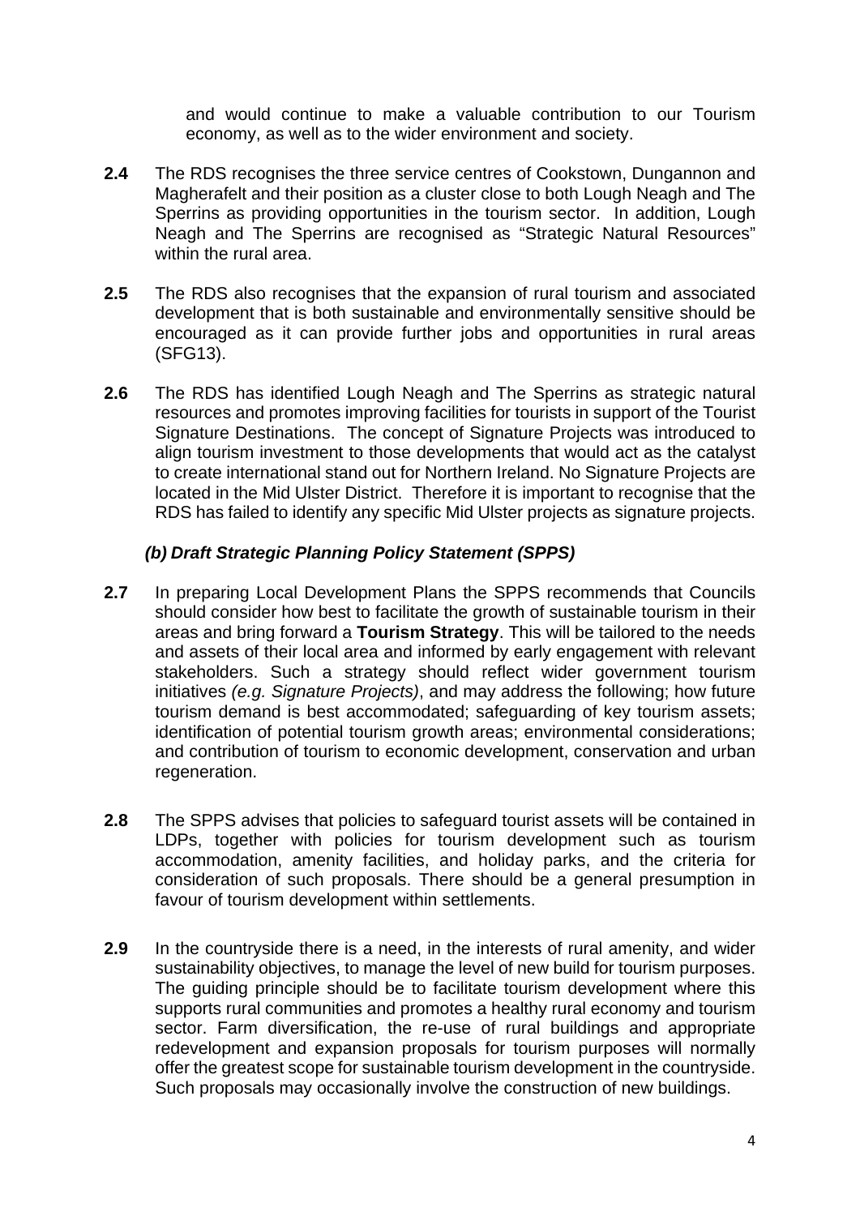and would continue to make a valuable contribution to our Tourism economy, as well as to the wider environment and society.

**2.4** The RDS recognises the three service centres of Cookstown, Dungannon and Magherafelt and their position as a cluster close to both Lough Neagh and The Sperrins as providing opportunities in the tourism sector. In addition, Lough Neagh and The Sperrins are recognised as "Strategic Natural Resources" within the rural area.

**2.5** The RDS also recognises that the expansion of rural tourism and associated development that is both sustainable and environmentally sensitive should be encouraged as it can provide further jobs and opportunities in rural areas (SFG13).

**2.6** The RDS has identified Lough Neagh and The Sperrins as strategic natural resources and promotes improving facilities for tourists in support of the Tourist Signature Destinations. The concept of Signature Projects was introduced to align tourism investment to those developments that would act as the catalyst to create international stand out for Northern Ireland. No Signature Projects are located in the Mid Ulster District. Therefore it is important to recognise that the RDS has failed to identify any specific Mid Ulster projects as signature projects.

### *(b) Draft Strategic Planning Policy Statement (SPPS)*

**2.7** In preparing Local Development Plans the SPPS recommends that Councils should consider how best to facilitate the growth of sustainable tourism in their areas and bring forward a **Tourism Strategy**. This will be tailored to the needs and assets of their local area and informed by early engagement with relevant stakeholders. Such a strategy should reflect wider government tourism initiatives *(e.g. Signature Projects)*, and may address the following; how future tourism demand is best accommodated; safeguarding of key tourism assets; identification of potential tourism growth areas; environmental considerations; and contribution of tourism to economic development, conservation and urban regeneration.

**2.8** The SPPS advises that policies to safeguard tourist assets will be contained in LDPs, together with policies for tourism development such as tourism accommodation, amenity facilities, and holiday parks, and the criteria for consideration of such proposals. There should be a general presumption in favour of tourism development within settlements.

**2.9** In the countryside there is a need, in the interests of rural amenity, and wider sustainability objectives, to manage the level of new build for tourism purposes. The guiding principle should be to facilitate tourism development where this supports rural communities and promotes a healthy rural economy and tourism sector. Farm diversification, the re-use of rural buildings and appropriate redevelopment and expansion proposals for tourism purposes will normally offer the greatest scope for sustainable tourism development in the countryside. Such proposals may occasionally involve the construction of new buildings.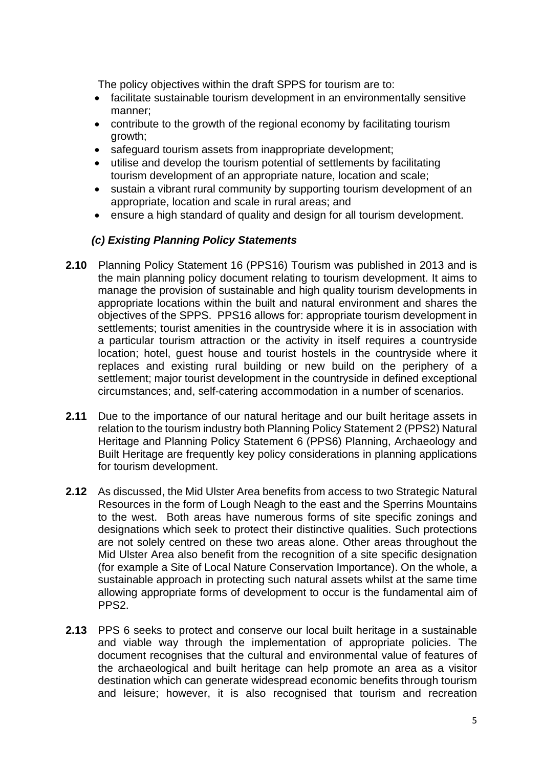The policy objectives within the draft SPPS for tourism are to:

- facilitate sustainable tourism development in an environmentally sensitive manner;
- contribute to the growth of the regional economy by facilitating tourism growth;
- safeguard tourism assets from inappropriate development;
- utilise and develop the tourism potential of settlements by facilitating tourism development of an appropriate nature, location and scale;
- sustain a vibrant rural community by supporting tourism development of an appropriate, location and scale in rural areas; and
- ensure a high standard of quality and design for all tourism development.

### *(c) Existing Planning Policy Statements*

**2.10** Planning Policy Statement 16 (PPS16) Tourism was published in 2013 and is the main planning policy document relating to tourism development. It aims to manage the provision of sustainable and high quality tourism developments in appropriate locations within the built and natural environment and shares the objectives of the SPPS. PPS16 allows for: appropriate tourism development in settlements; tourist amenities in the countryside where it is in association with a particular tourism attraction or the activity in itself requires a countryside location; hotel, guest house and tourist hostels in the countryside where it replaces and existing rural building or new build on the periphery of a settlement; major tourist development in the countryside in defined exceptional circumstances; and, self-catering accommodation in a number of scenarios.

**2.11** Due to the importance of our natural heritage and our built heritage assets in relation to the tourism industry both Planning Policy Statement 2 (PPS2) Natural Heritage and Planning Policy Statement 6 (PPS6) Planning, Archaeology and Built Heritage are frequently key policy considerations in planning applications for tourism development.

**2.12** As discussed, the Mid Ulster Area benefits from access to two Strategic Natural Resources in the form of Lough Neagh to the east and the Sperrins Mountains to the west. Both areas have numerous forms of site specific zonings and designations which seek to protect their distinctive qualities. Such protections are not solely centred on these two areas alone. Other areas throughout the Mid Ulster Area also benefit from the recognition of a site specific designation (for example a Site of Local Nature Conservation Importance). On the whole, a sustainable approach in protecting such natural assets whilst at the same time allowing appropriate forms of development to occur is the fundamental aim of PPS2.

**2.13** PPS 6 seeks to protect and conserve our local built heritage in a sustainable and viable way through the implementation of appropriate policies. The document recognises that the cultural and environmental value of features of the archaeological and built heritage can help promote an area as a visitor destination which can generate widespread economic benefits through tourism and leisure; however, it is also recognised that tourism and recreation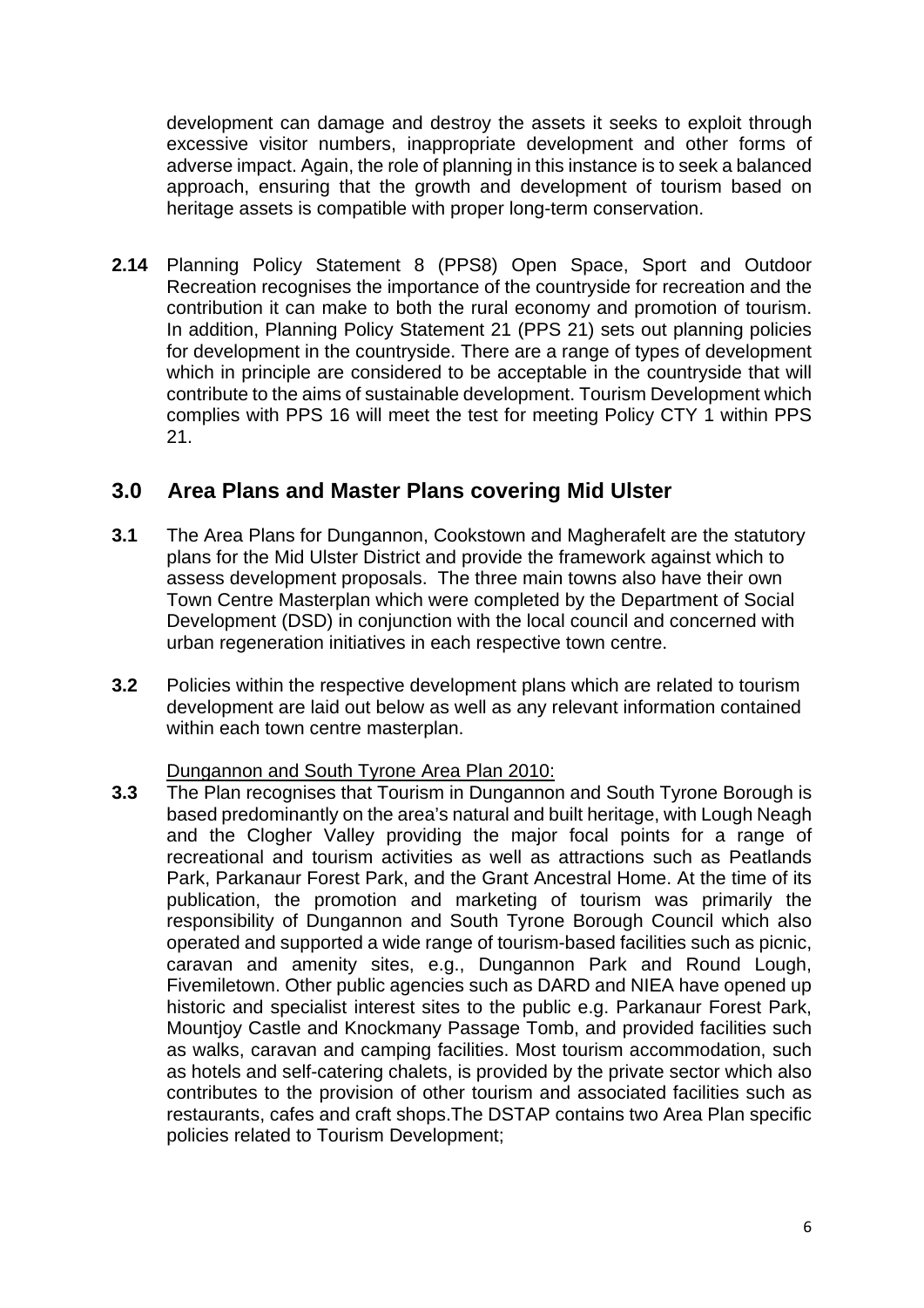development can damage and destroy the assets it seeks to exploit through excessive visitor numbers, inappropriate development and other forms of adverse impact. Again, the role of planning in this instance is to seek a balanced approach, ensuring that the growth and development of tourism based on heritage assets is compatible with proper long-term conservation.

**2.14** Planning Policy Statement 8 (PPS8) Open Space, Sport and Outdoor Recreation recognises the importance of the countryside for recreation and the contribution it can make to both the rural economy and promotion of tourism. In addition, Planning Policy Statement 21 (PPS 21) sets out planning policies for development in the countryside. There are a range of types of development which in principle are considered to be acceptable in the countryside that will contribute to the aims of sustainable development. Tourism Development which complies with PPS 16 will meet the test for meeting Policy CTY 1 within PPS 21.

## 3.0 Area Plans and Master Plans covering Mid Ulster

**3.1** The Area Plans for Dungannon, Cookstown and Magherafelt are the statutory plans for the Mid Ulster District and provide the framework against which to assess development proposals. The three main towns also have their own Town Centre Masterplan which were completed by the Department of Social Development (DSD) in conjunction with the local council and concerned with urban regeneration initiatives in each respective town centre.

**3.2** Policies within the respective development plans which are related to tourism development are laid out below as well as any relevant information contained within each town centre masterplan.

Dungannon and South Tyrone Area Plan 2010:

**3.3** The Plan recognises that Tourism in Dungannon and South Tyrone Borough is based predominantly on the area's natural and built heritage, with Lough Neagh and the Clogher Valley providing the major focal points for a range of recreational and tourism activities as well as attractions such as Peatlands Park, Parkanaur Forest Park, and the Grant Ancestral Home. At the time of its publication, the promotion and marketing of tourism was primarily the responsibility of Dungannon and South Tyrone Borough Council which also operated and supported a wide range of tourism-based facilities such as picnic, caravan and amenity sites, e.g., Dungannon Park and Round Lough, Fivemiletown. Other public agencies such as DARD and NIEA have opened up historic and specialist interest sites to the public e.g. Parkanaur Forest Park, Mountjoy Castle and Knockmany Passage Tomb, and provided facilities such as walks, caravan and camping facilities. Most tourism accommodation, such as hotels and self-catering chalets, is provided by the private sector which also contributes to the provision of other tourism and associated facilities such as restaurants, cafes and craft shops.The DSTAP contains two Area Plan specific policies related to Tourism Development;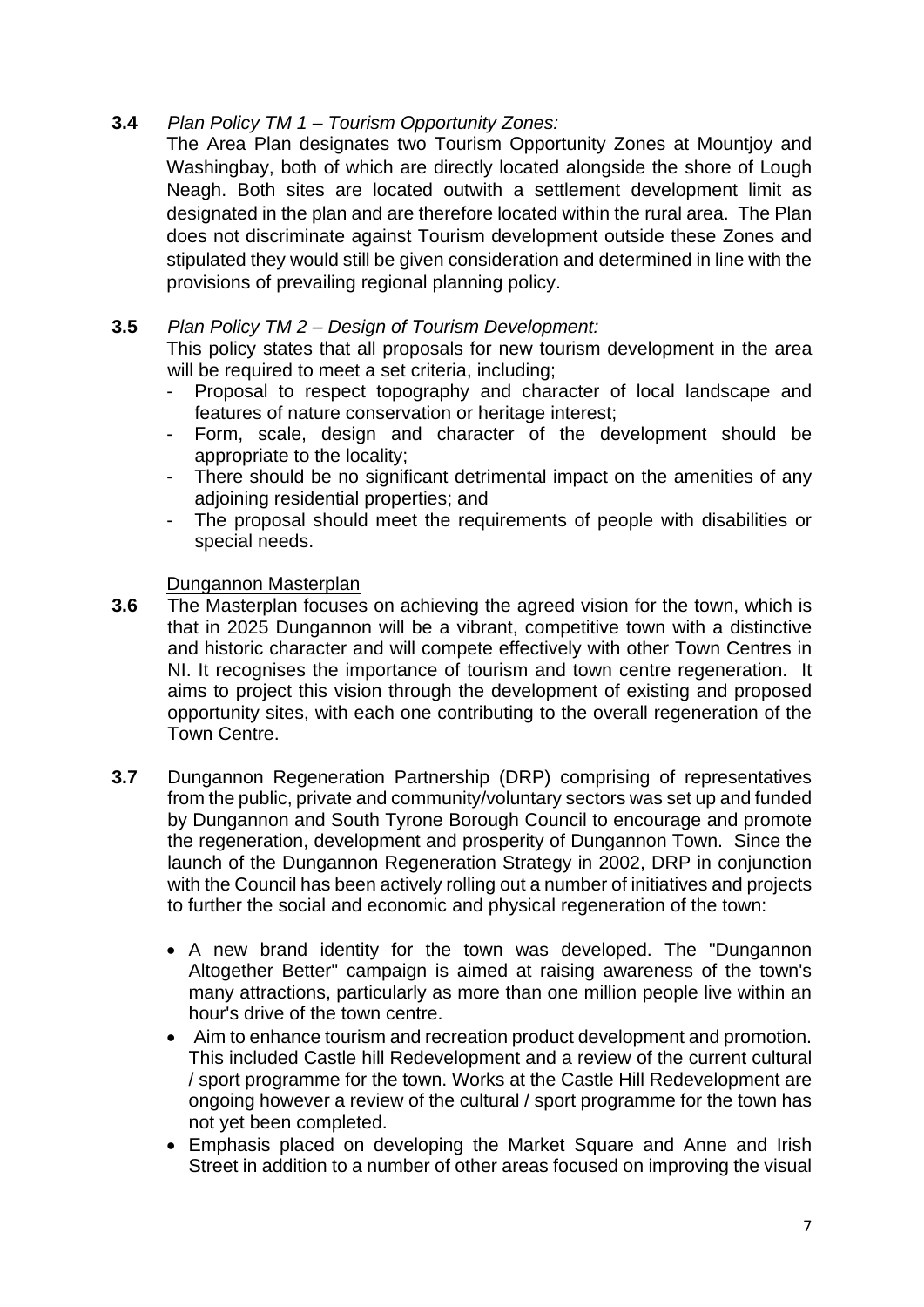**3.4** *Plan Policy TM 1 – Tourism Opportunity Zones:*
The Area Plan designates two Tourism Opportunity Zones at Mountjoy and Washingbay, both of which are directly located alongside the shore of Lough Neagh. Both sites are located outwith a settlement development limit as designated in the plan and are therefore located within the rural area. The Plan does not discriminate against Tourism development outside these Zones and stipulated they would still be given consideration and determined in line with the provisions of prevailing regional planning policy.

**3.5** *Plan Policy TM 2 – Design of Tourism Development:*
This policy states that all proposals for new tourism development in the area will be required to meet a set criteria, including;

- Proposal to respect topography and character of local landscape and features of nature conservation or heritage interest;
- Form, scale, design and character of the development should be appropriate to the locality;
- There should be no significant detrimental impact on the amenities of any adjoining residential properties; and
- The proposal should meet the requirements of people with disabilities or special needs.

<u>Dungannon Masterplan</u>

**3.6** The Masterplan focuses on achieving the agreed vision for the town, which is that in 2025 Dungannon will be a vibrant, competitive town with a distinctive and historic character and will compete effectively with other Town Centres in NI. It recognises the importance of tourism and town centre regeneration. It aims to project this vision through the development of existing and proposed opportunity sites, with each one contributing to the overall regeneration of the Town Centre.

**3.7** Dungannon Regeneration Partnership (DRP) comprising of representatives from the public, private and community/voluntary sectors was set up and funded by Dungannon and South Tyrone Borough Council to encourage and promote the regeneration, development and prosperity of Dungannon Town. Since the launch of the Dungannon Regeneration Strategy in 2002, DRP in conjunction with the Council has been actively rolling out a number of initiatives and projects to further the social and economic and physical regeneration of the town:

- A new brand identity for the town was developed. The "Dungannon Altogether Better" campaign is aimed at raising awareness of the town's many attractions, particularly as more than one million people live within an hour's drive of the town centre.
- Aim to enhance tourism and recreation product development and promotion. This included Castle hill Redevelopment and a review of the current cultural / sport programme for the town. Works at the Castle Hill Redevelopment are ongoing however a review of the cultural / sport programme for the town has not yet been completed.
- Emphasis placed on developing the Market Square and Anne and Irish Street in addition to a number of other areas focused on improving the visual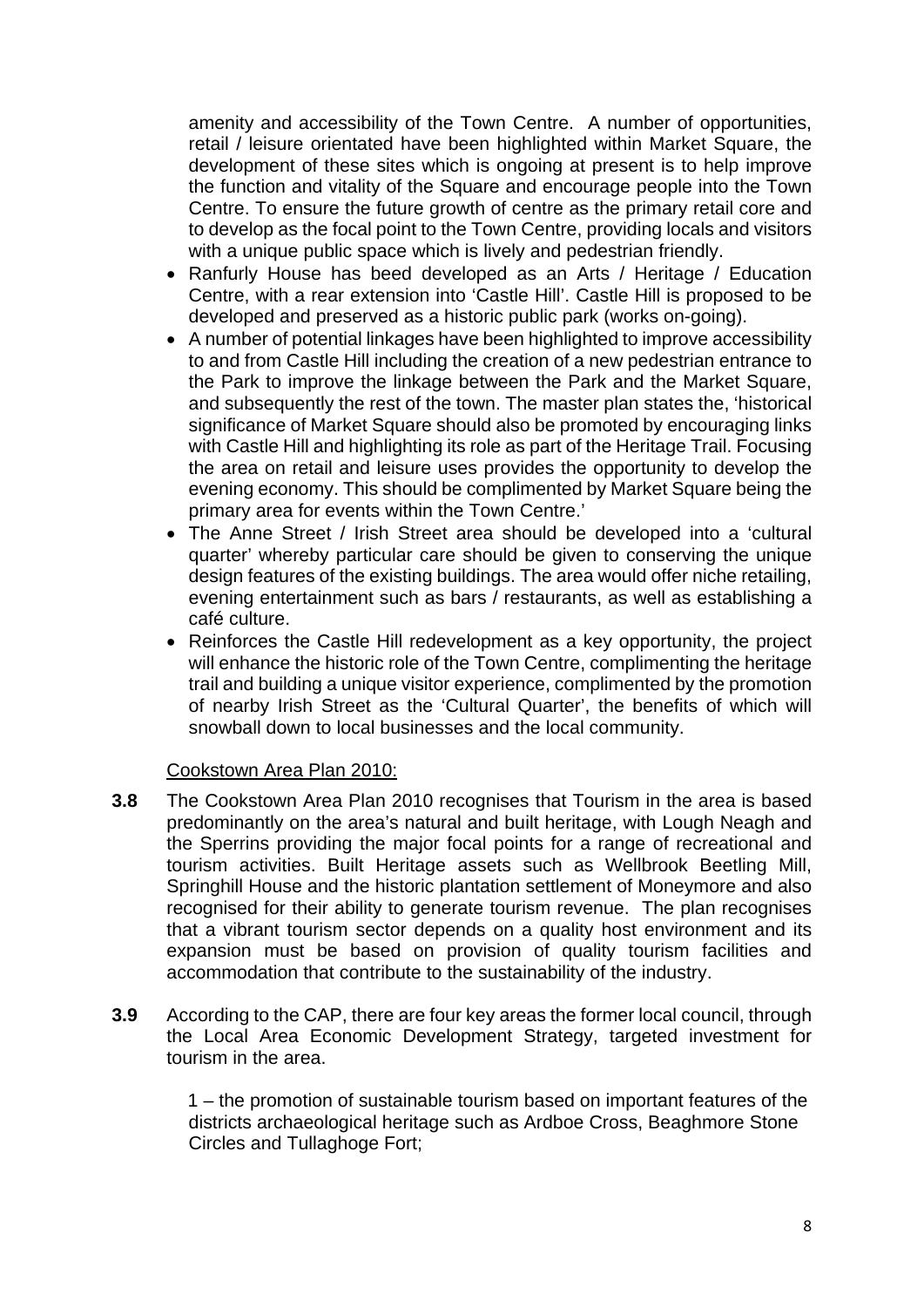amenity and accessibility of the Town Centre. A number of opportunities, retail / leisure orientated have been highlighted within Market Square, the development of these sites which is ongoing at present is to help improve the function and vitality of the Square and encourage people into the Town Centre. To ensure the future growth of centre as the primary retail core and to develop as the focal point to the Town Centre, providing locals and visitors with a unique public space which is lively and pedestrian friendly.

- Ranfurly House has beed developed as an Arts / Heritage / Education Centre, with a rear extension into 'Castle Hill'. Castle Hill is proposed to be developed and preserved as a historic public park (works on-going).
- A number of potential linkages have been highlighted to improve accessibility to and from Castle Hill including the creation of a new pedestrian entrance to the Park to improve the linkage between the Park and the Market Square, and subsequently the rest of the town. The master plan states the, 'historical significance of Market Square should also be promoted by encouraging links with Castle Hill and highlighting its role as part of the Heritage Trail. Focusing the area on retail and leisure uses provides the opportunity to develop the evening economy. This should be complimented by Market Square being the primary area for events within the Town Centre.'
- The Anne Street / Irish Street area should be developed into a 'cultural quarter' whereby particular care should be given to conserving the unique design features of the existing buildings. The area would offer niche retailing, evening entertainment such as bars / restaurants, as well as establishing a café culture.
- Reinforces the Castle Hill redevelopment as a key opportunity, the project will enhance the historic role of the Town Centre, complimenting the heritage trail and building a unique visitor experience, complimented by the promotion of nearby Irish Street as the 'Cultural Quarter', the benefits of which will snowball down to local businesses and the local community.

Cookstown Area Plan 2010:

**3.8** The Cookstown Area Plan 2010 recognises that Tourism in the area is based predominantly on the area's natural and built heritage, with Lough Neagh and the Sperrins providing the major focal points for a range of recreational and tourism activities. Built Heritage assets such as Wellbrook Beetling Mill, Springhill House and the historic plantation settlement of Moneymore and also recognised for their ability to generate tourism revenue. The plan recognises that a vibrant tourism sector depends on a quality host environment and its expansion must be based on provision of quality tourism facilities and accommodation that contribute to the sustainability of the industry.

**3.9** According to the CAP, there are four key areas the former local council, through the Local Area Economic Development Strategy, targeted investment for tourism in the area.

1 – the promotion of sustainable tourism based on important features of the districts archaeological heritage such as Ardboe Cross, Beaghmore Stone Circles and Tullaghoge Fort;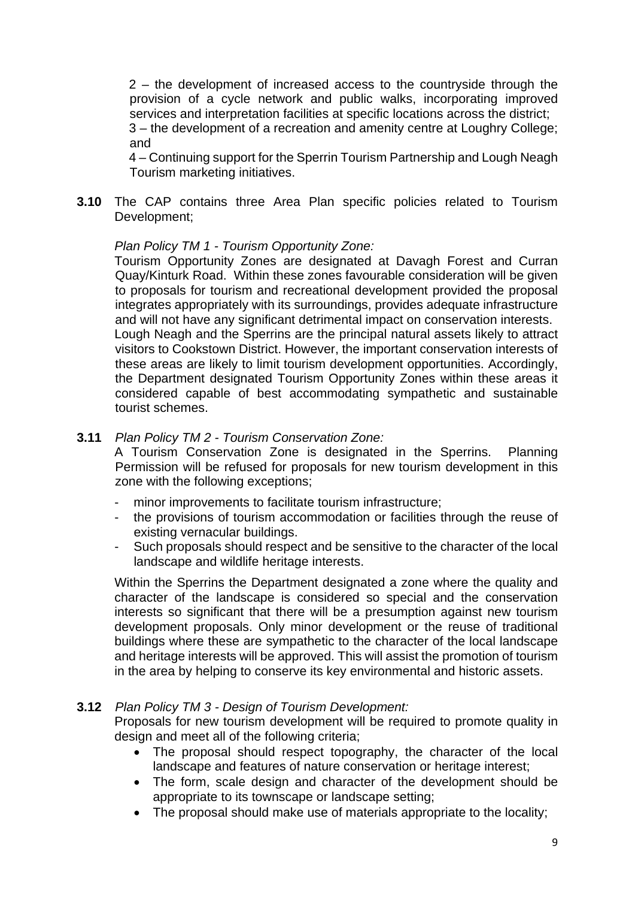2 – the development of increased access to the countryside through the provision of a cycle network and public walks, incorporating improved services and interpretation facilities at specific locations across the district;
3 – the development of a recreation and amenity centre at Loughry College; and
4 – Continuing support for the Sperrin Tourism Partnership and Lough Neagh Tourism marketing initiatives.

**3.10** The CAP contains three Area Plan specific policies related to Tourism Development;

*Plan Policy TM 1 - Tourism Opportunity Zone:*
Tourism Opportunity Zones are designated at Davagh Forest and Curran Quay/Kinturk Road. Within these zones favourable consideration will be given to proposals for tourism and recreational development provided the proposal integrates appropriately with its surroundings, provides adequate infrastructure and will not have any significant detrimental impact on conservation interests.
Lough Neagh and the Sperrins are the principal natural assets likely to attract visitors to Cookstown District. However, the important conservation interests of these areas are likely to limit tourism development opportunities. Accordingly, the Department designated Tourism Opportunity Zones within these areas it considered capable of best accommodating sympathetic and sustainable tourist schemes.

**3.11** *Plan Policy TM 2 - Tourism Conservation Zone:*
A Tourism Conservation Zone is designated in the Sperrins. Planning Permission will be refused for proposals for new tourism development in this zone with the following exceptions;

- minor improvements to facilitate tourism infrastructure;
- the provisions of tourism accommodation or facilities through the reuse of existing vernacular buildings.
- Such proposals should respect and be sensitive to the character of the local landscape and wildlife heritage interests.

Within the Sperrins the Department designated a zone where the quality and character of the landscape is considered so special and the conservation interests so significant that there will be a presumption against new tourism development proposals. Only minor development or the reuse of traditional buildings where these are sympathetic to the character of the local landscape and heritage interests will be approved. This will assist the promotion of tourism in the area by helping to conserve its key environmental and historic assets.

**3.12** *Plan Policy TM 3 - Design of Tourism Development:*
Proposals for new tourism development will be required to promote quality in design and meet all of the following criteria;

- The proposal should respect topography, the character of the local landscape and features of nature conservation or heritage interest;
- The form, scale design and character of the development should be appropriate to its townscape or landscape setting;
- The proposal should make use of materials appropriate to the locality;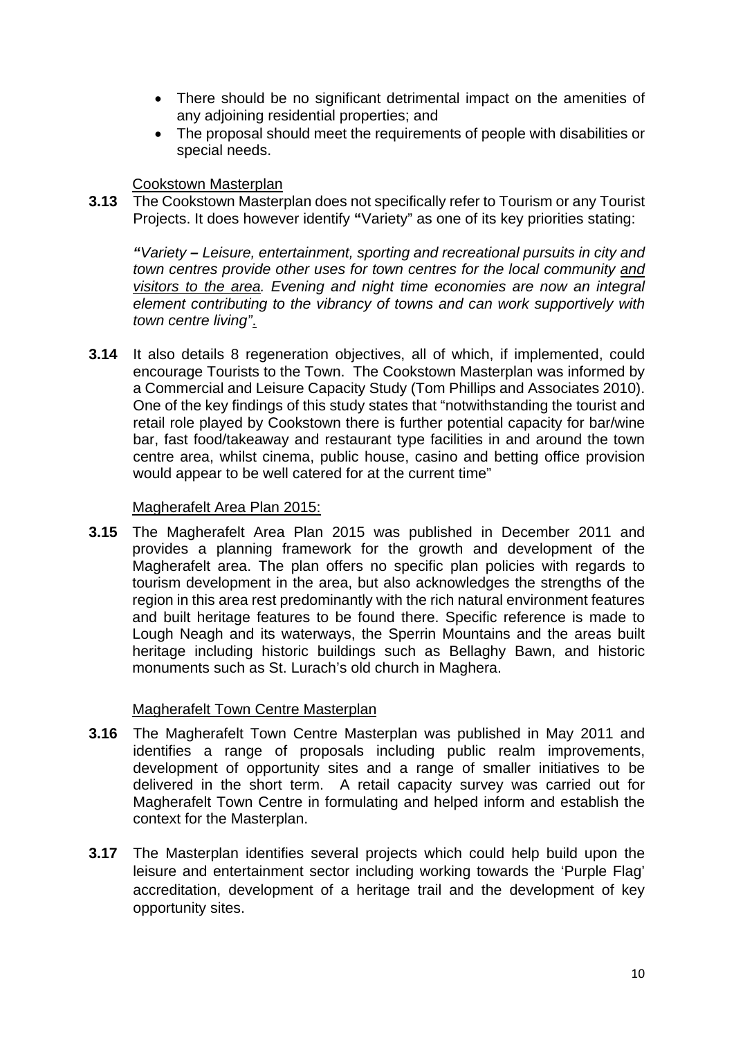- There should be no significant detrimental impact on the amenities of any adjoining residential properties; and
- The proposal should meet the requirements of people with disabilities or special needs.

<u>Cookstown Masterplan</u>

**3.13** The Cookstown Masterplan does not specifically refer to Tourism or any Tourist Projects. It does however identify **"**Variety" as one of its key priorities stating:

***"****Variety* **–** *Leisure, entertainment, sporting and recreational pursuits in city and town centres provide other uses for town centres for the local community <u>and visitors to the area</u>. Evening and night time economies are now an integral element contributing to the vibrancy of towns and can work supportively with town centre living".*

**3.14** It also details 8 regeneration objectives, all of which, if implemented, could encourage Tourists to the Town. The Cookstown Masterplan was informed by a Commercial and Leisure Capacity Study (Tom Phillips and Associates 2010). One of the key findings of this study states that "notwithstanding the tourist and retail role played by Cookstown there is further potential capacity for bar/wine bar, fast food/takeaway and restaurant type facilities in and around the town centre area, whilst cinema, public house, casino and betting office provision would appear to be well catered for at the current time"

<u>Magherafelt Area Plan 2015:</u>

**3.15** The Magherafelt Area Plan 2015 was published in December 2011 and provides a planning framework for the growth and development of the Magherafelt area. The plan offers no specific plan policies with regards to tourism development in the area, but also acknowledges the strengths of the region in this area rest predominantly with the rich natural environment features and built heritage features to be found there. Specific reference is made to Lough Neagh and its waterways, the Sperrin Mountains and the areas built heritage including historic buildings such as Bellaghy Bawn, and historic monuments such as St. Lurach's old church in Maghera.

<u>Magherafelt Town Centre Masterplan</u>

**3.16** The Magherafelt Town Centre Masterplan was published in May 2011 and identifies a range of proposals including public realm improvements, development of opportunity sites and a range of smaller initiatives to be delivered in the short term. A retail capacity survey was carried out for Magherafelt Town Centre in formulating and helped inform and establish the context for the Masterplan.

**3.17** The Masterplan identifies several projects which could help build upon the leisure and entertainment sector including working towards the 'Purple Flag' accreditation, development of a heritage trail and the development of key opportunity sites.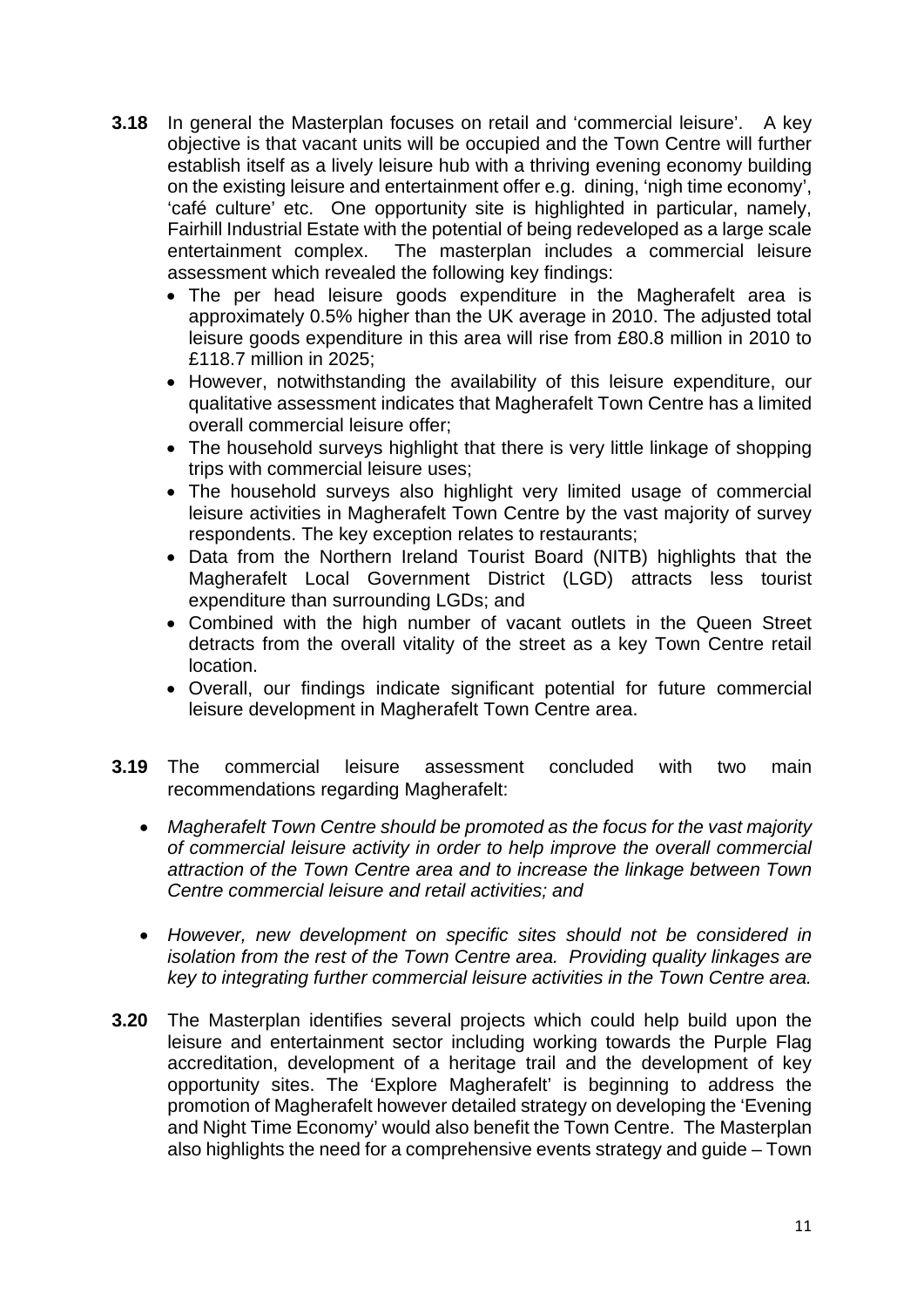**3.18** In general the Masterplan focuses on retail and 'commercial leisure'. A key objective is that vacant units will be occupied and the Town Centre will further establish itself as a lively leisure hub with a thriving evening economy building on the existing leisure and entertainment offer e.g. dining, 'nigh time economy', 'café culture' etc. One opportunity site is highlighted in particular, namely, Fairhill Industrial Estate with the potential of being redeveloped as a large scale entertainment complex. The masterplan includes a commercial leisure assessment which revealed the following key findings:

- The per head leisure goods expenditure in the Magherafelt area is approximately 0.5% higher than the UK average in 2010. The adjusted total leisure goods expenditure in this area will rise from £80.8 million in 2010 to £118.7 million in 2025;
- However, notwithstanding the availability of this leisure expenditure, our qualitative assessment indicates that Magherafelt Town Centre has a limited overall commercial leisure offer;
- The household surveys highlight that there is very little linkage of shopping trips with commercial leisure uses;
- The household surveys also highlight very limited usage of commercial leisure activities in Magherafelt Town Centre by the vast majority of survey respondents. The key exception relates to restaurants;
- Data from the Northern Ireland Tourist Board (NITB) highlights that the Magherafelt Local Government District (LGD) attracts less tourist expenditure than surrounding LGDs; and
- Combined with the high number of vacant outlets in the Queen Street detracts from the overall vitality of the street as a key Town Centre retail location.
- Overall, our findings indicate significant potential for future commercial leisure development in Magherafelt Town Centre area.

**3.19** The commercial leisure assessment concluded with two main recommendations regarding Magherafelt:

- *Magherafelt Town Centre should be promoted as the focus for the vast majority of commercial leisure activity in order to help improve the overall commercial attraction of the Town Centre area and to increase the linkage between Town Centre commercial leisure and retail activities; and*
- *However, new development on specific sites should not be considered in isolation from the rest of the Town Centre area. Providing quality linkages are key to integrating further commercial leisure activities in the Town Centre area.*

**3.20** The Masterplan identifies several projects which could help build upon the leisure and entertainment sector including working towards the Purple Flag accreditation, development of a heritage trail and the development of key opportunity sites. The 'Explore Magherafelt' is beginning to address the promotion of Magherafelt however detailed strategy on developing the 'Evening and Night Time Economy' would also benefit the Town Centre. The Masterplan also highlights the need for a comprehensive events strategy and guide – Town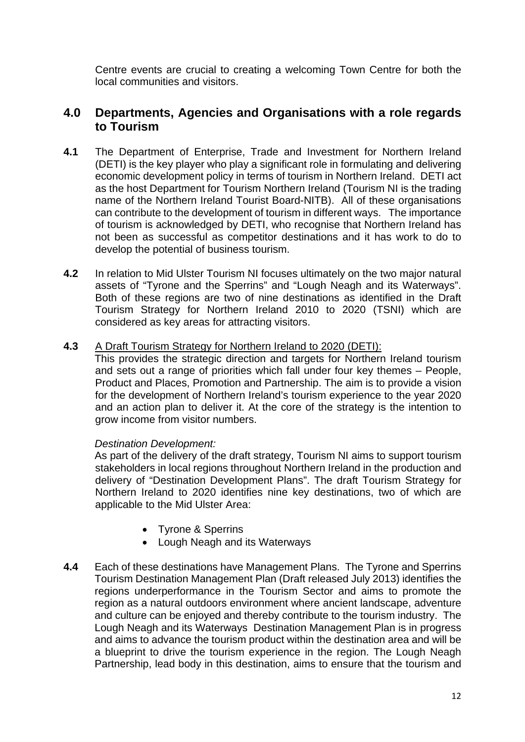Centre events are crucial to creating a welcoming Town Centre for both the local communities and visitors.

## 4.0 Departments, Agencies and Organisations with a role regards to Tourism

**4.1** The Department of Enterprise, Trade and Investment for Northern Ireland (DETI) is the key player who play a significant role in formulating and delivering economic development policy in terms of tourism in Northern Ireland. DETI act as the host Department for Tourism Northern Ireland (Tourism NI is the trading name of the Northern Ireland Tourist Board-NITB). All of these organisations can contribute to the development of tourism in different ways. The importance of tourism is acknowledged by DETI, who recognise that Northern Ireland has not been as successful as competitor destinations and it has work to do to develop the potential of business tourism.

**4.2** In relation to Mid Ulster Tourism NI focuses ultimately on the two major natural assets of "Tyrone and the Sperrins" and "Lough Neagh and its Waterways". Both of these regions are two of nine destinations as identified in the Draft Tourism Strategy for Northern Ireland 2010 to 2020 (TSNI) which are considered as key areas for attracting visitors.

**4.3** A Draft Tourism Strategy for Northern Ireland to 2020 (DETI):
This provides the strategic direction and targets for Northern Ireland tourism and sets out a range of priorities which fall under four key themes – People, Product and Places, Promotion and Partnership. The aim is to provide a vision for the development of Northern Ireland's tourism experience to the year 2020 and an action plan to deliver it. At the core of the strategy is the intention to grow income from visitor numbers.

*Destination Development:*
As part of the delivery of the draft strategy, Tourism NI aims to support tourism stakeholders in local regions throughout Northern Ireland in the production and delivery of "Destination Development Plans". The draft Tourism Strategy for Northern Ireland to 2020 identifies nine key destinations, two of which are applicable to the Mid Ulster Area:

- Tyrone & Sperrins
- Lough Neagh and its Waterways

**4.4** Each of these destinations have Management Plans. The Tyrone and Sperrins Tourism Destination Management Plan (Draft released July 2013) identifies the regions underperformance in the Tourism Sector and aims to promote the region as a natural outdoors environment where ancient landscape, adventure and culture can be enjoyed and thereby contribute to the tourism industry. The Lough Neagh and its Waterways Destination Management Plan is in progress and aims to advance the tourism product within the destination area and will be a blueprint to drive the tourism experience in the region. The Lough Neagh Partnership, lead body in this destination, aims to ensure that the tourism and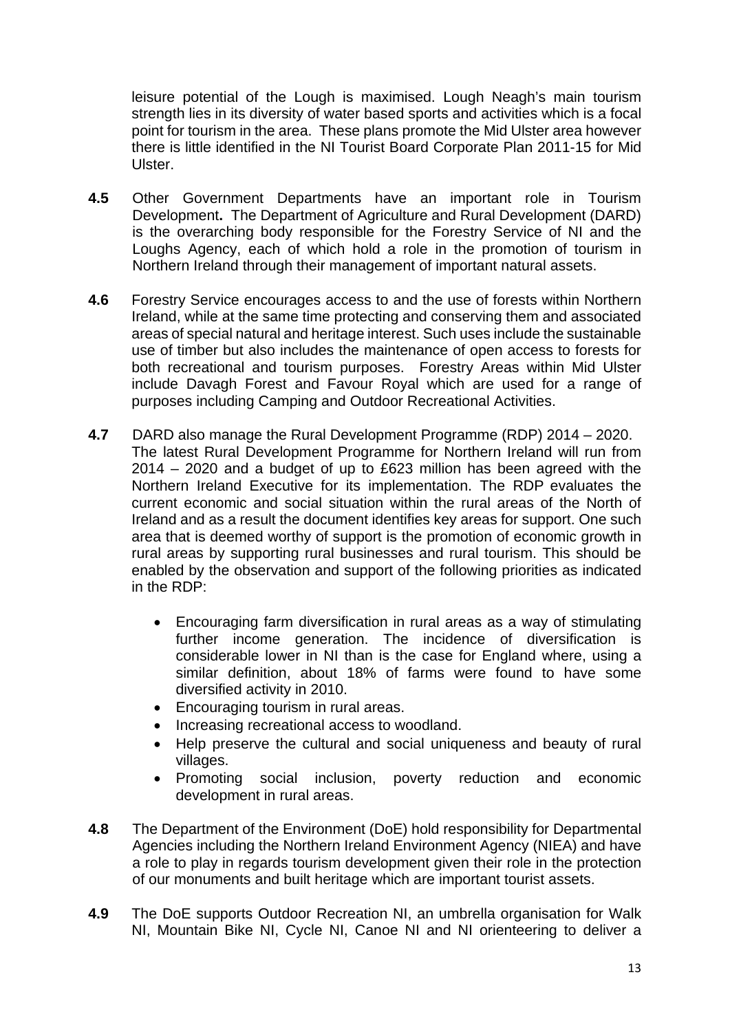leisure potential of the Lough is maximised. Lough Neagh's main tourism strength lies in its diversity of water based sports and activities which is a focal point for tourism in the area. These plans promote the Mid Ulster area however there is little identified in the NI Tourist Board Corporate Plan 2011-15 for Mid Ulster.

**4.5** Other Government Departments have an important role in Tourism Development**.** The Department of Agriculture and Rural Development (DARD) is the overarching body responsible for the Forestry Service of NI and the Loughs Agency, each of which hold a role in the promotion of tourism in Northern Ireland through their management of important natural assets.

**4.6** Forestry Service encourages access to and the use of forests within Northern Ireland, while at the same time protecting and conserving them and associated areas of special natural and heritage interest. Such uses include the sustainable use of timber but also includes the maintenance of open access to forests for both recreational and tourism purposes. Forestry Areas within Mid Ulster include Davagh Forest and Favour Royal which are used for a range of purposes including Camping and Outdoor Recreational Activities.

**4.7** DARD also manage the Rural Development Programme (RDP) 2014 – 2020. The latest Rural Development Programme for Northern Ireland will run from 2014 – 2020 and a budget of up to £623 million has been agreed with the Northern Ireland Executive for its implementation. The RDP evaluates the current economic and social situation within the rural areas of the North of Ireland and as a result the document identifies key areas for support. One such area that is deemed worthy of support is the promotion of economic growth in rural areas by supporting rural businesses and rural tourism. This should be enabled by the observation and support of the following priorities as indicated in the RDP:

- Encouraging farm diversification in rural areas as a way of stimulating further income generation. The incidence of diversification is considerable lower in NI than is the case for England where, using a similar definition, about 18% of farms were found to have some diversified activity in 2010.
- Encouraging tourism in rural areas.
- Increasing recreational access to woodland.
- Help preserve the cultural and social uniqueness and beauty of rural villages.
- Promoting social inclusion, poverty reduction and economic development in rural areas.

**4.8** The Department of the Environment (DoE) hold responsibility for Departmental Agencies including the Northern Ireland Environment Agency (NIEA) and have a role to play in regards tourism development given their role in the protection of our monuments and built heritage which are important tourist assets.

**4.9** The DoE supports Outdoor Recreation NI, an umbrella organisation for Walk NI, Mountain Bike NI, Cycle NI, Canoe NI and NI orienteering to deliver a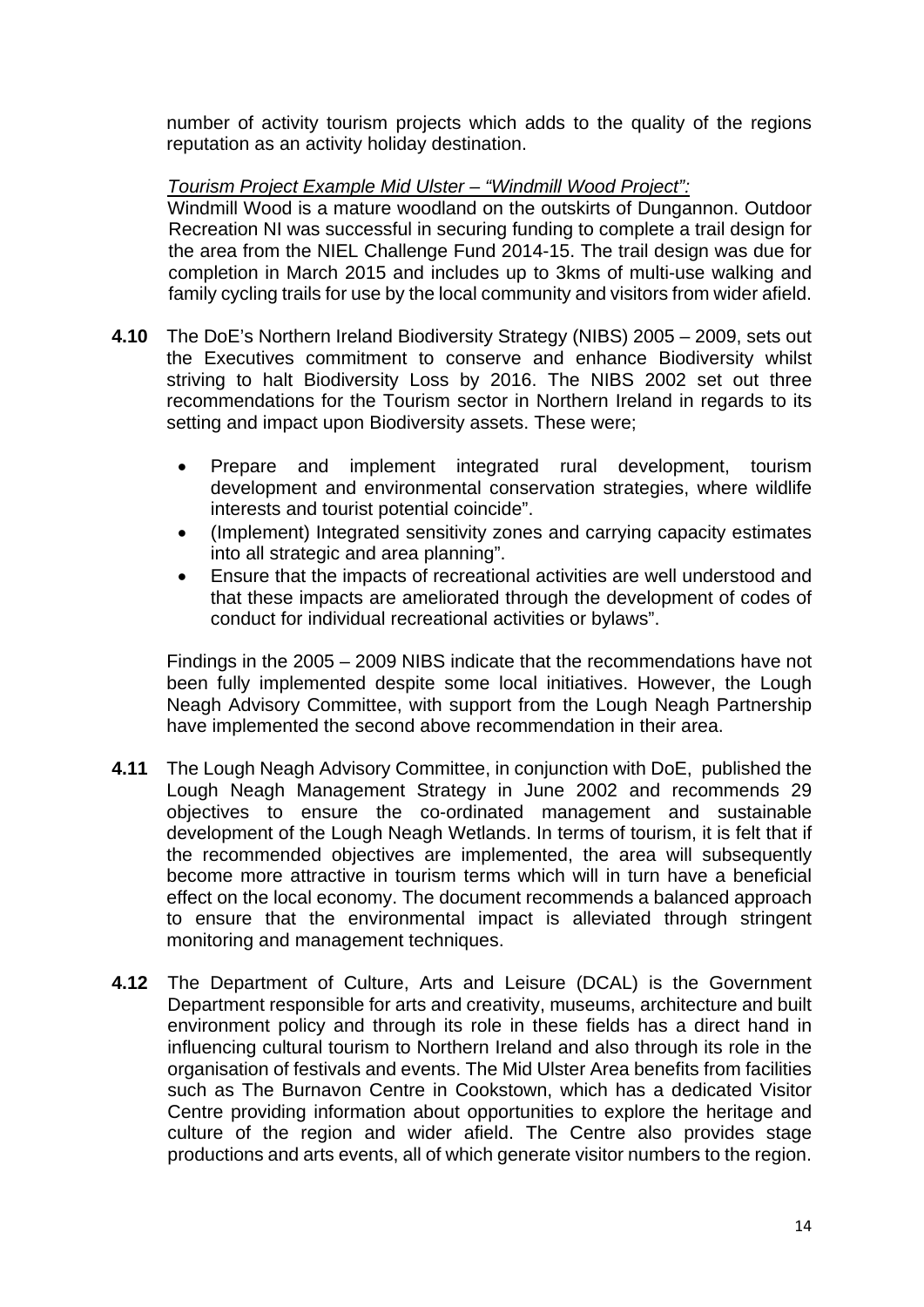number of activity tourism projects which adds to the quality of the regions reputation as an activity holiday destination.

*Tourism Project Example Mid Ulster – "Windmill Wood Project":*

Windmill Wood is a mature woodland on the outskirts of Dungannon. Outdoor Recreation NI was successful in securing funding to complete a trail design for the area from the NIEL Challenge Fund 2014-15. The trail design was due for completion in March 2015 and includes up to 3kms of multi-use walking and family cycling trails for use by the local community and visitors from wider afield.

**4.10** The DoE's Northern Ireland Biodiversity Strategy (NIBS) 2005 – 2009, sets out the Executives commitment to conserve and enhance Biodiversity whilst striving to halt Biodiversity Loss by 2016. The NIBS 2002 set out three recommendations for the Tourism sector in Northern Ireland in regards to its setting and impact upon Biodiversity assets. These were;

- Prepare and implement integrated rural development, tourism development and environmental conservation strategies, where wildlife interests and tourist potential coincide".
- (Implement) Integrated sensitivity zones and carrying capacity estimates into all strategic and area planning".
- Ensure that the impacts of recreational activities are well understood and that these impacts are ameliorated through the development of codes of conduct for individual recreational activities or bylaws".

Findings in the 2005 – 2009 NIBS indicate that the recommendations have not been fully implemented despite some local initiatives. However, the Lough Neagh Advisory Committee, with support from the Lough Neagh Partnership have implemented the second above recommendation in their area.

**4.11** The Lough Neagh Advisory Committee, in conjunction with DoE, published the Lough Neagh Management Strategy in June 2002 and recommends 29 objectives to ensure the co-ordinated management and sustainable development of the Lough Neagh Wetlands. In terms of tourism, it is felt that if the recommended objectives are implemented, the area will subsequently become more attractive in tourism terms which will in turn have a beneficial effect on the local economy. The document recommends a balanced approach to ensure that the environmental impact is alleviated through stringent monitoring and management techniques.

**4.12** The Department of Culture, Arts and Leisure (DCAL) is the Government Department responsible for arts and creativity, museums, architecture and built environment policy and through its role in these fields has a direct hand in influencing cultural tourism to Northern Ireland and also through its role in the organisation of festivals and events. The Mid Ulster Area benefits from facilities such as The Burnavon Centre in Cookstown, which has a dedicated Visitor Centre providing information about opportunities to explore the heritage and culture of the region and wider afield. The Centre also provides stage productions and arts events, all of which generate visitor numbers to the region.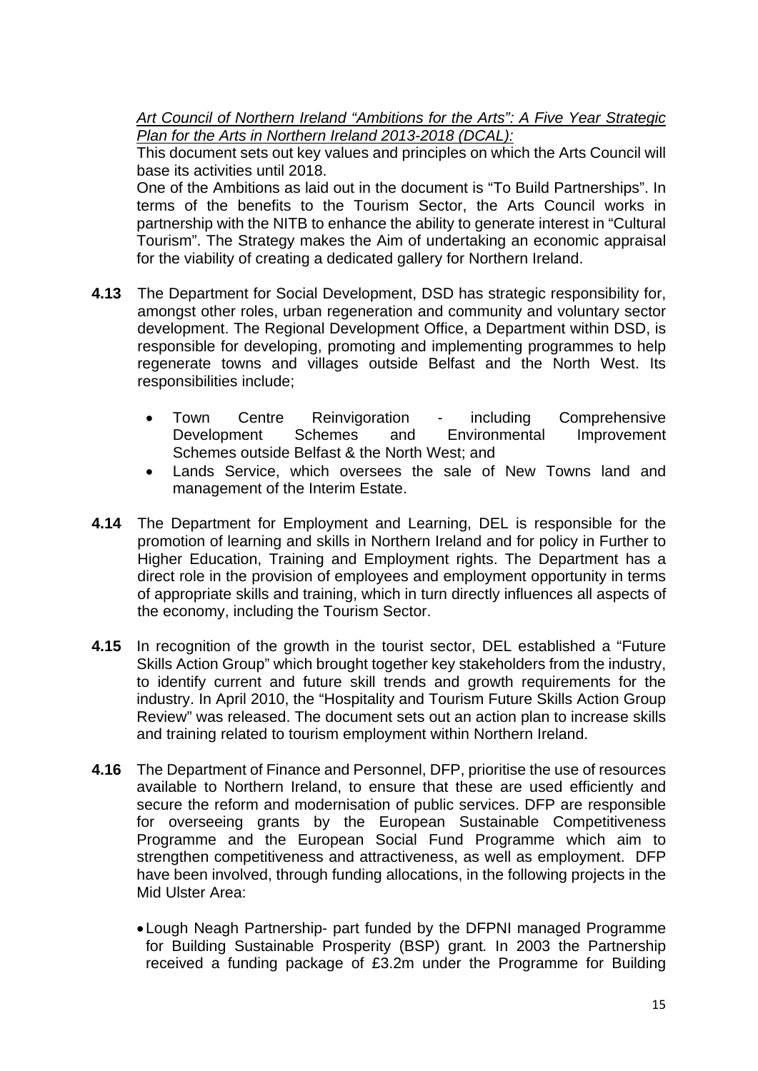*Art Council of Northern Ireland "Ambitions for the Arts": A Five Year Strategic Plan for the Arts in Northern Ireland 2013-2018 (DCAL):*

This document sets out key values and principles on which the Arts Council will base its activities until 2018.

One of the Ambitions as laid out in the document is "To Build Partnerships". In terms of the benefits to the Tourism Sector, the Arts Council works in partnership with the NITB to enhance the ability to generate interest in "Cultural Tourism". The Strategy makes the Aim of undertaking an economic appraisal for the viability of creating a dedicated gallery for Northern Ireland.

**4.13** The Department for Social Development, DSD has strategic responsibility for, amongst other roles, urban regeneration and community and voluntary sector development. The Regional Development Office, a Department within DSD, is responsible for developing, promoting and implementing programmes to help regenerate towns and villages outside Belfast and the North West. Its responsibilities include;

- Town Centre Reinvigoration - including Comprehensive Development Schemes and Environmental Improvement Schemes outside Belfast & the North West; and
- Lands Service, which oversees the sale of New Towns land and management of the Interim Estate.

**4.14** The Department for Employment and Learning, DEL is responsible for the promotion of learning and skills in Northern Ireland and for policy in Further to Higher Education, Training and Employment rights. The Department has a direct role in the provision of employees and employment opportunity in terms of appropriate skills and training, which in turn directly influences all aspects of the economy, including the Tourism Sector.

**4.15** In recognition of the growth in the tourist sector, DEL established a "Future Skills Action Group" which brought together key stakeholders from the industry, to identify current and future skill trends and growth requirements for the industry. In April 2010, the "Hospitality and Tourism Future Skills Action Group Review" was released. The document sets out an action plan to increase skills and training related to tourism employment within Northern Ireland.

**4.16** The Department of Finance and Personnel, DFP, prioritise the use of resources available to Northern Ireland, to ensure that these are used efficiently and secure the reform and modernisation of public services. DFP are responsible for overseeing grants by the European Sustainable Competitiveness Programme and the European Social Fund Programme which aim to strengthen competitiveness and attractiveness, as well as employment. DFP have been involved, through funding allocations, in the following projects in the Mid Ulster Area:

- Lough Neagh Partnership- part funded by the DFPNI managed Programme for Building Sustainable Prosperity (BSP) grant. In 2003 the Partnership received a funding package of £3.2m under the Programme for Building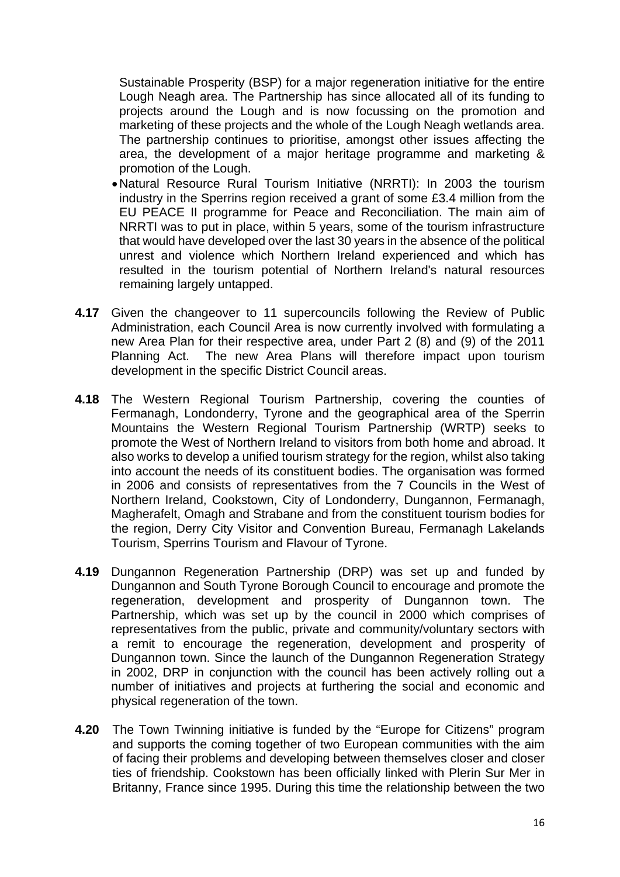Sustainable Prosperity (BSP) for a major regeneration initiative for the entire Lough Neagh area. The Partnership has since allocated all of its funding to projects around the Lough and is now focussing on the promotion and marketing of these projects and the whole of the Lough Neagh wetlands area. The partnership continues to prioritise, amongst other issues affecting the area, the development of a major heritage programme and marketing & promotion of the Lough.

- Natural Resource Rural Tourism Initiative (NRRTI): In 2003 the tourism industry in the Sperrins region received a grant of some £3.4 million from the EU PEACE II programme for Peace and Reconciliation. The main aim of NRRTI was to put in place, within 5 years, some of the tourism infrastructure that would have developed over the last 30 years in the absence of the political unrest and violence which Northern Ireland experienced and which has resulted in the tourism potential of Northern Ireland's natural resources remaining largely untapped.

**4.17** Given the changeover to 11 supercouncils following the Review of Public Administration, each Council Area is now currently involved with formulating a new Area Plan for their respective area, under Part 2 (8) and (9) of the 2011 Planning Act. The new Area Plans will therefore impact upon tourism development in the specific District Council areas.

**4.18** The Western Regional Tourism Partnership, covering the counties of Fermanagh, Londonderry, Tyrone and the geographical area of the Sperrin Mountains the Western Regional Tourism Partnership (WRTP) seeks to promote the West of Northern Ireland to visitors from both home and abroad. It also works to develop a unified tourism strategy for the region, whilst also taking into account the needs of its constituent bodies. The organisation was formed in 2006 and consists of representatives from the 7 Councils in the West of Northern Ireland, Cookstown, City of Londonderry, Dungannon, Fermanagh, Magherafelt, Omagh and Strabane and from the constituent tourism bodies for the region, Derry City Visitor and Convention Bureau, Fermanagh Lakelands Tourism, Sperrins Tourism and Flavour of Tyrone.

**4.19** Dungannon Regeneration Partnership (DRP) was set up and funded by Dungannon and South Tyrone Borough Council to encourage and promote the regeneration, development and prosperity of Dungannon town. The Partnership, which was set up by the council in 2000 which comprises of representatives from the public, private and community/voluntary sectors with a remit to encourage the regeneration, development and prosperity of Dungannon town. Since the launch of the Dungannon Regeneration Strategy in 2002, DRP in conjunction with the council has been actively rolling out a number of initiatives and projects at furthering the social and economic and physical regeneration of the town.

**4.20** The Town Twinning initiative is funded by the "Europe for Citizens" program and supports the coming together of two European communities with the aim of facing their problems and developing between themselves closer and closer ties of friendship. Cookstown has been officially linked with Plerin Sur Mer in Britanny, France since 1995. During this time the relationship between the two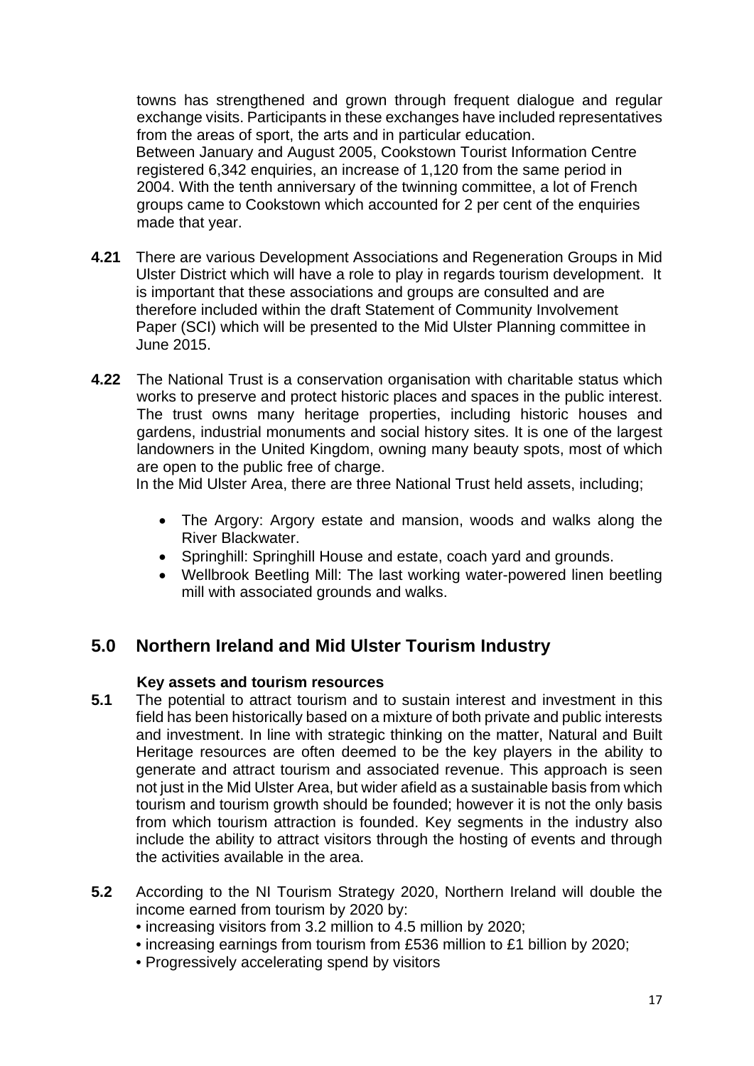towns has strengthened and grown through frequent dialogue and regular exchange visits. Participants in these exchanges have included representatives from the areas of sport, the arts and in particular education.
Between January and August 2005, Cookstown Tourist Information Centre registered 6,342 enquiries, an increase of 1,120 from the same period in 2004. With the tenth anniversary of the twinning committee, a lot of French groups came to Cookstown which accounted for 2 per cent of the enquiries made that year.

**4.21** There are various Development Associations and Regeneration Groups in Mid Ulster District which will have a role to play in regards tourism development. It is important that these associations and groups are consulted and are therefore included within the draft Statement of Community Involvement Paper (SCI) which will be presented to the Mid Ulster Planning committee in June 2015.

**4.22** The National Trust is a conservation organisation with charitable status which works to preserve and protect historic places and spaces in the public interest. The trust owns many heritage properties, including historic houses and gardens, industrial monuments and social history sites. It is one of the largest landowners in the United Kingdom, owning many beauty spots, most of which are open to the public free of charge.
In the Mid Ulster Area, there are three National Trust held assets, including;

- The Argory: Argory estate and mansion, woods and walks along the River Blackwater.
- Springhill: Springhill House and estate, coach yard and grounds.
- Wellbrook Beetling Mill: The last working water-powered linen beetling mill with associated grounds and walks.

## 5.0 Northern Ireland and Mid Ulster Tourism Industry

**Key assets and tourism resources**

**5.1** The potential to attract tourism and to sustain interest and investment in this field has been historically based on a mixture of both private and public interests and investment. In line with strategic thinking on the matter, Natural and Built Heritage resources are often deemed to be the key players in the ability to generate and attract tourism and associated revenue. This approach is seen not just in the Mid Ulster Area, but wider afield as a sustainable basis from which tourism and tourism growth should be founded; however it is not the only basis from which tourism attraction is founded. Key segments in the industry also include the ability to attract visitors through the hosting of events and through the activities available in the area.

**5.2** According to the NI Tourism Strategy 2020, Northern Ireland will double the income earned from tourism by 2020 by:

- increasing visitors from 3.2 million to 4.5 million by 2020;
- increasing earnings from tourism from £536 million to £1 billion by 2020;
- Progressively accelerating spend by visitors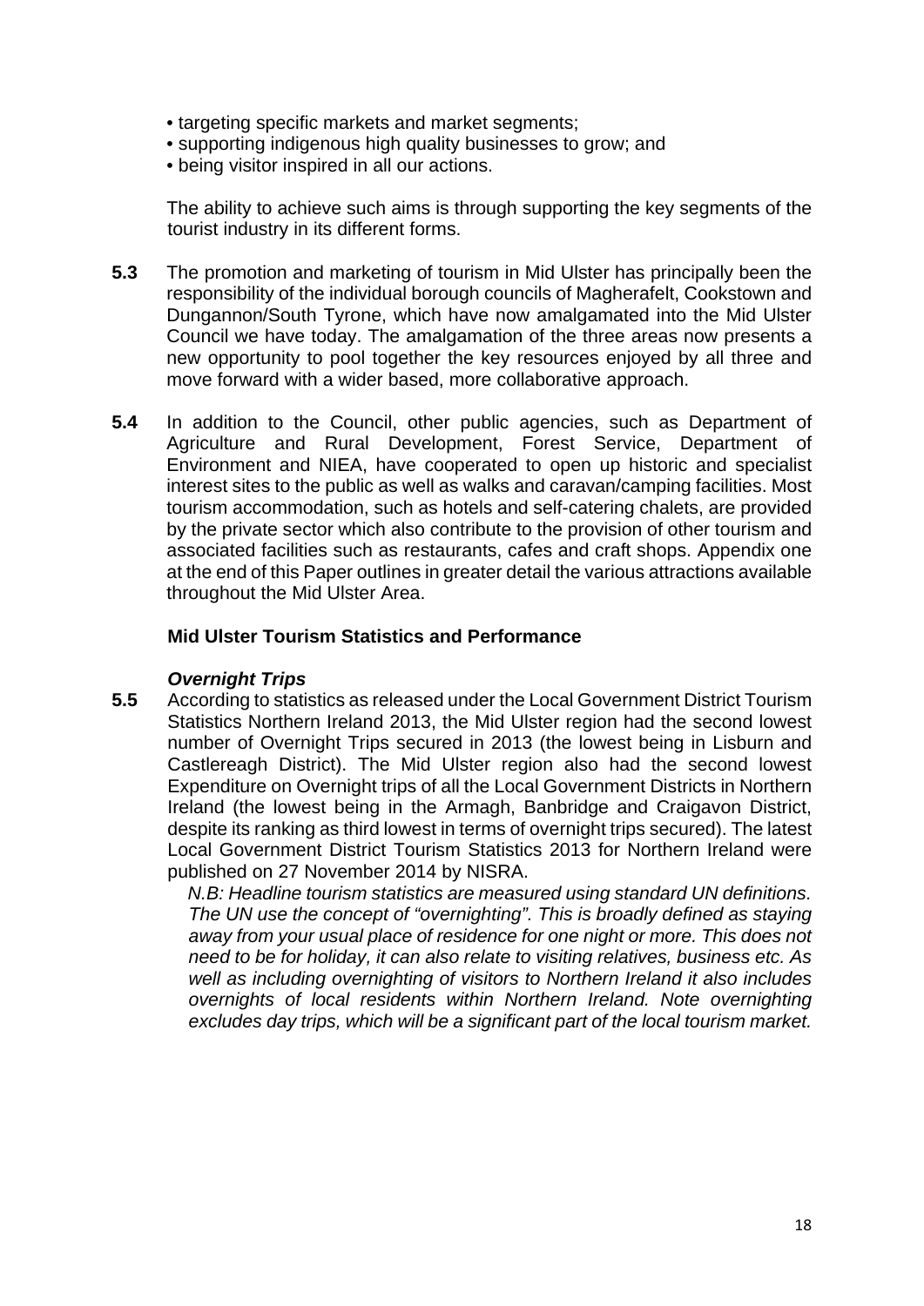- targeting specific markets and market segments;
- supporting indigenous high quality businesses to grow; and
- being visitor inspired in all our actions.

The ability to achieve such aims is through supporting the key segments of the tourist industry in its different forms.

**5.3** The promotion and marketing of tourism in Mid Ulster has principally been the responsibility of the individual borough councils of Magherafelt, Cookstown and Dungannon/South Tyrone, which have now amalgamated into the Mid Ulster Council we have today. The amalgamation of the three areas now presents a new opportunity to pool together the key resources enjoyed by all three and move forward with a wider based, more collaborative approach.

**5.4** In addition to the Council, other public agencies, such as Department of Agriculture and Rural Development, Forest Service, Department of Environment and NIEA, have cooperated to open up historic and specialist interest sites to the public as well as walks and caravan/camping facilities. Most tourism accommodation, such as hotels and self-catering chalets, are provided by the private sector which also contribute to the provision of other tourism and associated facilities such as restaurants, cafes and craft shops. Appendix one at the end of this Paper outlines in greater detail the various attractions available throughout the Mid Ulster Area.

### Mid Ulster Tourism Statistics and Performance

#### *Overnight Trips*

**5.5** According to statistics as released under the Local Government District Tourism Statistics Northern Ireland 2013, the Mid Ulster region had the second lowest number of Overnight Trips secured in 2013 (the lowest being in Lisburn and Castlereagh District). The Mid Ulster region also had the second lowest Expenditure on Overnight trips of all the Local Government Districts in Northern Ireland (the lowest being in the Armagh, Banbridge and Craigavon District, despite its ranking as third lowest in terms of overnight trips secured). The latest Local Government District Tourism Statistics 2013 for Northern Ireland were published on 27 November 2014 by NISRA.

*N.B: Headline tourism statistics are measured using standard UN definitions. The UN use the concept of "overnighting". This is broadly defined as staying away from your usual place of residence for one night or more. This does not need to be for holiday, it can also relate to visiting relatives, business etc. As well as including overnighting of visitors to Northern Ireland it also includes overnights of local residents within Northern Ireland. Note overnighting excludes day trips, which will be a significant part of the local tourism market.*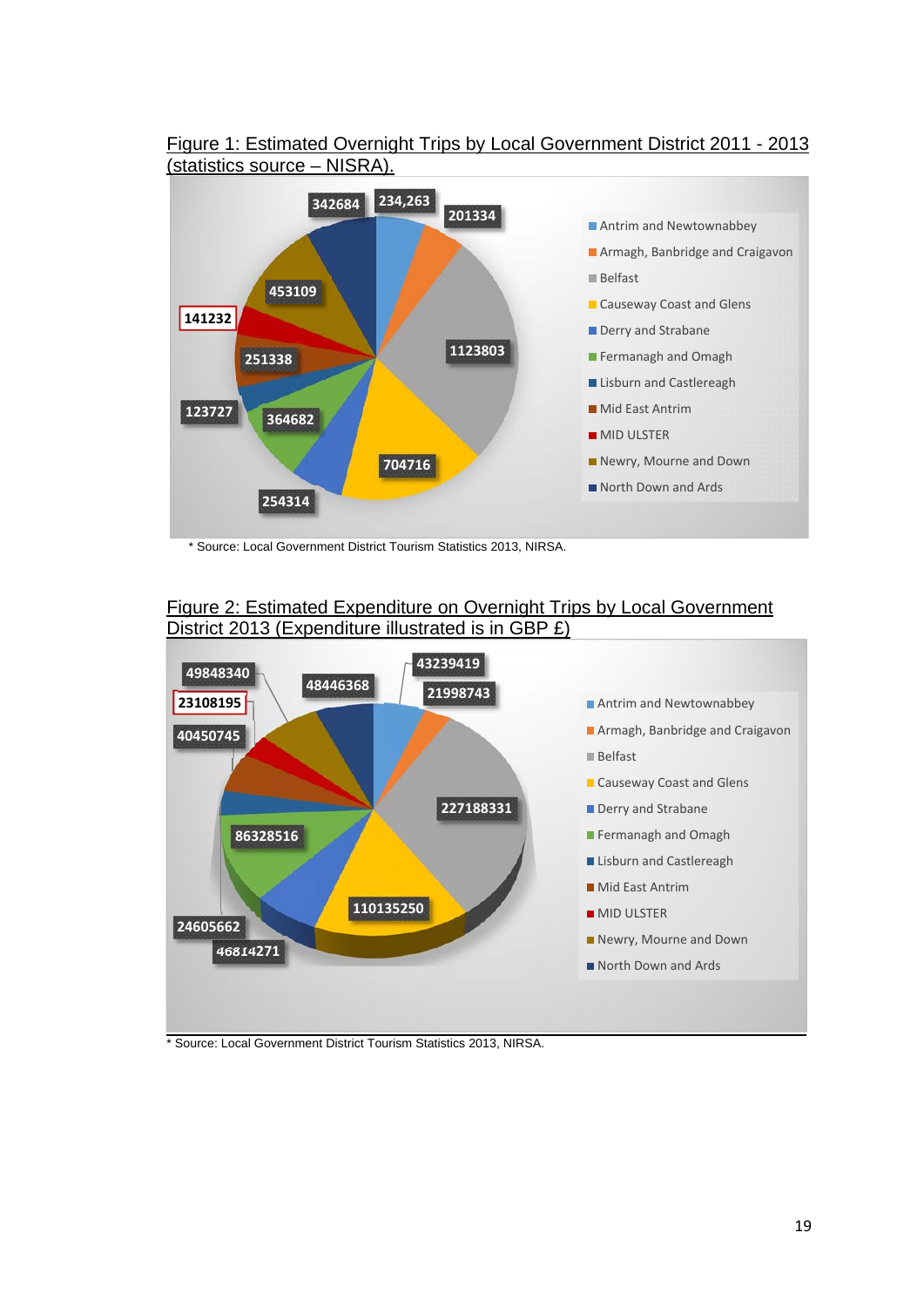Figure 1: Estimated Overnight Trips by Local Government District 2011 - 2013 (statistics source – NISRA).

* Source: Local Government District Tourism Statistics 2013, NIRSA.

Figure 2: Estimated Expenditure on Overnight Trips by Local Government District 2013 (Expenditure illustrated is in GBP £)

* Source: Local Government District Tourism Statistics 2013, NIRSA.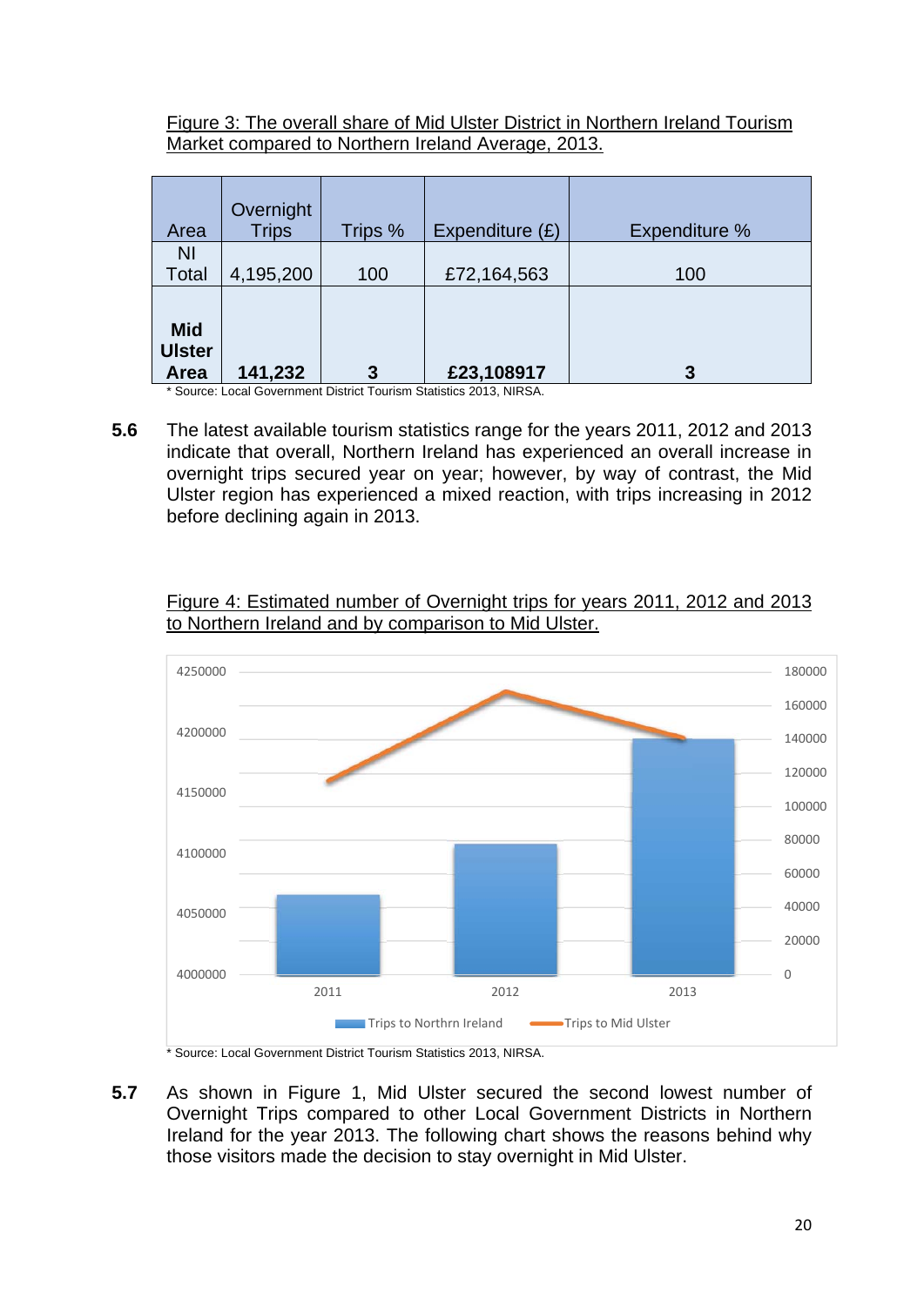Figure 3: The overall share of Mid Ulster District in Northern Ireland Tourism Market compared to Northern Ireland Average, 2013.

| Area | Overnight Trips | Trips % | Expenditure (£) | Expenditure % |
|---|---|---|---|---|
| NI Total | 4,195,200 | 100 | £72,164,563 | 100 |
| **Mid Ulster Area** | **141,232** | **3** | **£23,108917** | **3** |

* Source: Local Government District Tourism Statistics 2013, NIRSA.

**5.6** The latest available tourism statistics range for the years 2011, 2012 and 2013 indicate that overall, Northern Ireland has experienced an overall increase in overnight trips secured year on year; however, by way of contrast, the Mid Ulster region has experienced a mixed reaction, with trips increasing in 2012 before declining again in 2013.

Figure 4: Estimated number of Overnight trips for years 2011, 2012 and 2013 to Northern Ireland and by comparison to Mid Ulster.

* Source: Local Government District Tourism Statistics 2013, NIRSA.

**5.7** As shown in Figure 1, Mid Ulster secured the second lowest number of Overnight Trips compared to other Local Government Districts in Northern Ireland for the year 2013. The following chart shows the reasons behind why those visitors made the decision to stay overnight in Mid Ulster.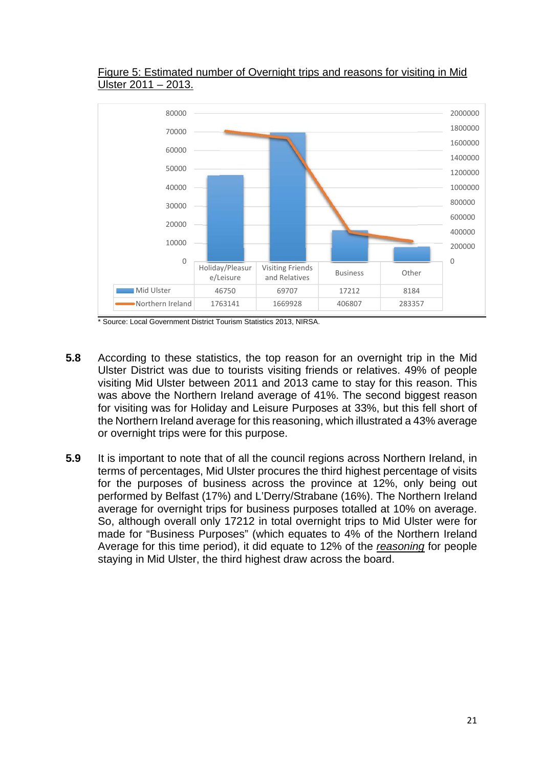Figure 5: Estimated number of Overnight trips and reasons for visiting in Mid Ulster 2011 – 2013.

| | Holiday/Pleasure/Leisure | Visiting Friends and Relatives | Business | Other |
|---|---|---|---|---|
| Mid Ulster | 46750 | 69707 | 17212 | 8184 |
| Northern Ireland | 1763141 | 1669928 | 406807 | 283357 |

* Source: Local Government District Tourism Statistics 2013, NIRSA.

**5.8** According to these statistics, the top reason for an overnight trip in the Mid Ulster District was due to tourists visiting friends or relatives. 49% of people visiting Mid Ulster between 2011 and 2013 came to stay for this reason. This was above the Northern Ireland average of 41%. The second biggest reason for visiting was for Holiday and Leisure Purposes at 33%, but this fell short of the Northern Ireland average for this reasoning, which illustrated a 43% average or overnight trips were for this purpose.

**5.9** It is important to note that of all the council regions across Northern Ireland, in terms of percentages, Mid Ulster procures the third highest percentage of visits for the purposes of business across the province at 12%, only being out performed by Belfast (17%) and L'Derry/Strabane (16%). The Northern Ireland average for overnight trips for business purposes totalled at 10% on average. So, although overall only 17212 in total overnight trips to Mid Ulster were for made for "Business Purposes" (which equates to 4% of the Northern Ireland Average for this time period), it did equate to 12% of the *reasoning* for people staying in Mid Ulster, the third highest draw across the board.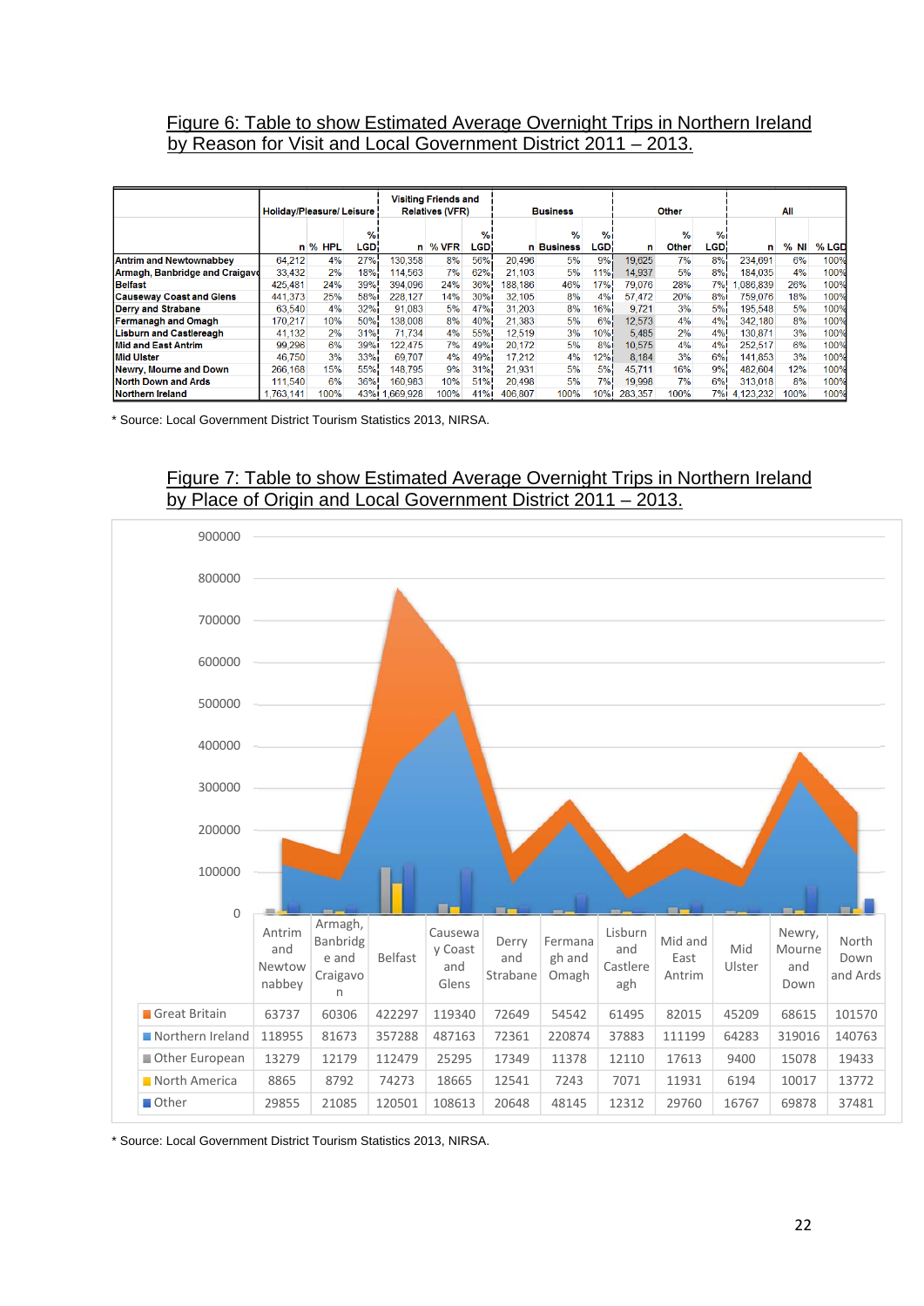## Figure 6: Table to show Estimated Average Overnight Trips in Northern Ireland by Reason for Visit and Local Government District 2011 – 2013.

| | Holiday/Pleasure/ Leisure | | | Visiting Friends and Relatives (VFR) | | | Business | | | Other | | | All | | |
|---|---|---|---|---|---|---|---|---|---|---|---|---|---|---|---|
| | n | % HPL | % LGD | n | % VFR | % LGD | n | % Business | % LGD | n | % Other | % LGD | n | % NI | % LGD |
| Antrim and Newtownabbey | 64,212 | 4% | 27% | 130,358 | 8% | 56% | 20,496 | 5% | 9% | 19,625 | 7% | 8% | 234,691 | 6% | 100% |
| Armagh, Banbridge and Craigavon | 33,432 | 2% | 18% | 114,563 | 7% | 62% | 21,103 | 5% | 11% | 14,937 | 5% | 8% | 184,035 | 4% | 100% |
| Belfast | 425,481 | 24% | 39% | 394,096 | 24% | 36% | 188,186 | 46% | 17% | 79,076 | 28% | 7% | 1,086,839 | 26% | 100% |
| Causeway Coast and Glens | 441,373 | 25% | 58% | 228,127 | 14% | 30% | 32,105 | 8% | 4% | 57,472 | 20% | 8% | 759,076 | 18% | 100% |
| Derry and Strabane | 63,540 | 4% | 32% | 91,083 | 5% | 47% | 31,203 | 8% | 16% | 9,721 | 3% | 5% | 195,548 | 5% | 100% |
| Fermanagh and Omagh | 170,217 | 10% | 50% | 138,008 | 8% | 40% | 21,383 | 5% | 6% | 12,573 | 4% | 4% | 342,180 | 8% | 100% |
| Lisburn and Castlereagh | 41,132 | 2% | 31% | 71,734 | 4% | 55% | 12,519 | 3% | 10% | 5,485 | 2% | 4% | 130,871 | 3% | 100% |
| Mid and East Antrim | 99,296 | 6% | 39% | 122,475 | 7% | 49% | 20,172 | 5% | 8% | 10,575 | 4% | 4% | 252,517 | 6% | 100% |
| Mid Ulster | 46,750 | 3% | 33% | 69,707 | 4% | 49% | 17,212 | 4% | 12% | 8,184 | 3% | 6% | 141,853 | 3% | 100% |
| Newry, Mourne and Down | 266,168 | 15% | 55% | 148,795 | 9% | 31% | 21,931 | 5% | 5% | 45,711 | 16% | 9% | 482,604 | 12% | 100% |
| North Down and Ards | 111,540 | 6% | 36% | 160,983 | 10% | 51% | 20,498 | 5% | 7% | 19,998 | 7% | 6% | 313,018 | 8% | 100% |
| Northern Ireland | 1,763,141 | 100% | 43% | 1,669,928 | 100% | 41% | 406,807 | 100% | 10% | 283,357 | 100% | 7% | 4,123,232 | 100% | 100% |

* Source: Local Government District Tourism Statistics 2013, NIRSA.

## Figure 7: Table to show Estimated Average Overnight Trips in Northern Ireland by Place of Origin and Local Government District 2011 – 2013.

| | Antrim and Newtownabbey | Armagh, Banbridge and Craigavon | Belfast | Causeway Coast and Glens | Derry and Strabane | Fermanagh and Omagh | Lisburn and Castlereagh | Mid and East Antrim | Mid Ulster | Newry, Mourne and Down | North Down and Ards |
|---|---|---|---|---|---|---|---|---|---|---|---|
| Great Britain | 63737 | 60306 | 422297 | 119340 | 72649 | 54542 | 61495 | 82015 | 45209 | 68615 | 101570 |
| Northern Ireland | 118955 | 81673 | 357288 | 487163 | 72361 | 220874 | 37883 | 111199 | 64283 | 319016 | 140763 |
| Other European | 13279 | 12179 | 112479 | 25295 | 17349 | 11378 | 12110 | 17613 | 9400 | 15078 | 19433 |
| North America | 8865 | 8792 | 74273 | 18665 | 12541 | 7243 | 7071 | 11931 | 6194 | 10017 | 13772 |
| Other | 29855 | 21085 | 120501 | 108613 | 20648 | 48145 | 12312 | 29760 | 16767 | 69878 | 37481 |

* Source: Local Government District Tourism Statistics 2013, NIRSA.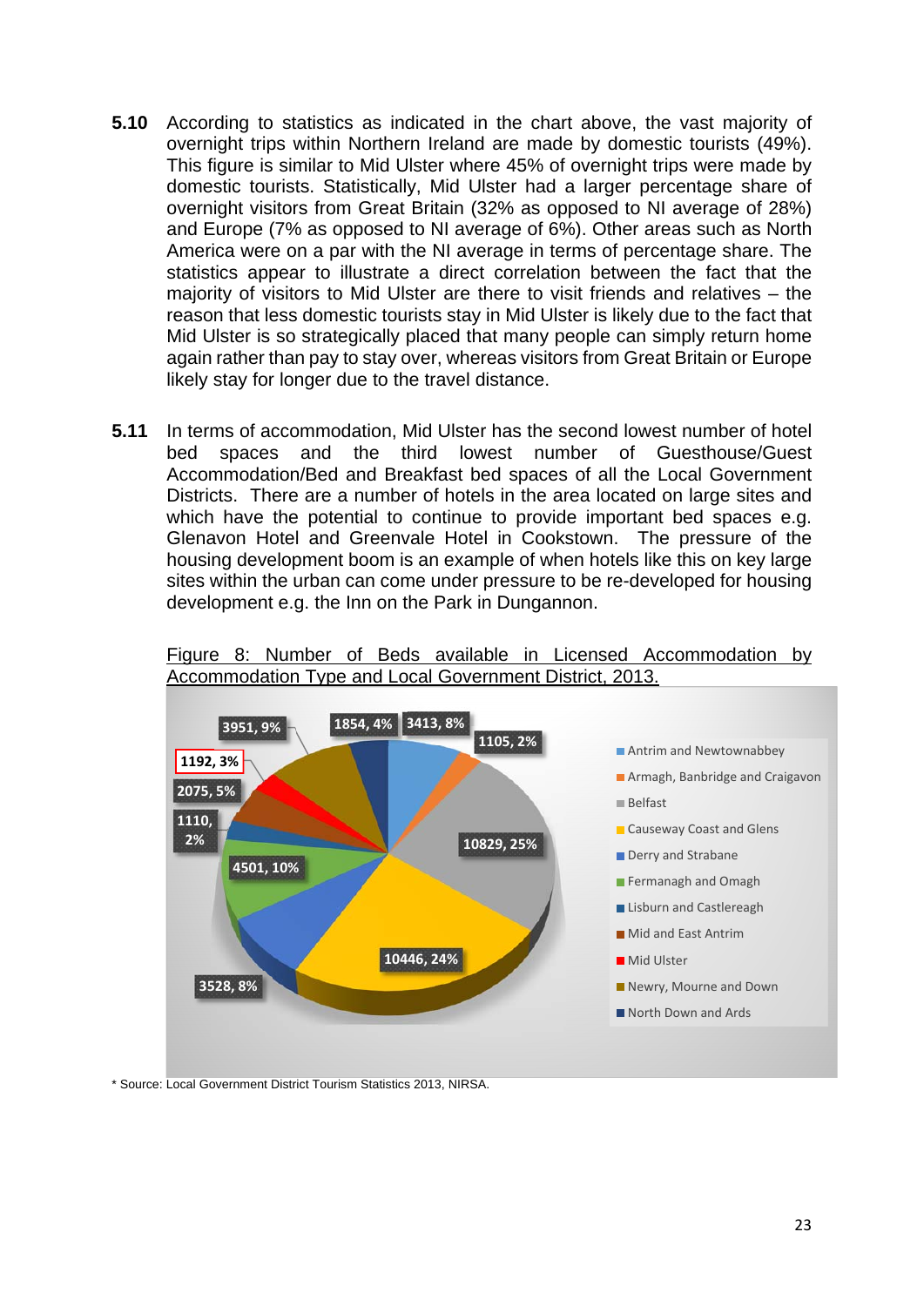**5.10** According to statistics as indicated in the chart above, the vast majority of overnight trips within Northern Ireland are made by domestic tourists (49%). This figure is similar to Mid Ulster where 45% of overnight trips were made by domestic tourists. Statistically, Mid Ulster had a larger percentage share of overnight visitors from Great Britain (32% as opposed to NI average of 28%) and Europe (7% as opposed to NI average of 6%). Other areas such as North America were on a par with the NI average in terms of percentage share. The statistics appear to illustrate a direct correlation between the fact that the majority of visitors to Mid Ulster are there to visit friends and relatives – the reason that less domestic tourists stay in Mid Ulster is likely due to the fact that Mid Ulster is so strategically placed that many people can simply return home again rather than pay to stay over, whereas visitors from Great Britain or Europe likely stay for longer due to the travel distance.

**5.11** In terms of accommodation, Mid Ulster has the second lowest number of hotel bed spaces and the third lowest number of Guesthouse/Guest Accommodation/Bed and Breakfast bed spaces of all the Local Government Districts. There are a number of hotels in the area located on large sites and which have the potential to continue to provide important bed spaces e.g. Glenavon Hotel and Greenvale Hotel in Cookstown. The pressure of the housing development boom is an example of when hotels like this on key large sites within the urban can come under pressure to be re-developed for housing development e.g. the Inn on the Park in Dungannon.

Figure 8: Number of Beds available in Licensed Accommodation by Accommodation Type and Local Government District, 2013.

* Source: Local Government District Tourism Statistics 2013, NIRSA.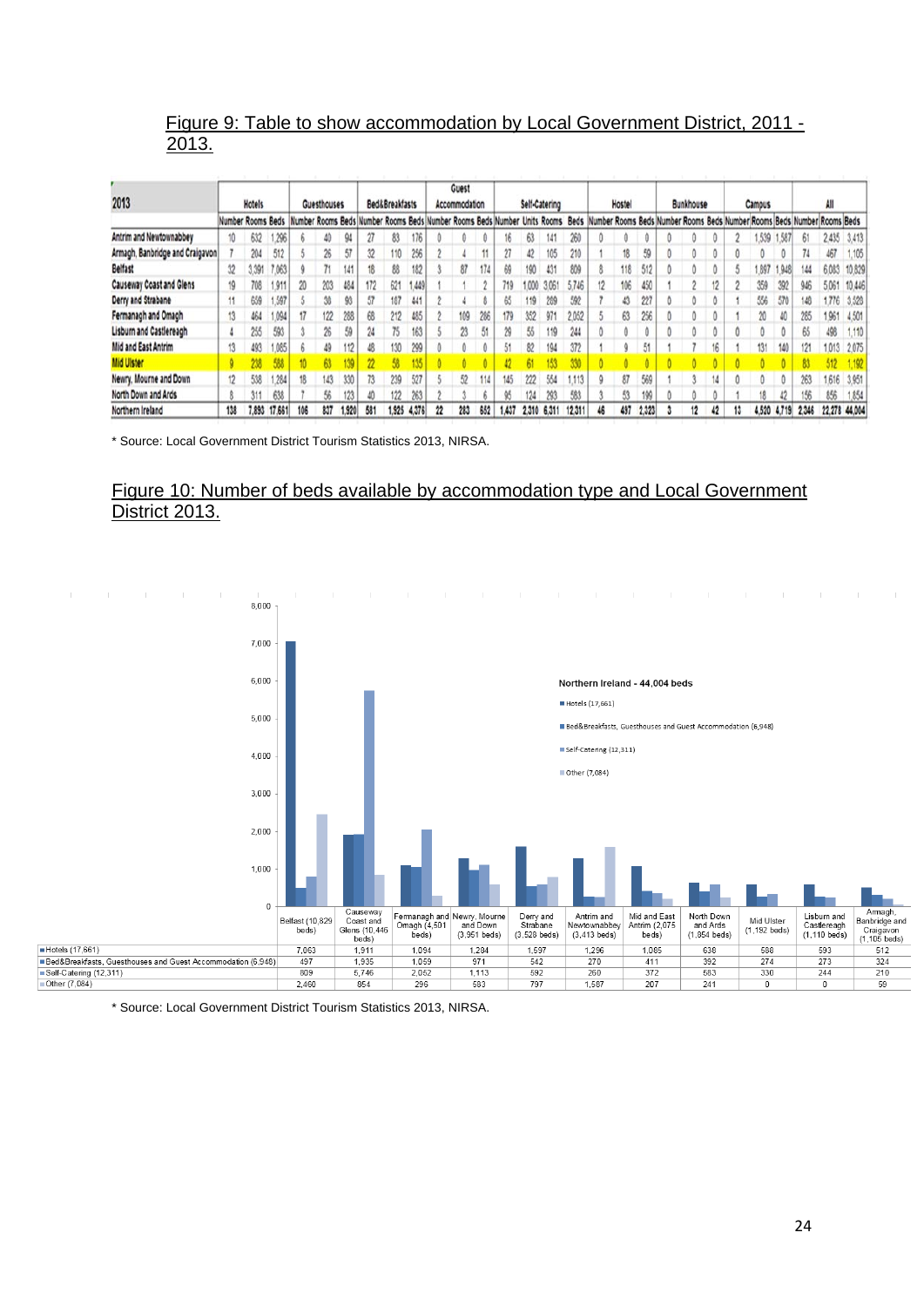## Figure 9: Table to show accommodation by Local Government District, 2011 - 2013.

| 2013 | Hotels | | | Guesthouses | | | Bed&Breakfasts | | | Guest Accommodation | | | Self-Catering | | | | Hostel | | | Bunkhouse | | | Campus | | | All | | |
|---|---|---|---|---|---|---|---|---|---|---|---|---|---|---|---|---|---|---|---|---|---|---|---|---|---|---|---|---|
| | Number | Rooms | Beds | Number | Rooms | Beds | Number | Rooms | Beds | Number | Rooms | Beds | Number | Units | Rooms | Beds | Number | Rooms | Beds | Number | Rooms | Beds | Number | Rooms | Beds | Number | Rooms | Beds |
| Antrim and Newtownabbey | 10 | 632 | 1,296 | 6 | 40 | 94 | 27 | 83 | 176 | 0 | 0 | 0 | 16 | 63 | 141 | 260 | 0 | 0 | 0 | 0 | 0 | 0 | 2 | 1,539 | 1,587 | 61 | 2,435 | 3,413 |
| Armagh, Banbridge and Craigavon | 7 | 204 | 512 | 5 | 26 | 57 | 32 | 110 | 256 | 2 | 4 | 11 | 27 | 42 | 105 | 210 | 1 | 18 | 59 | 0 | 0 | 0 | 0 | 0 | 0 | 74 | 467 | 1,105 |
| Belfast | 32 | 3,391 | 7,063 | 9 | 71 | 141 | 18 | 88 | 182 | 3 | 87 | 174 | 69 | 190 | 431 | 809 | 8 | 118 | 512 | 0 | 0 | 0 | 5 | 1,897 | 1,948 | 144 | 6,083 | 10,829 |
| Causeway Coast and Glens | 19 | 708 | 1,911 | 20 | 203 | 484 | 172 | 621 | 1,449 | 1 | 1 | 2 | 719 | 1,000 | 3,051 | 5,746 | 12 | 106 | 450 | 1 | 2 | 12 | 2 | 359 | 392 | 946 | 5,061 | 10,446 |
| Derry and Strabane | 11 | 659 | 1,597 | 5 | 38 | 93 | 57 | 187 | 441 | 2 | 4 | 8 | 65 | 119 | 269 | 592 | 7 | 43 | 227 | 0 | 0 | 0 | 1 | 556 | 570 | 148 | 1,776 | 3,528 |
| Fermanagh and Omagh | 13 | 464 | 1,094 | 17 | 122 | 288 | 68 | 212 | 485 | 2 | 109 | 286 | 179 | 352 | 971 | 2,052 | 5 | 63 | 256 | 0 | 0 | 0 | 1 | 20 | 40 | 285 | 1,961 | 4,501 |
| Lisburn and Castlereagh | 4 | 255 | 593 | 3 | 26 | 59 | 24 | 75 | 163 | 5 | 23 | 51 | 29 | 55 | 119 | 244 | 0 | 0 | 0 | 0 | 0 | 0 | 0 | 0 | 0 | 65 | 498 | 1,110 |
| Mid and East Antrim | 13 | 493 | 1,085 | 6 | 49 | 112 | 48 | 130 | 299 | 0 | 0 | 0 | 51 | 82 | 194 | 372 | 1 | 9 | 51 | 1 | 7 | 16 | 1 | 131 | 140 | 121 | 1,013 | 2,075 |
| **Mid Ulster** | 9 | 238 | 588 | 10 | 63 | 139 | 22 | 58 | 135 | 0 | 0 | 0 | 42 | 61 | 153 | 330 | 0 | 0 | 0 | 0 | 0 | 0 | 0 | 0 | 0 | 83 | 512 | 1,192 |
| Newry, Mourne and Down | 12 | 538 | 1,284 | 18 | 143 | 330 | 73 | 239 | 527 | 5 | 52 | 114 | 145 | 222 | 554 | 1,113 | 9 | 87 | 569 | 1 | 3 | 14 | 0 | 0 | 0 | 263 | 1,616 | 3,951 |
| North Down and Ards | 8 | 311 | 638 | 7 | 56 | 123 | 40 | 122 | 263 | 2 | 3 | 6 | 95 | 124 | 293 | 583 | 3 | 53 | 199 | 0 | 0 | 0 | 1 | 18 | 42 | 156 | 856 | 1,854 |
| Northern Ireland | 138 | 7,893 | 17,661 | 106 | 837 | 1,920 | 581 | 1,925 | 4,376 | 22 | 283 | 652 | 1,437 | 2,310 | 6,311 | 12,311 | 46 | 497 | 2,323 | 3 | 12 | 42 | 13 | 4,520 | 4,719 | 2,346 | 22,278 | 44,004 |

\* Source: Local Government District Tourism Statistics 2013, NIRSA.

## Figure 10: Number of beds available by accommodation type and Local Government District 2013.

Northern Ireland - 44,004 beds

| | Belfast (10,829 beds) | Causeway Coast and Glens (10,446 beds) | Fermanagh and Omagh (4,501 beds) | Newry, Mourne and Down (3,951 beds) | Derry and Strabane (3,528 beds) | Antrim and Newtownabbey (3,413 beds) | Mid and East Antrim (2,075 beds) | North Down and Ards (1,854 beds) | Mid Ulster (1,192 beds) | Lisburn and Castlereagh (1,110 beds) | Armagh, Banbridge and Craigavon (1,105 beds) |
|---|---|---|---|---|---|---|---|---|---|---|---|
| Hotels (17,661) | 7,063 | 1,911 | 1,094 | 1,284 | 1,597 | 1,296 | 1,085 | 638 | 588 | 593 | 512 |
| Bed&Breakfasts, Guesthouses and Guest Accommodation (6,948) | 497 | 1,935 | 1,059 | 971 | 542 | 270 | 411 | 392 | 274 | 273 | 324 |
| Self-Catering (12,311) | 809 | 5,746 | 2,052 | 1,113 | 592 | 260 | 372 | 583 | 330 | 244 | 210 |
| Other (7,084) | 2,460 | 854 | 296 | 583 | 797 | 1,587 | 207 | 241 | 0 | 0 | 59 |

\* Source: Local Government District Tourism Statistics 2013, NIRSA.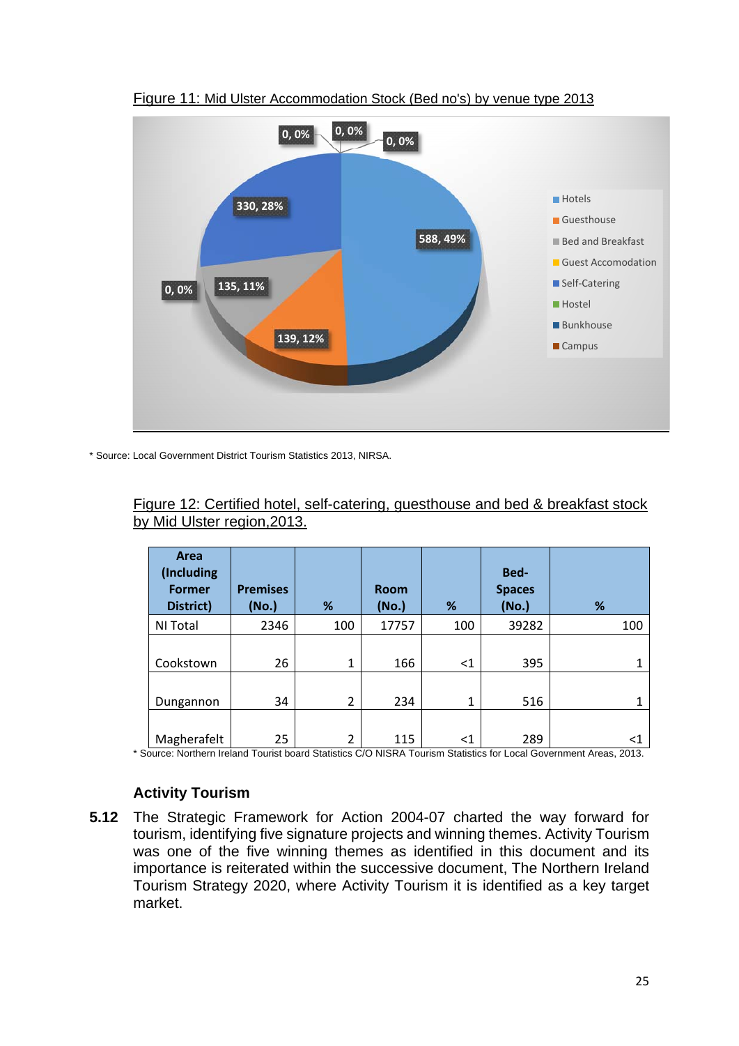Figure 11: Mid Ulster Accommodation Stock (Bed no's) by venue type 2013

* Source: Local Government District Tourism Statistics 2013, NIRSA.

Figure 12: Certified hotel, self-catering, guesthouse and bed & breakfast stock by Mid Ulster region,2013.

| Area (Including Former District) | Premises (No.) | % | Room (No.) | % | Bed-Spaces (No.) | % |
|---|---|---|---|---|---|---|
| NI Total | 2346 | 100 | 17757 | 100 | 39282 | 100 |
| Cookstown | 26 | 1 | 166 | <1 | 395 | 1 |
| Dungannon | 34 | 2 | 234 | 1 | 516 | 1 |
| Magherafelt | 25 | 2 | 115 | <1 | 289 | <1 |

* Source: Northern Ireland Tourist board Statistics C/O NISRA Tourism Statistics for Local Government Areas, 2013.

### Activity Tourism

**5.12** The Strategic Framework for Action 2004-07 charted the way forward for tourism, identifying five signature projects and winning themes. Activity Tourism was one of the five winning themes as identified in this document and its importance is reiterated within the successive document, The Northern Ireland Tourism Strategy 2020, where Activity Tourism it is identified as a key target market.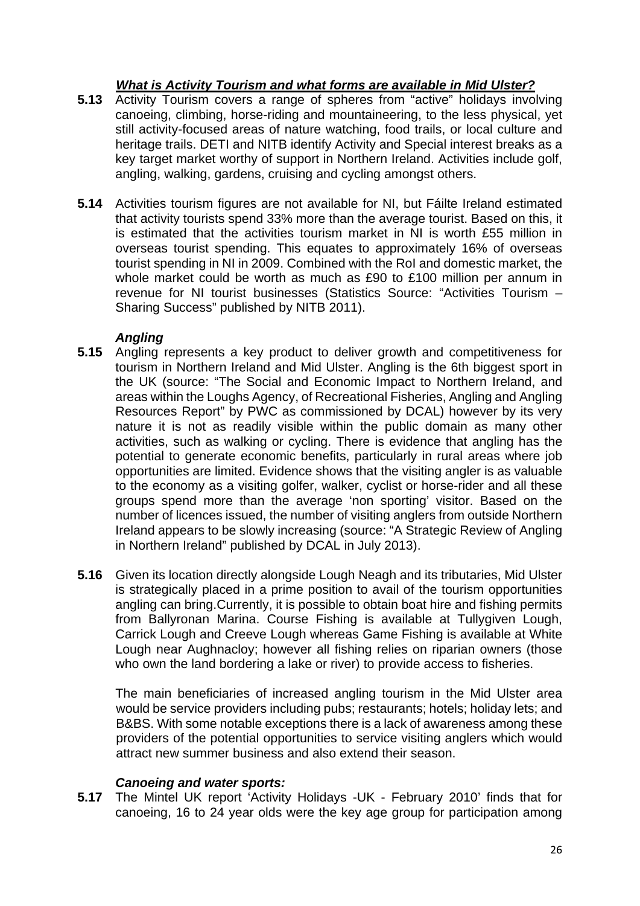### ***What is Activity Tourism and what forms are available in Mid Ulster?***

**5.13** Activity Tourism covers a range of spheres from "active" holidays involving canoeing, climbing, horse-riding and mountaineering, to the less physical, yet still activity-focused areas of nature watching, food trails, or local culture and heritage trails. DETI and NITB identify Activity and Special interest breaks as a key target market worthy of support in Northern Ireland. Activities include golf, angling, walking, gardens, cruising and cycling amongst others.

**5.14** Activities tourism figures are not available for NI, but Fáilte Ireland estimated that activity tourists spend 33% more than the average tourist. Based on this, it is estimated that the activities tourism market in NI is worth £55 million in overseas tourist spending. This equates to approximately 16% of overseas tourist spending in NI in 2009. Combined with the RoI and domestic market, the whole market could be worth as much as £90 to £100 million per annum in revenue for NI tourist businesses (Statistics Source: "Activities Tourism – Sharing Success" published by NITB 2011).

### ***Angling***

**5.15** Angling represents a key product to deliver growth and competitiveness for tourism in Northern Ireland and Mid Ulster. Angling is the 6th biggest sport in the UK (source: "The Social and Economic Impact to Northern Ireland, and areas within the Loughs Agency, of Recreational Fisheries, Angling and Angling Resources Report" by PWC as commissioned by DCAL) however by its very nature it is not as readily visible within the public domain as many other activities, such as walking or cycling. There is evidence that angling has the potential to generate economic benefits, particularly in rural areas where job opportunities are limited. Evidence shows that the visiting angler is as valuable to the economy as a visiting golfer, walker, cyclist or horse-rider and all these groups spend more than the average 'non sporting' visitor. Based on the number of licences issued, the number of visiting anglers from outside Northern Ireland appears to be slowly increasing (source: "A Strategic Review of Angling in Northern Ireland" published by DCAL in July 2013).

**5.16** Given its location directly alongside Lough Neagh and its tributaries, Mid Ulster is strategically placed in a prime position to avail of the tourism opportunities angling can bring.Currently, it is possible to obtain boat hire and fishing permits from Ballyronan Marina. Course Fishing is available at Tullygiven Lough, Carrick Lough and Creeve Lough whereas Game Fishing is available at White Lough near Aughnacloy; however all fishing relies on riparian owners (those who own the land bordering a lake or river) to provide access to fisheries.

The main beneficiaries of increased angling tourism in the Mid Ulster area would be service providers including pubs; restaurants; hotels; holiday lets; and B&BS. With some notable exceptions there is a lack of awareness among these providers of the potential opportunities to service visiting anglers which would attract new summer business and also extend their season.

### ***Canoeing and water sports:***

**5.17** The Mintel UK report 'Activity Holidays -UK - February 2010' finds that for canoeing, 16 to 24 year olds were the key age group for participation among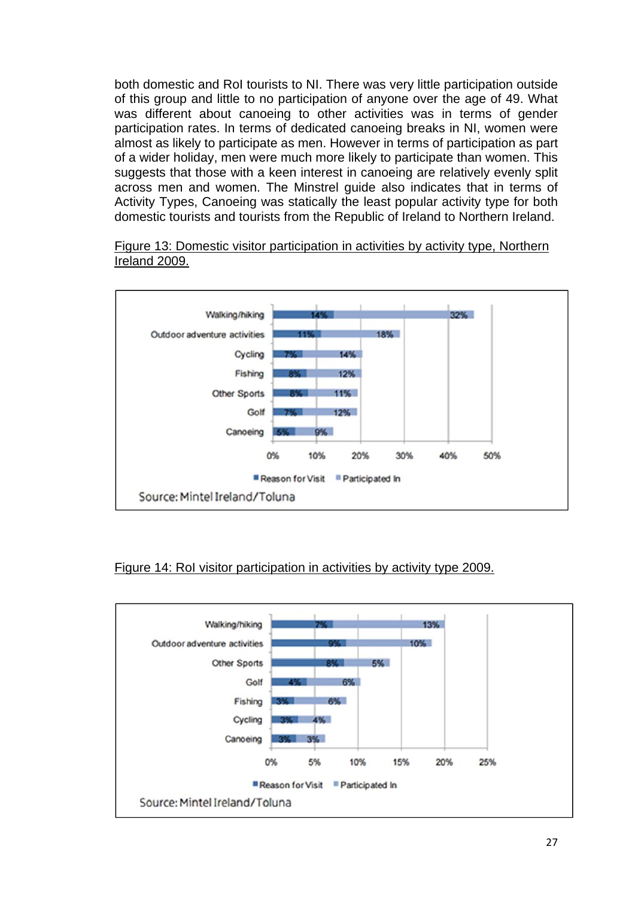both domestic and RoI tourists to NI. There was very little participation outside of this group and little to no participation of anyone over the age of 49. What was different about canoeing to other activities was in terms of gender participation rates. In terms of dedicated canoeing breaks in NI, women were almost as likely to participate as men. However in terms of participation as part of a wider holiday, men were much more likely to participate than women. This suggests that those with a keen interest in canoeing are relatively evenly split across men and women. The Minstrel guide also indicates that in terms of Activity Types, Canoeing was statically the least popular activity type for both domestic tourists and tourists from the Republic of Ireland to Northern Ireland.

Figure 13: Domestic visitor participation in activities by activity type, Northern Ireland 2009.

| Activity | Reason for Visit | Participated In |
|---|---|---|
| Walking/hiking | 14% | 32% |
| Outdoor adventure activities | 11% | 18% |
| Cycling | 7% | 14% |
| Fishing | 8% | 12% |
| Other Sports | 8% | 11% |
| Golf | 7% | 12% |
| Canoeing | 5% | 9% |

Source: Mintel Ireland/Toluna

Figure 14: RoI visitor participation in activities by activity type 2009.

| Activity | Reason for Visit | Participated In |
|---|---|---|
| Walking/hiking | 7% | 13% |
| Outdoor adventure activities | 9% | 10% |
| Other Sports | 8% | 5% |
| Golf | 4% | 6% |
| Fishing | 3% | 6% |
| Cycling | 3% | 4% |
| Canoeing | 3% | 3% |

Source: Mintel Ireland/Toluna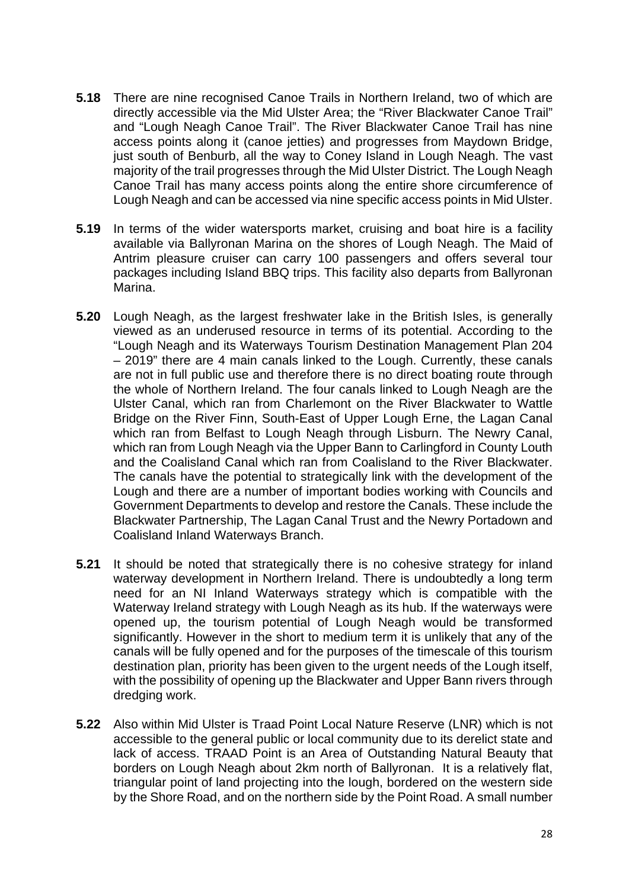**5.18** There are nine recognised Canoe Trails in Northern Ireland, two of which are directly accessible via the Mid Ulster Area; the "River Blackwater Canoe Trail" and "Lough Neagh Canoe Trail". The River Blackwater Canoe Trail has nine access points along it (canoe jetties) and progresses from Maydown Bridge, just south of Benburb, all the way to Coney Island in Lough Neagh. The vast majority of the trail progresses through the Mid Ulster District. The Lough Neagh Canoe Trail has many access points along the entire shore circumference of Lough Neagh and can be accessed via nine specific access points in Mid Ulster.

**5.19** In terms of the wider watersports market, cruising and boat hire is a facility available via Ballyronan Marina on the shores of Lough Neagh. The Maid of Antrim pleasure cruiser can carry 100 passengers and offers several tour packages including Island BBQ trips. This facility also departs from Ballyronan Marina.

**5.20** Lough Neagh, as the largest freshwater lake in the British Isles, is generally viewed as an underused resource in terms of its potential. According to the "Lough Neagh and its Waterways Tourism Destination Management Plan 204 – 2019" there are 4 main canals linked to the Lough. Currently, these canals are not in full public use and therefore there is no direct boating route through the whole of Northern Ireland. The four canals linked to Lough Neagh are the Ulster Canal, which ran from Charlemont on the River Blackwater to Wattle Bridge on the River Finn, South-East of Upper Lough Erne, the Lagan Canal which ran from Belfast to Lough Neagh through Lisburn. The Newry Canal, which ran from Lough Neagh via the Upper Bann to Carlingford in County Louth and the Coalisland Canal which ran from Coalisland to the River Blackwater. The canals have the potential to strategically link with the development of the Lough and there are a number of important bodies working with Councils and Government Departments to develop and restore the Canals. These include the Blackwater Partnership, The Lagan Canal Trust and the Newry Portadown and Coalisland Inland Waterways Branch.

**5.21** It should be noted that strategically there is no cohesive strategy for inland waterway development in Northern Ireland. There is undoubtedly a long term need for an NI Inland Waterways strategy which is compatible with the Waterway Ireland strategy with Lough Neagh as its hub. If the waterways were opened up, the tourism potential of Lough Neagh would be transformed significantly. However in the short to medium term it is unlikely that any of the canals will be fully opened and for the purposes of the timescale of this tourism destination plan, priority has been given to the urgent needs of the Lough itself, with the possibility of opening up the Blackwater and Upper Bann rivers through dredging work.

**5.22** Also within Mid Ulster is Traad Point Local Nature Reserve (LNR) which is not accessible to the general public or local community due to its derelict state and lack of access. TRAAD Point is an Area of Outstanding Natural Beauty that borders on Lough Neagh about 2km north of Ballyronan. It is a relatively flat, triangular point of land projecting into the lough, bordered on the western side by the Shore Road, and on the northern side by the Point Road. A small number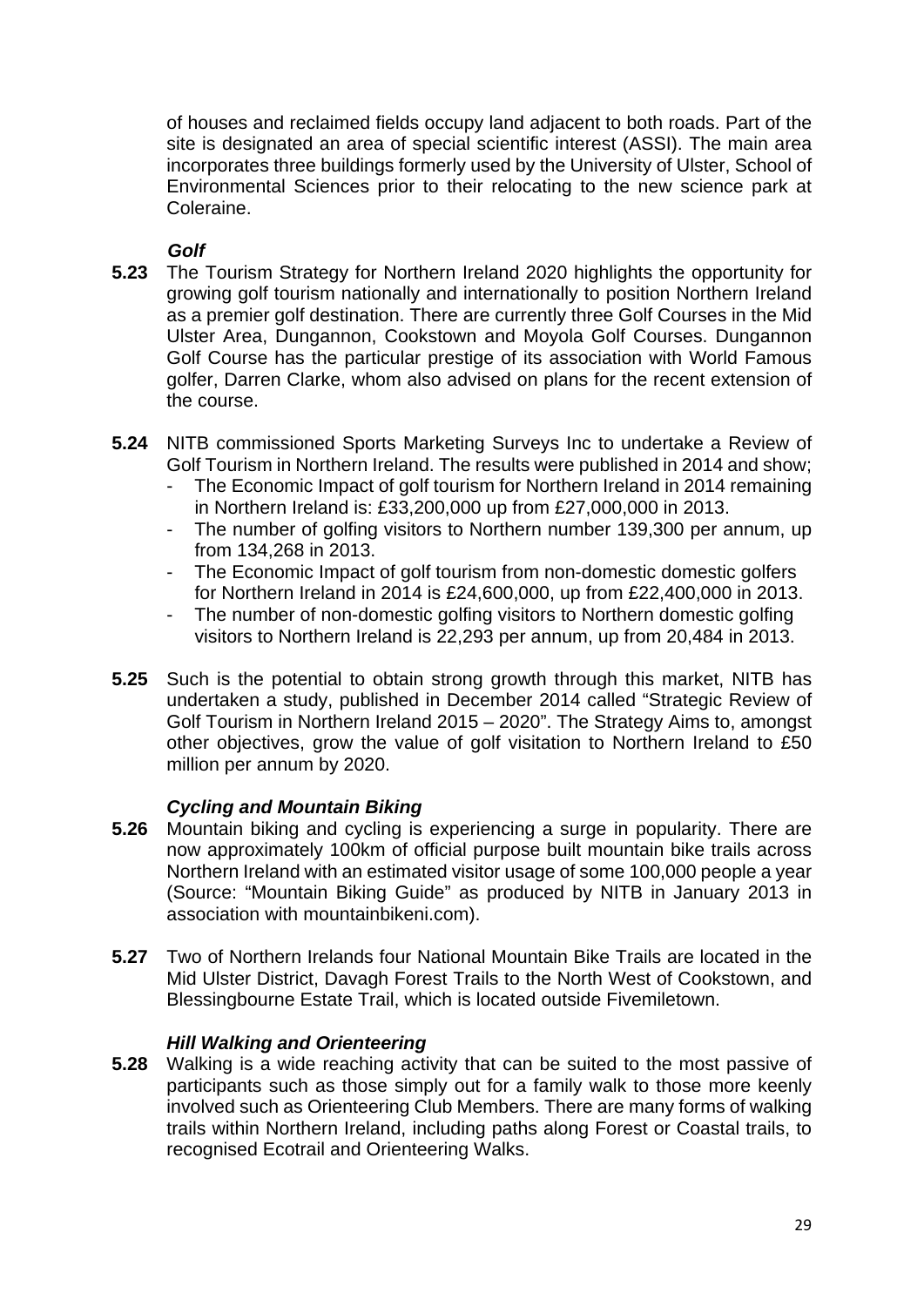of houses and reclaimed fields occupy land adjacent to both roads. Part of the site is designated an area of special scientific interest (ASSI). The main area incorporates three buildings formerly used by the University of Ulster, School of Environmental Sciences prior to their relocating to the new science park at Coleraine.

***Golf***

**5.23** The Tourism Strategy for Northern Ireland 2020 highlights the opportunity for growing golf tourism nationally and internationally to position Northern Ireland as a premier golf destination. There are currently three Golf Courses in the Mid Ulster Area, Dungannon, Cookstown and Moyola Golf Courses. Dungannon Golf Course has the particular prestige of its association with World Famous golfer, Darren Clarke, whom also advised on plans for the recent extension of the course.

**5.24** NITB commissioned Sports Marketing Surveys Inc to undertake a Review of Golf Tourism in Northern Ireland. The results were published in 2014 and show;

- The Economic Impact of golf tourism for Northern Ireland in 2014 remaining in Northern Ireland is: £33,200,000 up from £27,000,000 in 2013.
- The number of golfing visitors to Northern number 139,300 per annum, up from 134,268 in 2013.
- The Economic Impact of golf tourism from non-domestic domestic golfers for Northern Ireland in 2014 is £24,600,000, up from £22,400,000 in 2013.
- The number of non-domestic golfing visitors to Northern domestic golfing visitors to Northern Ireland is 22,293 per annum, up from 20,484 in 2013.

**5.25** Such is the potential to obtain strong growth through this market, NITB has undertaken a study, published in December 2014 called "Strategic Review of Golf Tourism in Northern Ireland 2015 – 2020". The Strategy Aims to, amongst other objectives, grow the value of golf visitation to Northern Ireland to £50 million per annum by 2020.

***Cycling and Mountain Biking***

**5.26** Mountain biking and cycling is experiencing a surge in popularity. There are now approximately 100km of official purpose built mountain bike trails across Northern Ireland with an estimated visitor usage of some 100,000 people a year (Source: "Mountain Biking Guide" as produced by NITB in January 2013 in association with mountainbikeni.com).

**5.27** Two of Northern Irelands four National Mountain Bike Trails are located in the Mid Ulster District, Davagh Forest Trails to the North West of Cookstown, and Blessingbourne Estate Trail, which is located outside Fivemiletown.

***Hill Walking and Orienteering***

**5.28** Walking is a wide reaching activity that can be suited to the most passive of participants such as those simply out for a family walk to those more keenly involved such as Orienteering Club Members. There are many forms of walking trails within Northern Ireland, including paths along Forest or Coastal trails, to recognised Ecotrail and Orienteering Walks.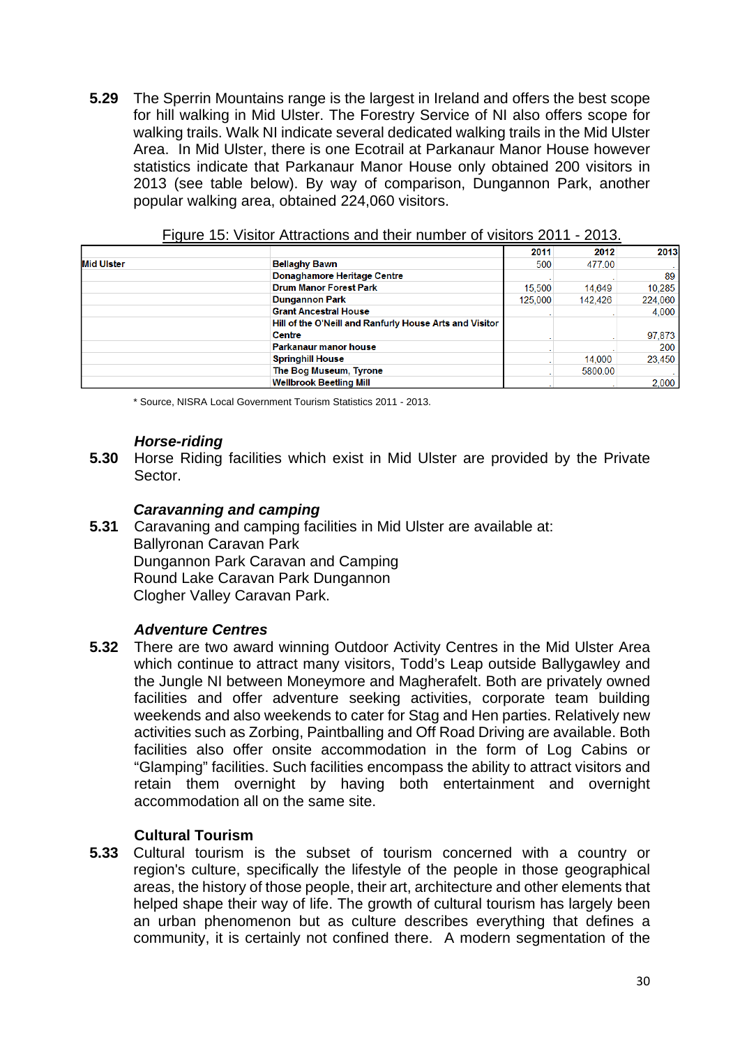**5.29** The Sperrin Mountains range is the largest in Ireland and offers the best scope for hill walking in Mid Ulster. The Forestry Service of NI also offers scope for walking trails. Walk NI indicate several dedicated walking trails in the Mid Ulster Area. In Mid Ulster, there is one Ecotrail at Parkanaur Manor House however statistics indicate that Parkanaur Manor House only obtained 200 visitors in 2013 (see table below). By way of comparison, Dungannon Park, another popular walking area, obtained 224,060 visitors.

Figure 15: Visitor Attractions and their number of visitors 2011 - 2013.

| | | 2011 | 2012 | 2013 |
|---|---|---|---|---|
| **Mid Ulster** | **Bellaghy Bawn** | 500 | 477.00 | . |
| | **Donaghamore Heritage Centre** | . | . | 89 |
| | **Drum Manor Forest Park** | 15,500 | 14,649 | 10,285 |
| | **Dungannon Park** | 125,000 | 142,426 | 224,060 |
| | **Grant Ancestral House** | . | . | 4,000 |
| | **Hill of the O'Neill and Ranfurly House Arts and Visitor Centre** | . | . | 97,873 |
| | **Parkanaur manor house** | . | . | 200 |
| | **Springhill House** | . | 14,000 | 23,450 |
| | **The Bog Museum, Tyrone** | . | 5800.00 | . |
| | **Wellbrook Beetling Mill** | . | . | 2,000 |

\* Source, NISRA Local Government Tourism Statistics 2011 - 2013.

### *Horse-riding*

**5.30** Horse Riding facilities which exist in Mid Ulster are provided by the Private Sector.

### *Caravanning and camping*

**5.31** Caravaning and camping facilities in Mid Ulster are available at:
Ballyronan Caravan Park
Dungannon Park Caravan and Camping
Round Lake Caravan Park Dungannon
Clogher Valley Caravan Park.

### *Adventure Centres*

**5.32** There are two award winning Outdoor Activity Centres in the Mid Ulster Area which continue to attract many visitors, Todd's Leap outside Ballygawley and the Jungle NI between Moneymore and Magherafelt. Both are privately owned facilities and offer adventure seeking activities, corporate team building weekends and also weekends to cater for Stag and Hen parties. Relatively new activities such as Zorbing, Paintballing and Off Road Driving are available. Both facilities also offer onsite accommodation in the form of Log Cabins or "Glamping" facilities. Such facilities encompass the ability to attract visitors and retain them overnight by having both entertainment and overnight accommodation all on the same site.

### Cultural Tourism

**5.33** Cultural tourism is the subset of tourism concerned with a country or region's culture, specifically the lifestyle of the people in those geographical areas, the history of those people, their art, architecture and other elements that helped shape their way of life. The growth of cultural tourism has largely been an urban phenomenon but as culture describes everything that defines a community, it is certainly not confined there. A modern segmentation of the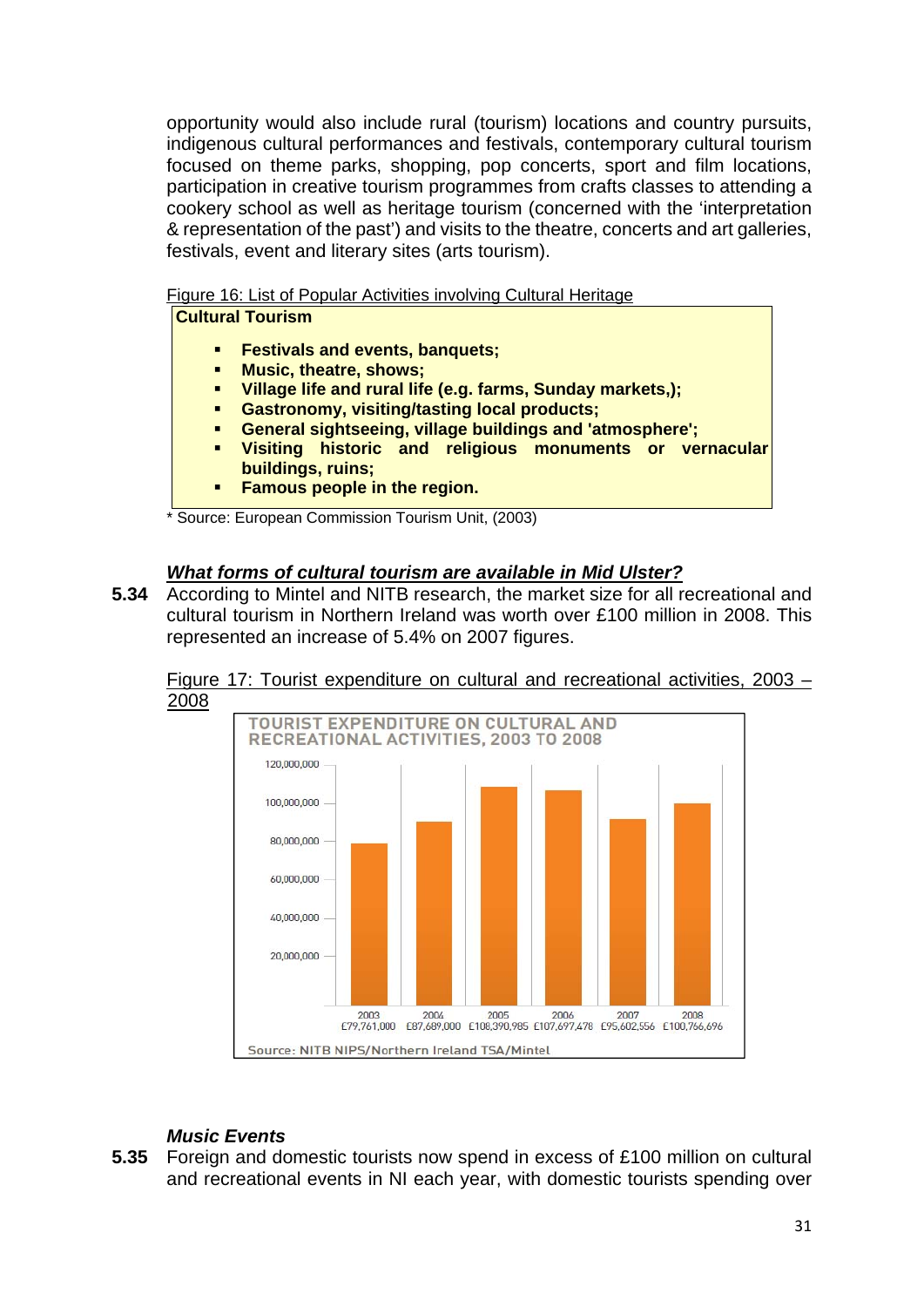opportunity would also include rural (tourism) locations and country pursuits, indigenous cultural performances and festivals, contemporary cultural tourism focused on theme parks, shopping, pop concerts, sport and film locations, participation in creative tourism programmes from crafts classes to attending a cookery school as well as heritage tourism (concerned with the 'interpretation & representation of the past') and visits to the theatre, concerts and art galleries, festivals, event and literary sites (arts tourism).

Figure 16: List of Popular Activities involving Cultural Heritage

**Cultural Tourism**

- **Festivals and events, banquets;**
- **Music, theatre, shows;**
- **Village life and rural life (e.g. farms, Sunday markets,);**
- **Gastronomy, visiting/tasting local products;**
- **General sightseeing, village buildings and 'atmosphere';**
- **Visiting historic and religious monuments or vernacular buildings, ruins;**
- **Famous people in the region.**

\* Source: European Commission Tourism Unit, (2003)

### *What forms of cultural tourism are available in Mid Ulster?*

**5.34** According to Mintel and NITB research, the market size for all recreational and cultural tourism in Northern Ireland was worth over £100 million in 2008. This represented an increase of 5.4% on 2007 figures.

Figure 17: Tourist expenditure on cultural and recreational activities, 2003 – 2008

TOURIST EXPENDITURE ON CULTURAL AND RECREATIONAL ACTIVITIES, 2003 TO 2008

| 2003 | 2004 | 2005 | 2006 | 2007 | 2008 |
|---|---|---|---|---|---|
| £79,761,000 | £87,689,000 | £108,390,985 | £107,697,478 | £95,602,556 | £100,766,696 |

Source: NITB NIPS/Northern Ireland TSA/Mintel

### *Music Events*

**5.35** Foreign and domestic tourists now spend in excess of £100 million on cultural and recreational events in NI each year, with domestic tourists spending over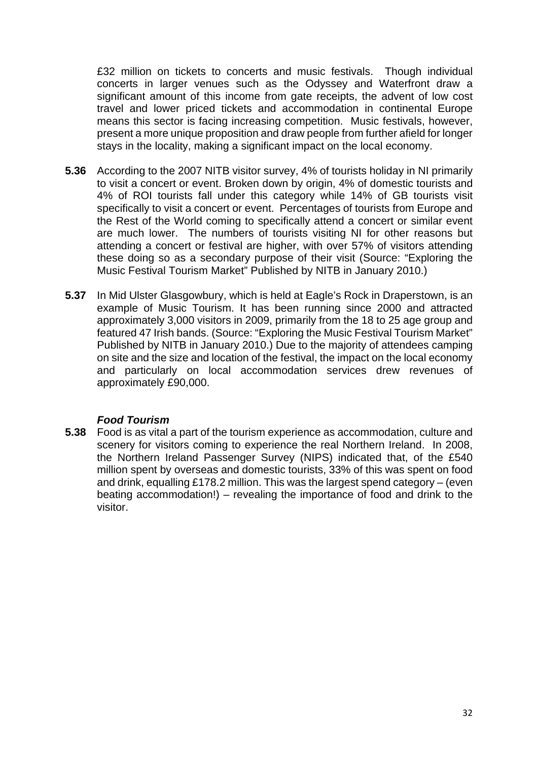£32 million on tickets to concerts and music festivals. Though individual concerts in larger venues such as the Odyssey and Waterfront draw a significant amount of this income from gate receipts, the advent of low cost travel and lower priced tickets and accommodation in continental Europe means this sector is facing increasing competition. Music festivals, however, present a more unique proposition and draw people from further afield for longer stays in the locality, making a significant impact on the local economy.

**5.36** According to the 2007 NITB visitor survey, 4% of tourists holiday in NI primarily to visit a concert or event. Broken down by origin, 4% of domestic tourists and 4% of ROI tourists fall under this category while 14% of GB tourists visit specifically to visit a concert or event. Percentages of tourists from Europe and the Rest of the World coming to specifically attend a concert or similar event are much lower. The numbers of tourists visiting NI for other reasons but attending a concert or festival are higher, with over 57% of visitors attending these doing so as a secondary purpose of their visit (Source: "Exploring the Music Festival Tourism Market" Published by NITB in January 2010.)

**5.37** In Mid Ulster Glasgowbury, which is held at Eagle's Rock in Draperstown, is an example of Music Tourism. It has been running since 2000 and attracted approximately 3,000 visitors in 2009, primarily from the 18 to 25 age group and featured 47 Irish bands. (Source: "Exploring the Music Festival Tourism Market" Published by NITB in January 2010.) Due to the majority of attendees camping on site and the size and location of the festival, the impact on the local economy and particularly on local accommodation services drew revenues of approximately £90,000.

***Food Tourism***

**5.38** Food is as vital a part of the tourism experience as accommodation, culture and scenery for visitors coming to experience the real Northern Ireland. In 2008, the Northern Ireland Passenger Survey (NIPS) indicated that, of the £540 million spent by overseas and domestic tourists, 33% of this was spent on food and drink, equalling £178.2 million. This was the largest spend category – (even beating accommodation!) – revealing the importance of food and drink to the visitor.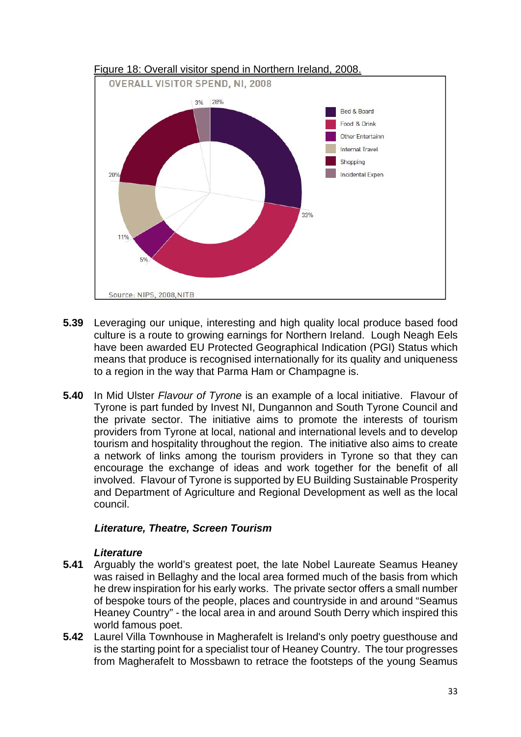Figure 18: Overall visitor spend in Northern Ireland, 2008.

OVERALL VISITOR SPEND, NI, 2008

| Category | Share |
|---|---|
| Bed & Board | 28% |
| Food & Drink | 33% |
| Other Entertainn | 5% |
| Internal Travel | 11% |
| Shopping | 20% |
| Incidental Expen | 3% |

Source: NIPS, 2008,NITB

**5.39** Leveraging our unique, interesting and high quality local produce based food culture is a route to growing earnings for Northern Ireland. Lough Neagh Eels have been awarded EU Protected Geographical Indication (PGI) Status which means that produce is recognised internationally for its quality and uniqueness to a region in the way that Parma Ham or Champagne is.

**5.40** In Mid Ulster *Flavour of Tyrone* is an example of a local initiative. Flavour of Tyrone is part funded by Invest NI, Dungannon and South Tyrone Council and the private sector. The initiative aims to promote the interests of tourism providers from Tyrone at local, national and international levels and to develop tourism and hospitality throughout the region. The initiative also aims to create a network of links among the tourism providers in Tyrone so that they can encourage the exchange of ideas and work together for the benefit of all involved. Flavour of Tyrone is supported by EU Building Sustainable Prosperity and Department of Agriculture and Regional Development as well as the local council.

***Literature, Theatre, Screen Tourism***

***Literature***

**5.41** Arguably the world's greatest poet, the late Nobel Laureate Seamus Heaney was raised in Bellaghy and the local area formed much of the basis from which he drew inspiration for his early works. The private sector offers a small number of bespoke tours of the people, places and countryside in and around "Seamus Heaney Country" - the local area in and around South Derry which inspired this world famous poet.

**5.42** Laurel Villa Townhouse in Magherafelt is Ireland's only poetry guesthouse and is the starting point for a specialist tour of Heaney Country. The tour progresses from Magherafelt to Mossbawn to retrace the footsteps of the young Seamus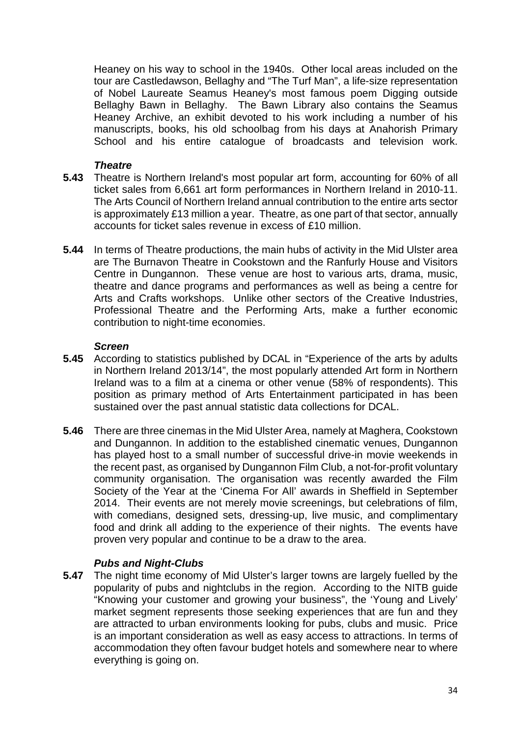Heaney on his way to school in the 1940s. Other local areas included on the tour are Castledawson, Bellaghy and "The Turf Man", a life-size representation of Nobel Laureate Seamus Heaney's most famous poem Digging outside Bellaghy Bawn in Bellaghy. The Bawn Library also contains the Seamus Heaney Archive, an exhibit devoted to his work including a number of his manuscripts, books, his old schoolbag from his days at Anahorish Primary School and his entire catalogue of broadcasts and television work.

***Theatre***

**5.43** Theatre is Northern Ireland's most popular art form, accounting for 60% of all ticket sales from 6,661 art form performances in Northern Ireland in 2010-11. The Arts Council of Northern Ireland annual contribution to the entire arts sector is approximately £13 million a year. Theatre, as one part of that sector, annually accounts for ticket sales revenue in excess of £10 million.

**5.44** In terms of Theatre productions, the main hubs of activity in the Mid Ulster area are The Burnavon Theatre in Cookstown and the Ranfurly House and Visitors Centre in Dungannon. These venue are host to various arts, drama, music, theatre and dance programs and performances as well as being a centre for Arts and Crafts workshops. Unlike other sectors of the Creative Industries, Professional Theatre and the Performing Arts, make a further economic contribution to night-time economies.

***Screen***

**5.45** According to statistics published by DCAL in "Experience of the arts by adults in Northern Ireland 2013/14", the most popularly attended Art form in Northern Ireland was to a film at a cinema or other venue (58% of respondents). This position as primary method of Arts Entertainment participated in has been sustained over the past annual statistic data collections for DCAL.

**5.46** There are three cinemas in the Mid Ulster Area, namely at Maghera, Cookstown and Dungannon. In addition to the established cinematic venues, Dungannon has played host to a small number of successful drive-in movie weekends in the recent past, as organised by Dungannon Film Club, a not-for-profit voluntary community organisation. The organisation was recently awarded the Film Society of the Year at the 'Cinema For All' awards in Sheffield in September 2014. Their events are not merely movie screenings, but celebrations of film, with comedians, designed sets, dressing-up, live music, and complimentary food and drink all adding to the experience of their nights. The events have proven very popular and continue to be a draw to the area.

***Pubs and Night-Clubs***

**5.47** The night time economy of Mid Ulster's larger towns are largely fuelled by the popularity of pubs and nightclubs in the region. According to the NITB guide "Knowing your customer and growing your business", the 'Young and Lively' market segment represents those seeking experiences that are fun and they are attracted to urban environments looking for pubs, clubs and music. Price is an important consideration as well as easy access to attractions. In terms of accommodation they often favour budget hotels and somewhere near to where everything is going on.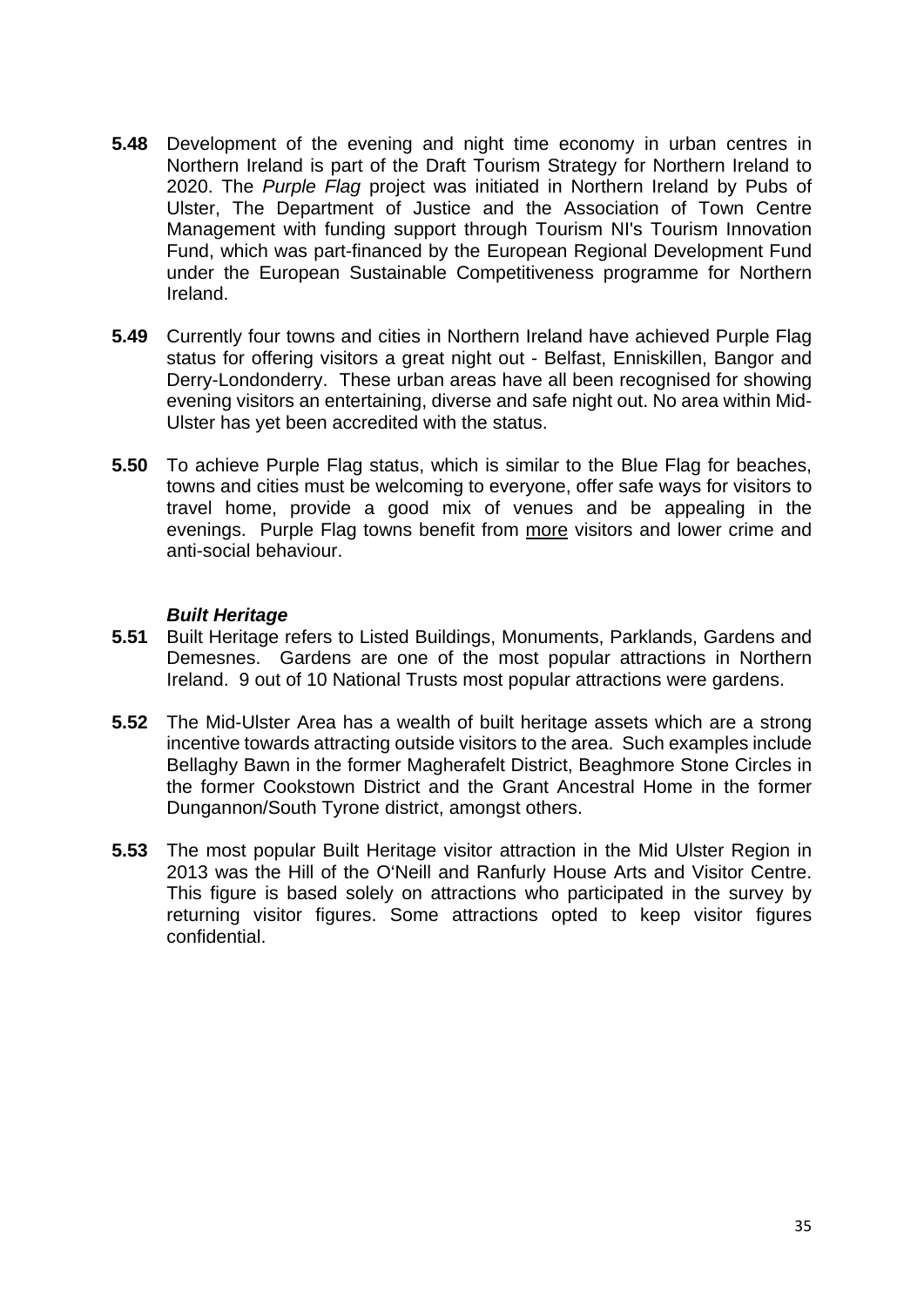**5.48** Development of the evening and night time economy in urban centres in Northern Ireland is part of the Draft Tourism Strategy for Northern Ireland to 2020. The *Purple Flag* project was initiated in Northern Ireland by Pubs of Ulster, The Department of Justice and the Association of Town Centre Management with funding support through Tourism NI's Tourism Innovation Fund, which was part-financed by the European Regional Development Fund under the European Sustainable Competitiveness programme for Northern Ireland.

**5.49** Currently four towns and cities in Northern Ireland have achieved Purple Flag status for offering visitors a great night out - Belfast, Enniskillen, Bangor and Derry-Londonderry. These urban areas have all been recognised for showing evening visitors an entertaining, diverse and safe night out. No area within Mid-Ulster has yet been accredited with the status.

**5.50** To achieve Purple Flag status, which is similar to the Blue Flag for beaches, towns and cities must be welcoming to everyone, offer safe ways for visitors to travel home, provide a good mix of venues and be appealing in the evenings. Purple Flag towns benefit from more visitors and lower crime and anti-social behaviour.

### *Built Heritage*

**5.51** Built Heritage refers to Listed Buildings, Monuments, Parklands, Gardens and Demesnes. Gardens are one of the most popular attractions in Northern Ireland. 9 out of 10 National Trusts most popular attractions were gardens.

**5.52** The Mid-Ulster Area has a wealth of built heritage assets which are a strong incentive towards attracting outside visitors to the area. Such examples include Bellaghy Bawn in the former Magherafelt District, Beaghmore Stone Circles in the former Cookstown District and the Grant Ancestral Home in the former Dungannon/South Tyrone district, amongst others.

**5.53** The most popular Built Heritage visitor attraction in the Mid Ulster Region in 2013 was the Hill of the O'Neill and Ranfurly House Arts and Visitor Centre. This figure is based solely on attractions who participated in the survey by returning visitor figures. Some attractions opted to keep visitor figures confidential.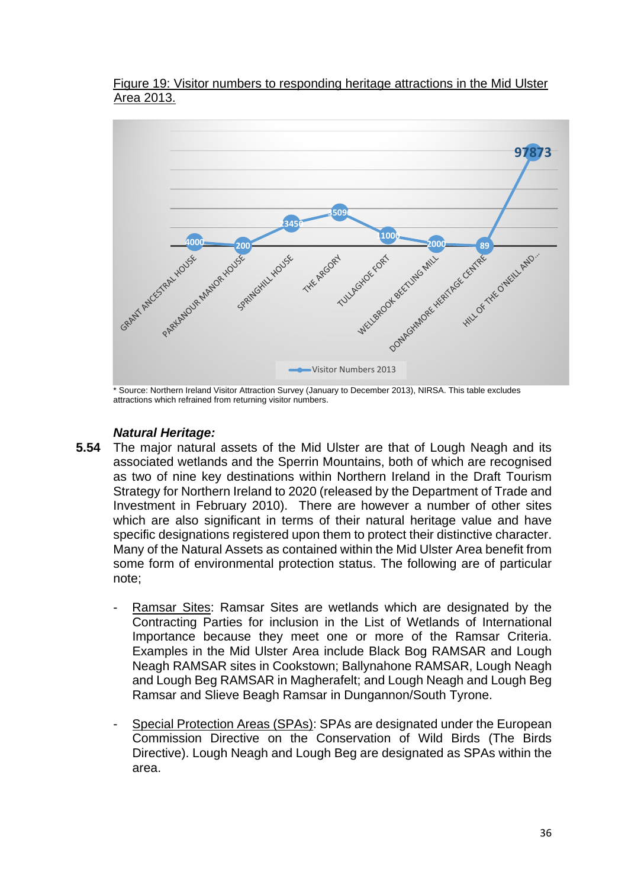Figure 19: Visitor numbers to responding heritage attractions in the Mid Ulster Area 2013.

| Attraction | Visitor Numbers 2013 |
| --- | --- |
| GRANT ANCESTRAL HOUSE | 4000 |
| PARKANOUR MANOR HOUSE | 200 |
| SPRINGHILL HOUSE | 23450 |
| THE ARGORY | 35090 |
| TULLAGHOE FORT | 11000 |
| WELLBROOK BEETLING MILL | 2000 |
| DONAGHMORE HERITAGE CENTRE | 89 |
| HILL OF THE O'NEILL AND... | 97873 |

\* Source: Northern Ireland Visitor Attraction Survey (January to December 2013), NIRSA. This table excludes attractions which refrained from returning visitor numbers.

### *Natural Heritage:*

**5.54** The major natural assets of the Mid Ulster are that of Lough Neagh and its associated wetlands and the Sperrin Mountains, both of which are recognised as two of nine key destinations within Northern Ireland in the Draft Tourism Strategy for Northern Ireland to 2020 (released by the Department of Trade and Investment in February 2010). There are however a number of other sites which are also significant in terms of their natural heritage value and have specific designations registered upon them to protect their distinctive character. Many of the Natural Assets as contained within the Mid Ulster Area benefit from some form of environmental protection status. The following are of particular note;

- Ramsar Sites: Ramsar Sites are wetlands which are designated by the Contracting Parties for inclusion in the List of Wetlands of International Importance because they meet one or more of the Ramsar Criteria. Examples in the Mid Ulster Area include Black Bog RAMSAR and Lough Neagh RAMSAR sites in Cookstown; Ballynahone RAMSAR, Lough Neagh and Lough Beg RAMSAR in Magherafelt; and Lough Neagh and Lough Beg Ramsar and Slieve Beagh Ramsar in Dungannon/South Tyrone.

- Special Protection Areas (SPAs): SPAs are designated under the European Commission Directive on the Conservation of Wild Birds (The Birds Directive). Lough Neagh and Lough Beg are designated as SPAs within the area.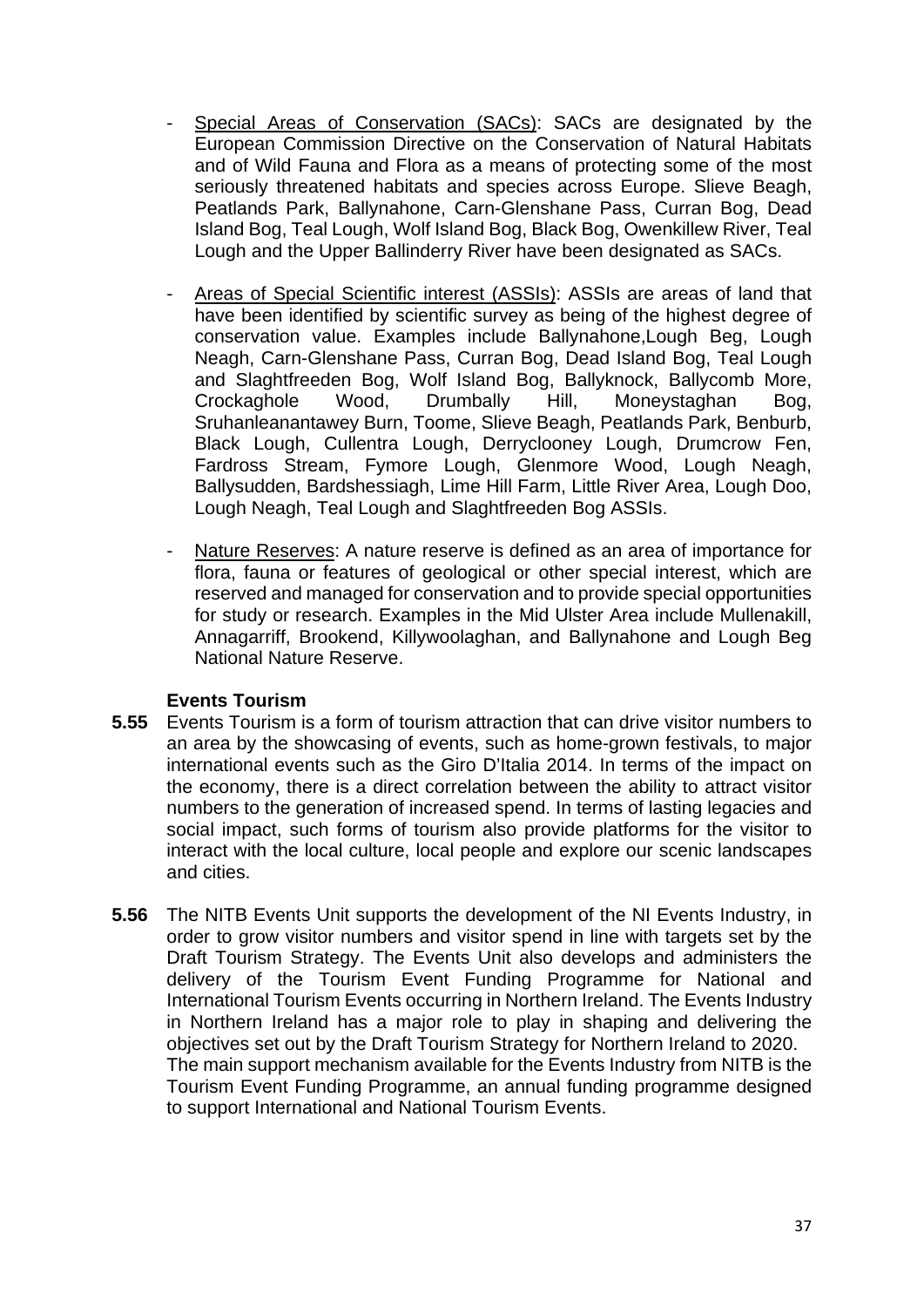- Special Areas of Conservation (SACs): SACs are designated by the European Commission Directive on the Conservation of Natural Habitats and of Wild Fauna and Flora as a means of protecting some of the most seriously threatened habitats and species across Europe. Slieve Beagh, Peatlands Park, Ballynahone, Carn-Glenshane Pass, Curran Bog, Dead Island Bog, Teal Lough, Wolf Island Bog, Black Bog, Owenkillew River, Teal Lough and the Upper Ballinderry River have been designated as SACs.

- Areas of Special Scientific interest (ASSIs): ASSIs are areas of land that have been identified by scientific survey as being of the highest degree of conservation value. Examples include Ballynahone,Lough Beg, Lough Neagh, Carn-Glenshane Pass, Curran Bog, Dead Island Bog, Teal Lough and Slaghtfreeden Bog, Wolf Island Bog, Ballyknock, Ballycomb More, Crockaghole Wood, Drumbally Hill, Moneystaghan Bog, Sruhanleanantawey Burn, Toome, Slieve Beagh, Peatlands Park, Benburb, Black Lough, Cullentra Lough, Derryclooney Lough, Drumcrow Fen, Fardross Stream, Fymore Lough, Glenmore Wood, Lough Neagh, Ballysudden, Bardshessiagh, Lime Hill Farm, Little River Area, Lough Doo, Lough Neagh, Teal Lough and Slaghtfreeden Bog ASSIs.

- Nature Reserves: A nature reserve is defined as an area of importance for flora, fauna or features of geological or other special interest, which are reserved and managed for conservation and to provide special opportunities for study or research. Examples in the Mid Ulster Area include Mullenakill, Annagarriff, Brookend, Killywoolaghan, and Ballynahone and Lough Beg National Nature Reserve.

**Events Tourism**

**5.55** Events Tourism is a form of tourism attraction that can drive visitor numbers to an area by the showcasing of events, such as home-grown festivals, to major international events such as the Giro D'Italia 2014. In terms of the impact on the economy, there is a direct correlation between the ability to attract visitor numbers to the generation of increased spend. In terms of lasting legacies and social impact, such forms of tourism also provide platforms for the visitor to interact with the local culture, local people and explore our scenic landscapes and cities.

**5.56** The NITB Events Unit supports the development of the NI Events Industry, in order to grow visitor numbers and visitor spend in line with targets set by the Draft Tourism Strategy. The Events Unit also develops and administers the delivery of the Tourism Event Funding Programme for National and International Tourism Events occurring in Northern Ireland. The Events Industry in Northern Ireland has a major role to play in shaping and delivering the objectives set out by the Draft Tourism Strategy for Northern Ireland to 2020. The main support mechanism available for the Events Industry from NITB is the Tourism Event Funding Programme, an annual funding programme designed to support International and National Tourism Events.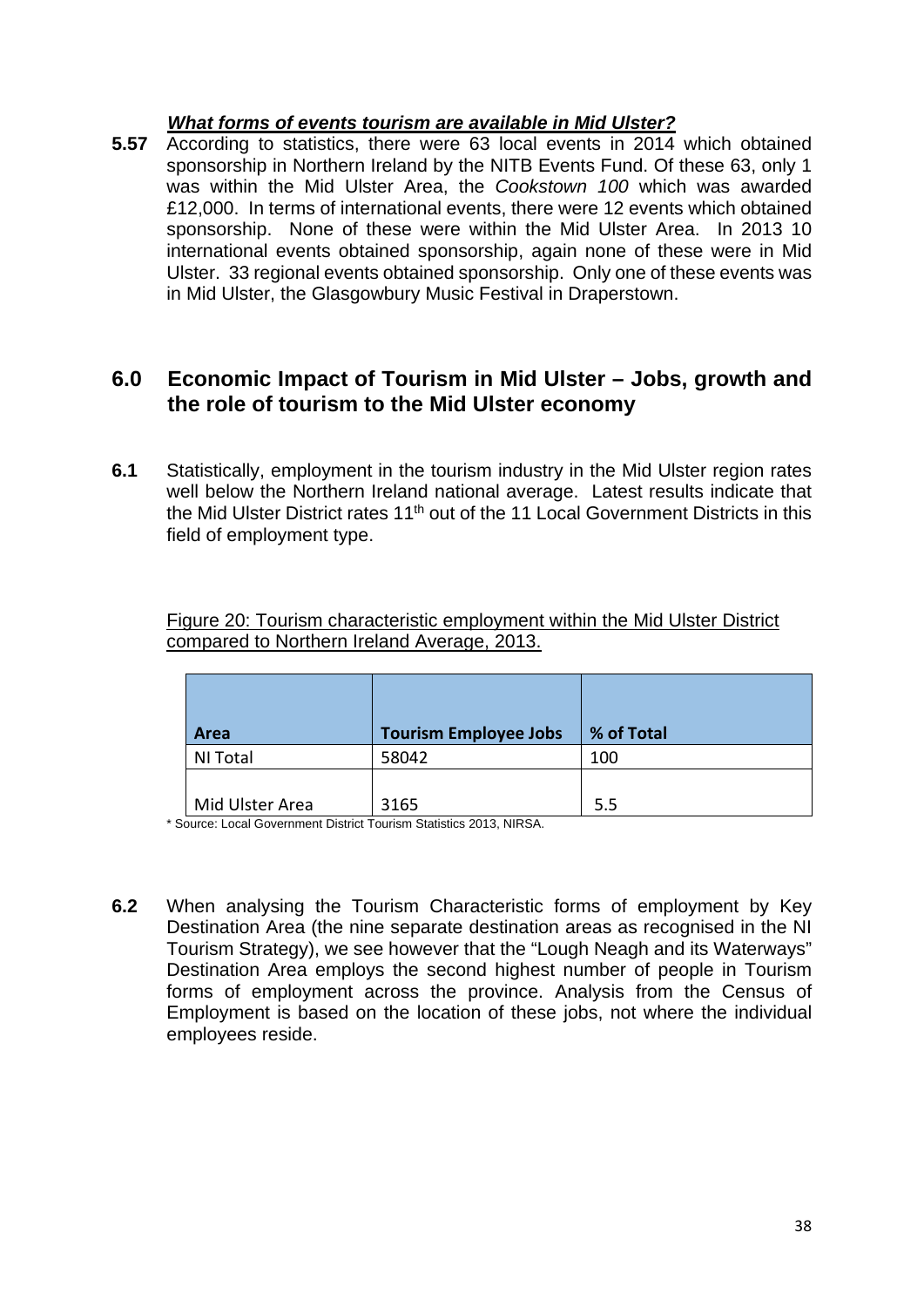***<u>What forms of events tourism are available in Mid Ulster?</u>***

**5.57** According to statistics, there were 63 local events in 2014 which obtained sponsorship in Northern Ireland by the NITB Events Fund. Of these 63, only 1 was within the Mid Ulster Area, the *Cookstown 100* which was awarded £12,000. In terms of international events, there were 12 events which obtained sponsorship. None of these were within the Mid Ulster Area. In 2013 10 international events obtained sponsorship, again none of these were in Mid Ulster. 33 regional events obtained sponsorship. Only one of these events was in Mid Ulster, the Glasgowbury Music Festival in Draperstown.

## 6.0 Economic Impact of Tourism in Mid Ulster – Jobs, growth and the role of tourism to the Mid Ulster economy

**6.1** Statistically, employment in the tourism industry in the Mid Ulster region rates well below the Northern Ireland national average. Latest results indicate that the Mid Ulster District rates 11th out of the 11 Local Government Districts in this field of employment type.

<u>Figure 20: Tourism characteristic employment within the Mid Ulster District compared to Northern Ireland Average, 2013.</u>

| Area | Tourism Employee Jobs | % of Total |
|---|---|---|
| NI Total | 58042 | 100 |
| Mid Ulster Area | 3165 | 5.5 |

\* Source: Local Government District Tourism Statistics 2013, NIRSA.

**6.2** When analysing the Tourism Characteristic forms of employment by Key Destination Area (the nine separate destination areas as recognised in the NI Tourism Strategy), we see however that the "Lough Neagh and its Waterways" Destination Area employs the second highest number of people in Tourism forms of employment across the province. Analysis from the Census of Employment is based on the location of these jobs, not where the individual employees reside.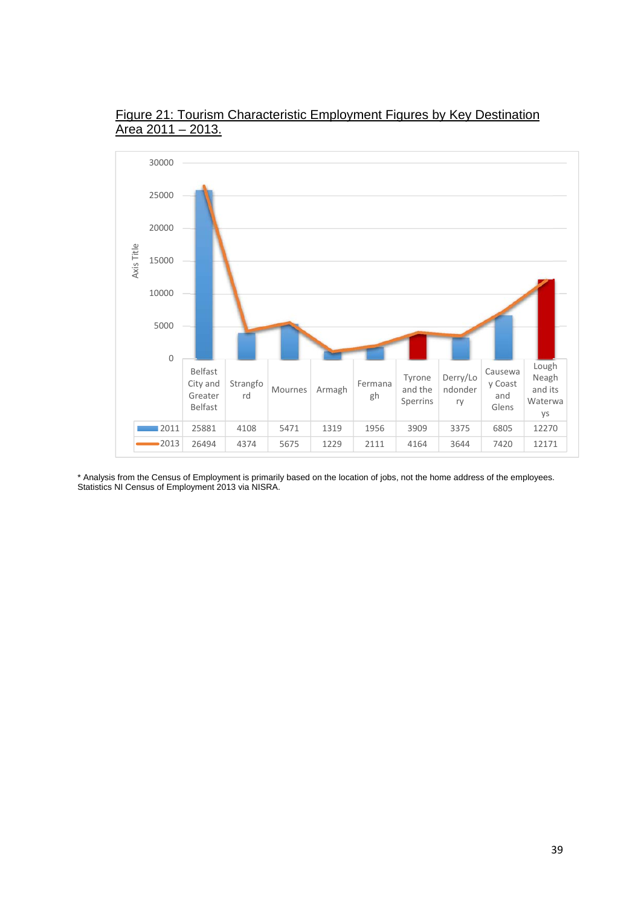Figure 21: Tourism Characteristic Employment Figures by Key Destination Area 2011 – 2013.

| | Belfast City and Greater Belfast | Strangford | Mournes | Armagh | Fermanagh | Tyrone and the Sperrins | Derry/Londonderry | Causeway Coast and Glens | Lough Neagh and its Waterways |
|---|---|---|---|---|---|---|---|---|---|
| 2011 | 25881 | 4108 | 5471 | 1319 | 1956 | 3909 | 3375 | 6805 | 12270 |
| 2013 | 26494 | 4374 | 5675 | 1229 | 2111 | 4164 | 3644 | 7420 | 12171 |

* Analysis from the Census of Employment is primarily based on the location of jobs, not the home address of the employees. Statistics NI Census of Employment 2013 via NISRA.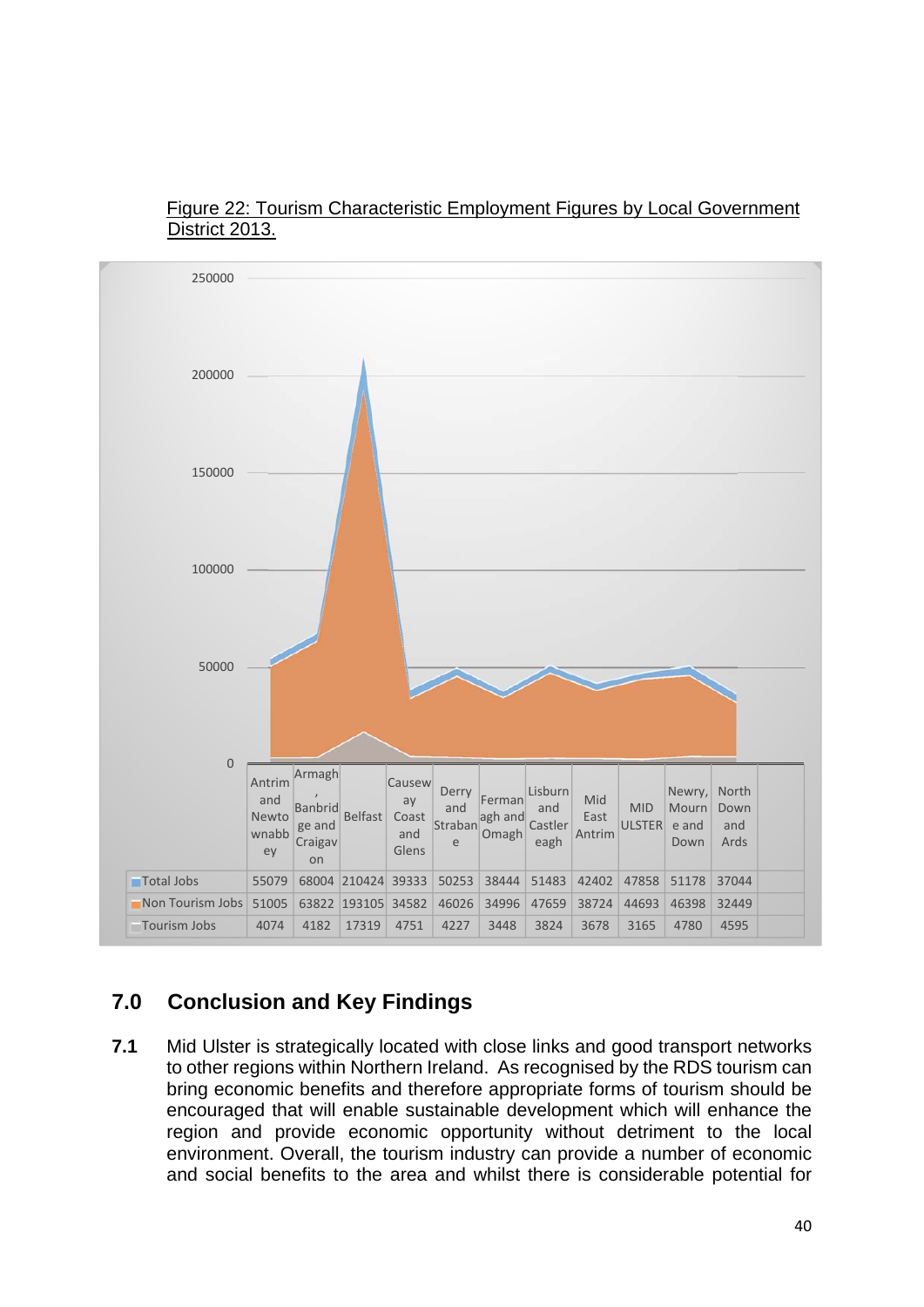Figure 22: Tourism Characteristic Employment Figures by Local Government District 2013.

| | Antrim and Newtownabbey | Armagh, Banbridge and Craigavon | Belfast | Causeway Coast and Glens | Derry and Strabane | Fermanagh and Omagh | Lisburn and Castlereagh | Mid East Antrim | MID ULSTER | Newry, Mourne and Down | North Down and Ards |
|---|---|---|---|---|---|---|---|---|---|---|---|
| Total Jobs | 55079 | 68004 | 210424 | 39333 | 50253 | 38444 | 51483 | 42402 | 47858 | 51178 | 37044 |
| Non Tourism Jobs | 51005 | 63822 | 193105 | 34582 | 46026 | 34996 | 47659 | 38724 | 44693 | 46398 | 32449 |
| Tourism Jobs | 4074 | 4182 | 17319 | 4751 | 4227 | 3448 | 3824 | 3678 | 3165 | 4780 | 4595 |

## 7.0 Conclusion and Key Findings

**7.1** Mid Ulster is strategically located with close links and good transport networks to other regions within Northern Ireland. As recognised by the RDS tourism can bring economic benefits and therefore appropriate forms of tourism should be encouraged that will enable sustainable development which will enhance the region and provide economic opportunity without detriment to the local environment. Overall, the tourism industry can provide a number of economic and social benefits to the area and whilst there is considerable potential for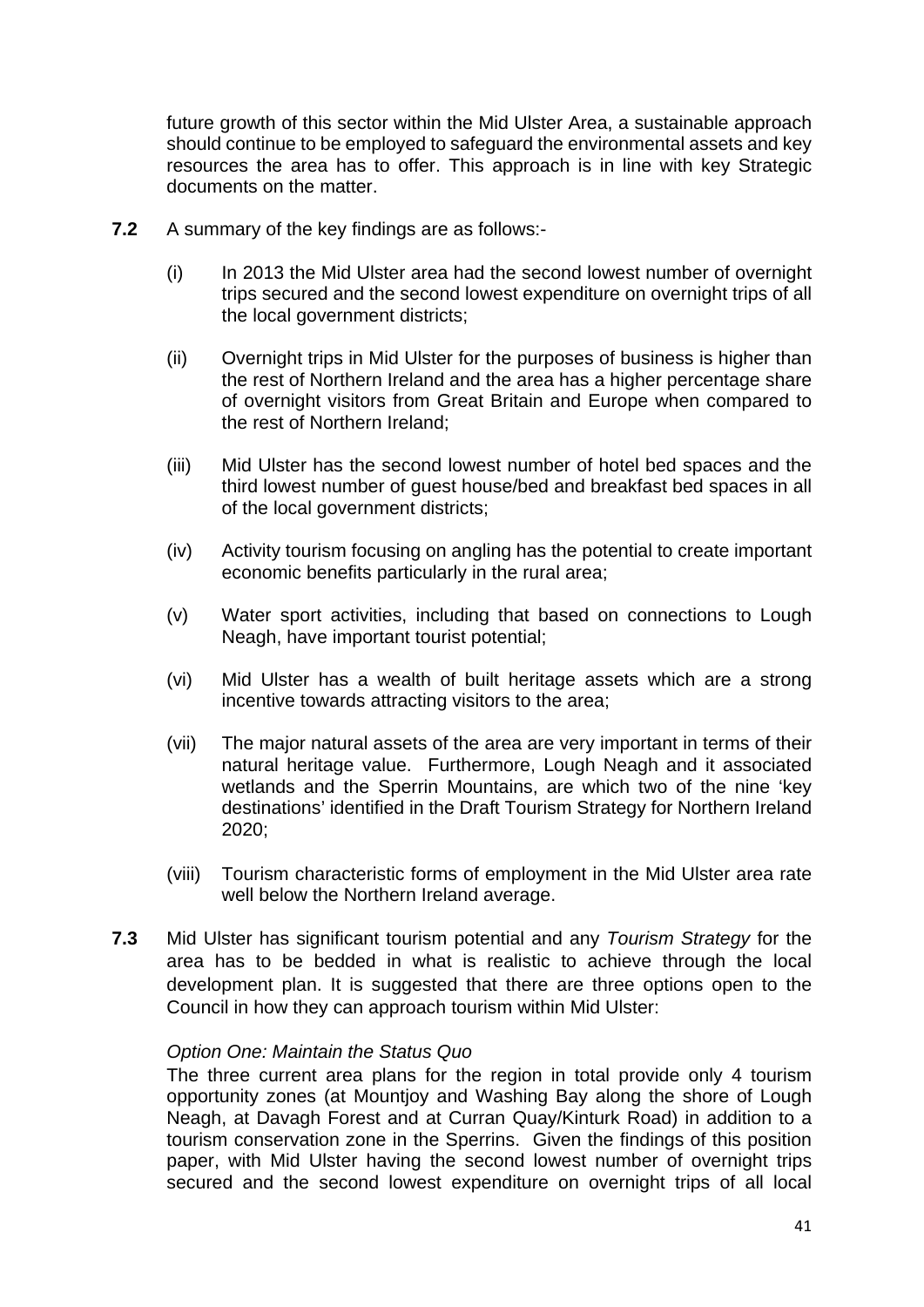future growth of this sector within the Mid Ulster Area, a sustainable approach should continue to be employed to safeguard the environmental assets and key resources the area has to offer. This approach is in line with key Strategic documents on the matter.

**7.2** A summary of the key findings are as follows:-

(i) In 2013 the Mid Ulster area had the second lowest number of overnight trips secured and the second lowest expenditure on overnight trips of all the local government districts;

(ii) Overnight trips in Mid Ulster for the purposes of business is higher than the rest of Northern Ireland and the area has a higher percentage share of overnight visitors from Great Britain and Europe when compared to the rest of Northern Ireland;

(iii) Mid Ulster has the second lowest number of hotel bed spaces and the third lowest number of guest house/bed and breakfast bed spaces in all of the local government districts;

(iv) Activity tourism focusing on angling has the potential to create important economic benefits particularly in the rural area;

(v) Water sport activities, including that based on connections to Lough Neagh, have important tourist potential;

(vi) Mid Ulster has a wealth of built heritage assets which are a strong incentive towards attracting visitors to the area;

(vii) The major natural assets of the area are very important in terms of their natural heritage value. Furthermore, Lough Neagh and it associated wetlands and the Sperrin Mountains, are which two of the nine 'key destinations' identified in the Draft Tourism Strategy for Northern Ireland 2020;

(viii) Tourism characteristic forms of employment in the Mid Ulster area rate well below the Northern Ireland average.

**7.3** Mid Ulster has significant tourism potential and any *Tourism Strategy* for the area has to be bedded in what is realistic to achieve through the local development plan. It is suggested that there are three options open to the Council in how they can approach tourism within Mid Ulster:

*Option One: Maintain the Status Quo*

The three current area plans for the region in total provide only 4 tourism opportunity zones (at Mountjoy and Washing Bay along the shore of Lough Neagh, at Davagh Forest and at Curran Quay/Kinturk Road) in addition to a tourism conservation zone in the Sperrins. Given the findings of this position paper, with Mid Ulster having the second lowest number of overnight trips secured and the second lowest expenditure on overnight trips of all local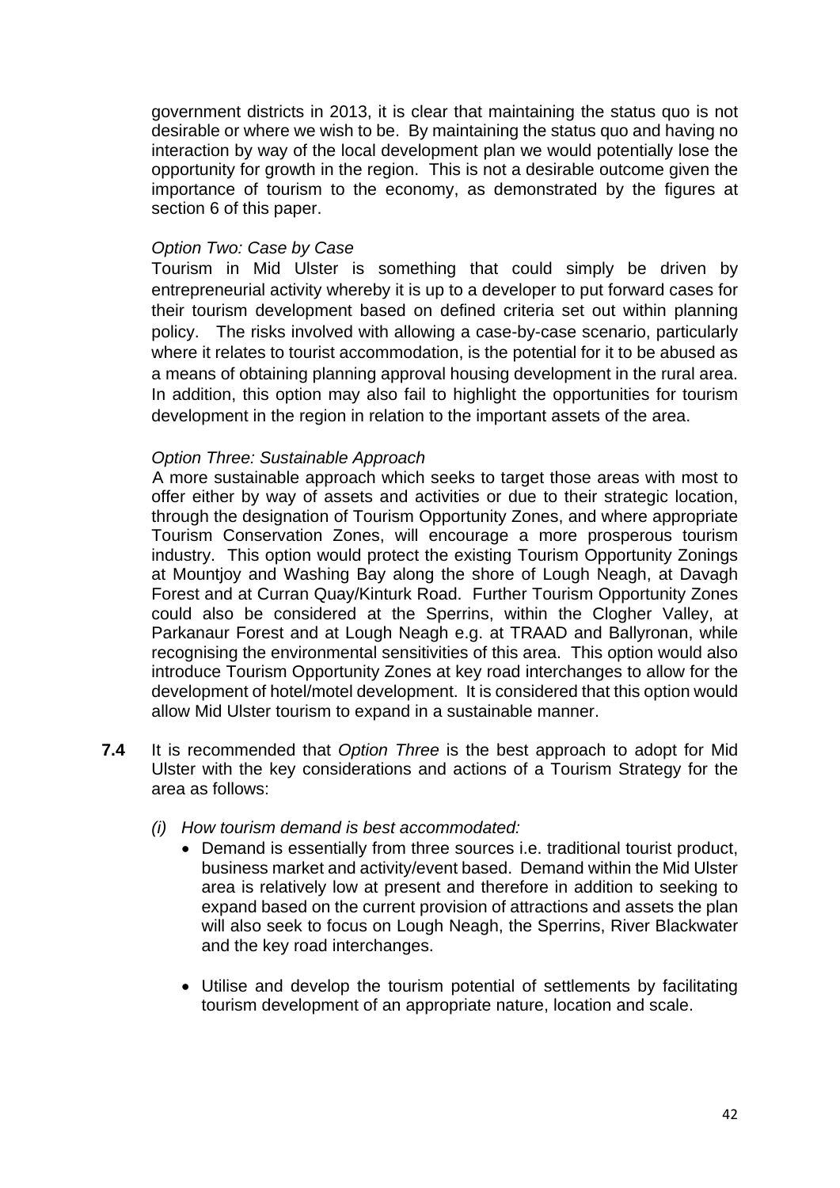government districts in 2013, it is clear that maintaining the status quo is not desirable or where we wish to be. By maintaining the status quo and having no interaction by way of the local development plan we would potentially lose the opportunity for growth in the region. This is not a desirable outcome given the importance of tourism to the economy, as demonstrated by the figures at section 6 of this paper.

*Option Two: Case by Case*

Tourism in Mid Ulster is something that could simply be driven by entrepreneurial activity whereby it is up to a developer to put forward cases for their tourism development based on defined criteria set out within planning policy. The risks involved with allowing a case-by-case scenario, particularly where it relates to tourist accommodation, is the potential for it to be abused as a means of obtaining planning approval housing development in the rural area. In addition, this option may also fail to highlight the opportunities for tourism development in the region in relation to the important assets of the area.

*Option Three: Sustainable Approach*

A more sustainable approach which seeks to target those areas with most to offer either by way of assets and activities or due to their strategic location, through the designation of Tourism Opportunity Zones, and where appropriate Tourism Conservation Zones, will encourage a more prosperous tourism industry. This option would protect the existing Tourism Opportunity Zonings at Mountjoy and Washing Bay along the shore of Lough Neagh, at Davagh Forest and at Curran Quay/Kinturk Road. Further Tourism Opportunity Zones could also be considered at the Sperrins, within the Clogher Valley, at Parkanaur Forest and at Lough Neagh e.g. at TRAAD and Ballyronan, while recognising the environmental sensitivities of this area. This option would also introduce Tourism Opportunity Zones at key road interchanges to allow for the development of hotel/motel development. It is considered that this option would allow Mid Ulster tourism to expand in a sustainable manner.

**7.4** It is recommended that *Option Three* is the best approach to adopt for Mid Ulster with the key considerations and actions of a Tourism Strategy for the area as follows:

*(i) How tourism demand is best accommodated:*

- Demand is essentially from three sources i.e. traditional tourist product, business market and activity/event based. Demand within the Mid Ulster area is relatively low at present and therefore in addition to seeking to expand based on the current provision of attractions and assets the plan will also seek to focus on Lough Neagh, the Sperrins, River Blackwater and the key road interchanges.

- Utilise and develop the tourism potential of settlements by facilitating tourism development of an appropriate nature, location and scale.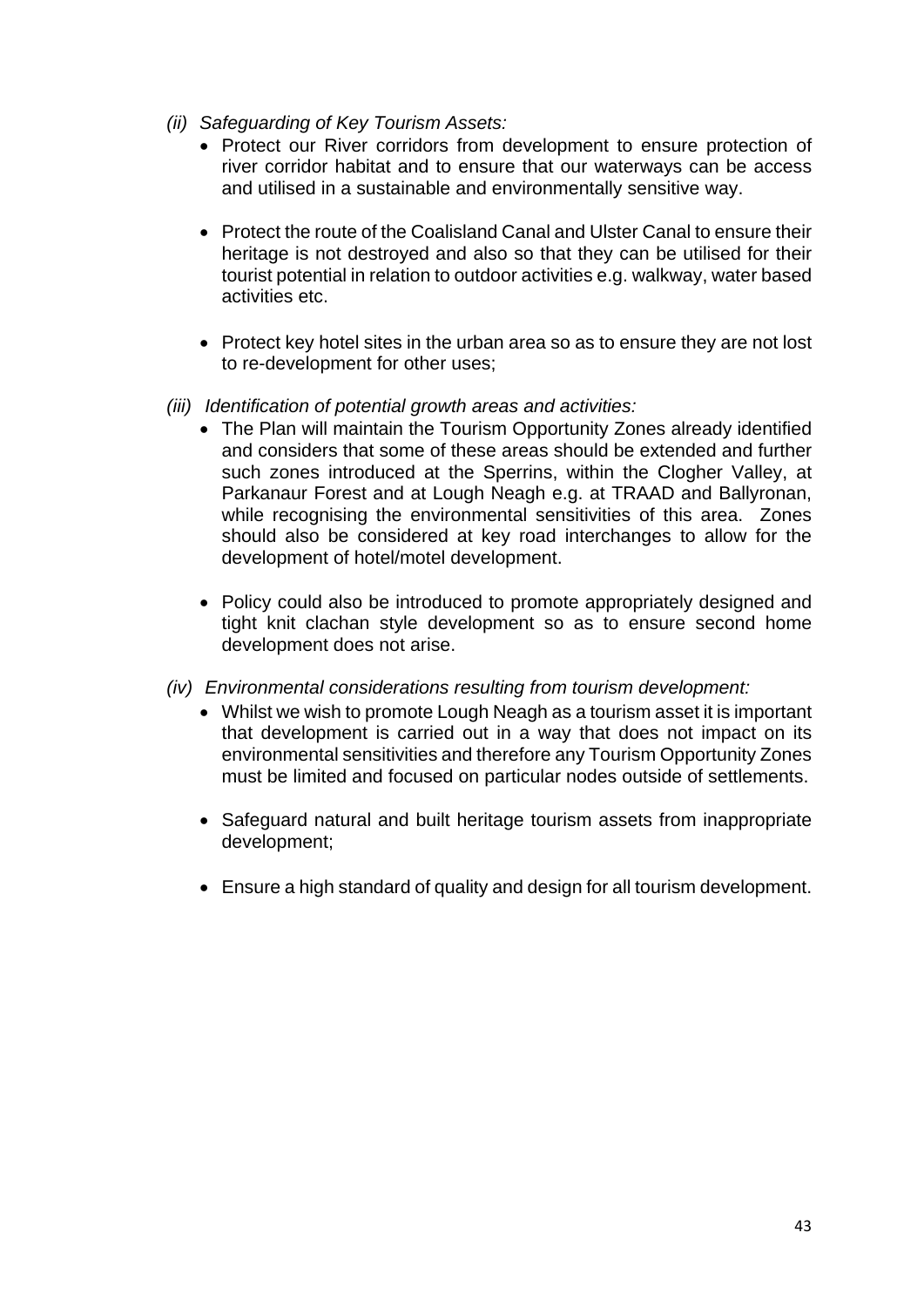*(ii) Safeguarding of Key Tourism Assets:*

- Protect our River corridors from development to ensure protection of river corridor habitat and to ensure that our waterways can be access and utilised in a sustainable and environmentally sensitive way.

- Protect the route of the Coalisland Canal and Ulster Canal to ensure their heritage is not destroyed and also so that they can be utilised for their tourist potential in relation to outdoor activities e.g. walkway, water based activities etc.

- Protect key hotel sites in the urban area so as to ensure they are not lost to re-development for other uses;

*(iii) Identification of potential growth areas and activities:*

- The Plan will maintain the Tourism Opportunity Zones already identified and considers that some of these areas should be extended and further such zones introduced at the Sperrins, within the Clogher Valley, at Parkanaur Forest and at Lough Neagh e.g. at TRAAD and Ballyronan, while recognising the environmental sensitivities of this area. Zones should also be considered at key road interchanges to allow for the development of hotel/motel development.

- Policy could also be introduced to promote appropriately designed and tight knit clachan style development so as to ensure second home development does not arise.

*(iv) Environmental considerations resulting from tourism development:*

- Whilst we wish to promote Lough Neagh as a tourism asset it is important that development is carried out in a way that does not impact on its environmental sensitivities and therefore any Tourism Opportunity Zones must be limited and focused on particular nodes outside of settlements.

- Safeguard natural and built heritage tourism assets from inappropriate development;

- Ensure a high standard of quality and design for all tourism development.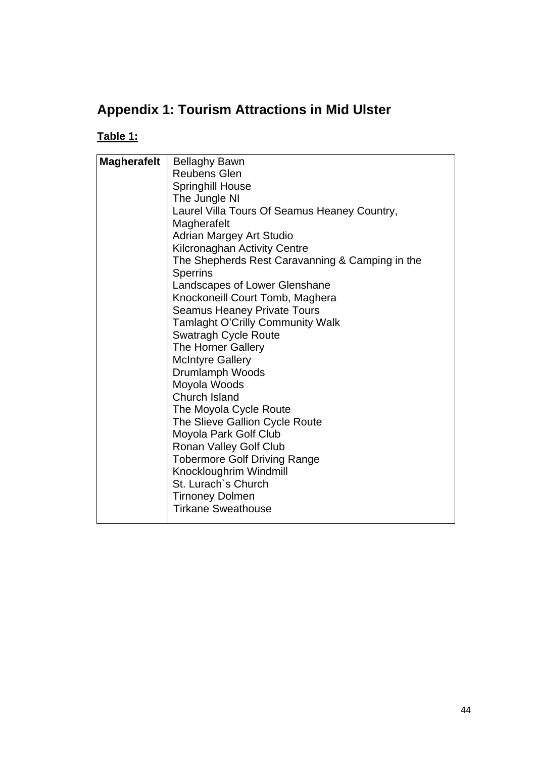## Appendix 1: Tourism Attractions in Mid Ulster

**Table 1:**

| **Magherafelt** | Bellaghy Bawn<br>Reubens Glen<br>Springhill House<br>The Jungle NI<br>Laurel Villa Tours Of Seamus Heaney Country, Magherafelt<br>Adrian Margey Art Studio<br>Kilcronaghan Activity Centre<br>The Shepherds Rest Caravanning & Camping in the Sperrins<br>Landscapes of Lower Glenshane<br>Knockoneill Court Tomb, Maghera<br>Seamus Heaney Private Tours<br>Tamlaght O'Crilly Community Walk<br>Swatragh Cycle Route<br>The Horner Gallery<br>McIntyre Gallery<br>Drumlamph Woods<br>Moyola Woods<br>Church Island<br>The Moyola Cycle Route<br>The Slieve Gallion Cycle Route<br>Moyola Park Golf Club<br>Ronan Valley Golf Club<br>Tobermore Golf Driving Range<br>Knockloughrim Windmill<br>St. Lurach`s Church<br>Tirnoney Dolmen<br>Tirkane Sweathouse |
|---|---|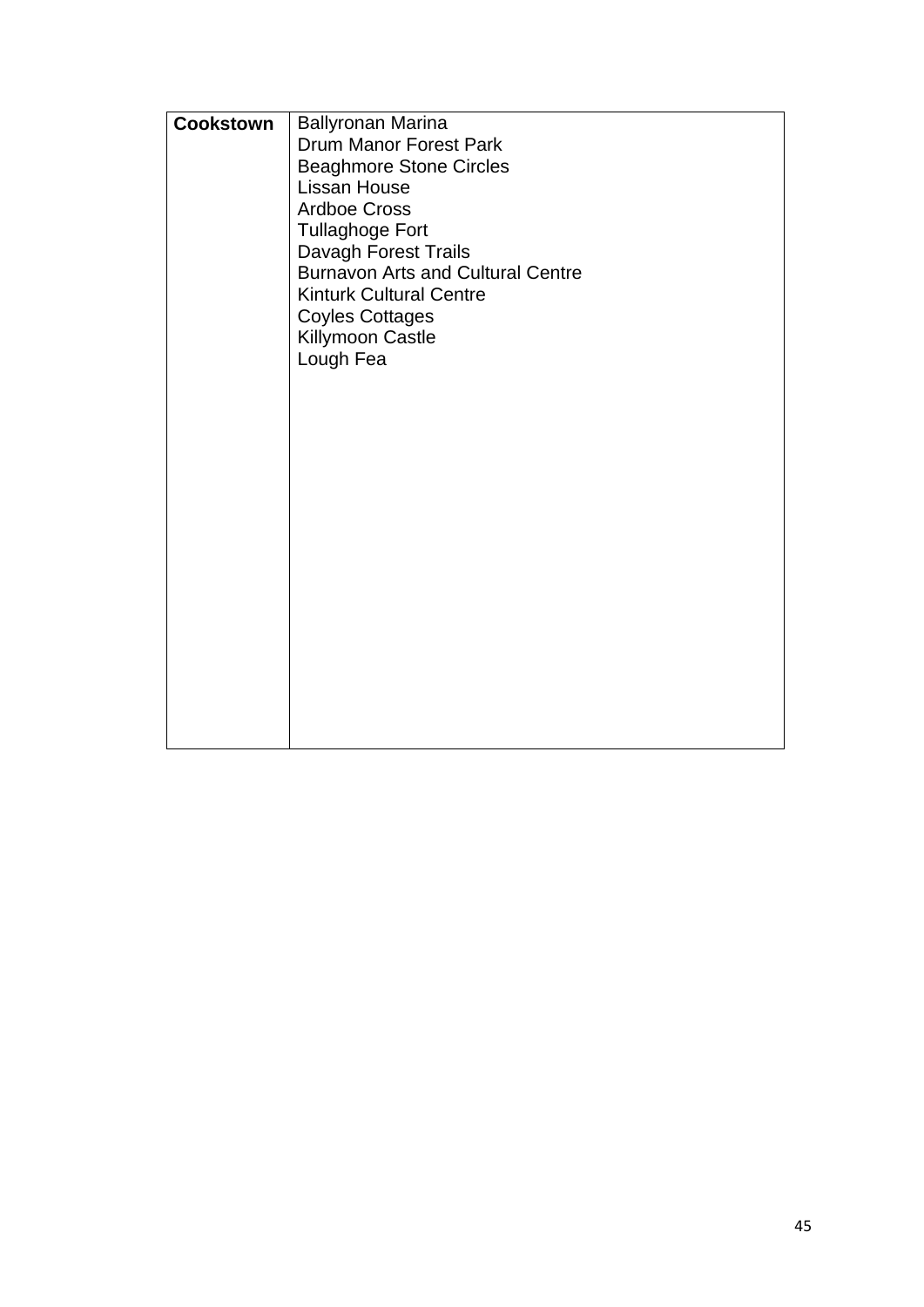| **Cookstown** | Ballyronan Marina<br>Drum Manor Forest Park<br>Beaghmore Stone Circles<br>Lissan House<br>Ardboe Cross<br>Tullaghoge Fort<br>Davagh Forest Trails<br>Burnavon Arts and Cultural Centre<br>Kinturk Cultural Centre<br>Coyles Cottages<br>Killymoon Castle<br>Lough Fea |
|---|---|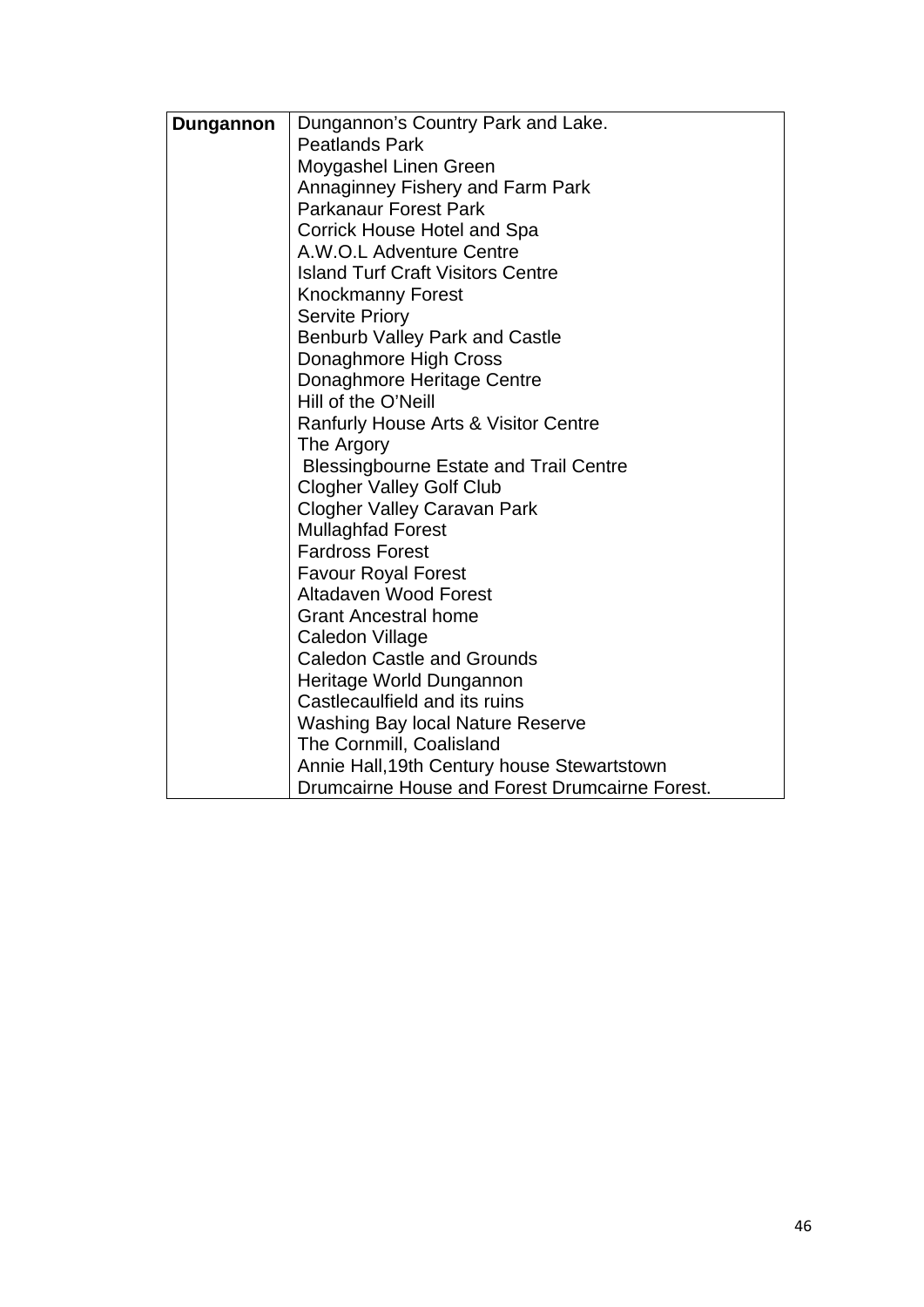| | |
|---|---|
| **Dungannon** | Dungannon's Country Park and Lake.<br>Peatlands Park<br>Moygashel Linen Green<br>Annaginney Fishery and Farm Park<br>Parkanaur Forest Park<br>Corrick House Hotel and Spa<br>A.W.O.L Adventure Centre<br>Island Turf Craft Visitors Centre<br>Knockmanny Forest<br>Servite Priory<br>Benburb Valley Park and Castle<br>Donaghmore High Cross<br>Donaghmore Heritage Centre<br>Hill of the O'Neill<br>Ranfurly House Arts & Visitor Centre<br>The Argory<br>Blessingbourne Estate and Trail Centre<br>Clogher Valley Golf Club<br>Clogher Valley Caravan Park<br>Mullaghfad Forest<br>Fardross Forest<br>Favour Royal Forest<br>Altadaven Wood Forest<br>Grant Ancestral home<br>Caledon Village<br>Caledon Castle and Grounds<br>Heritage World Dungannon<br>Castlecaulfield and its ruins<br>Washing Bay local Nature Reserve<br>The Cornmill, Coalisland<br>Annie Hall,19th Century house Stewartstown<br>Drumcairne House and Forest Drumcairne Forest. |